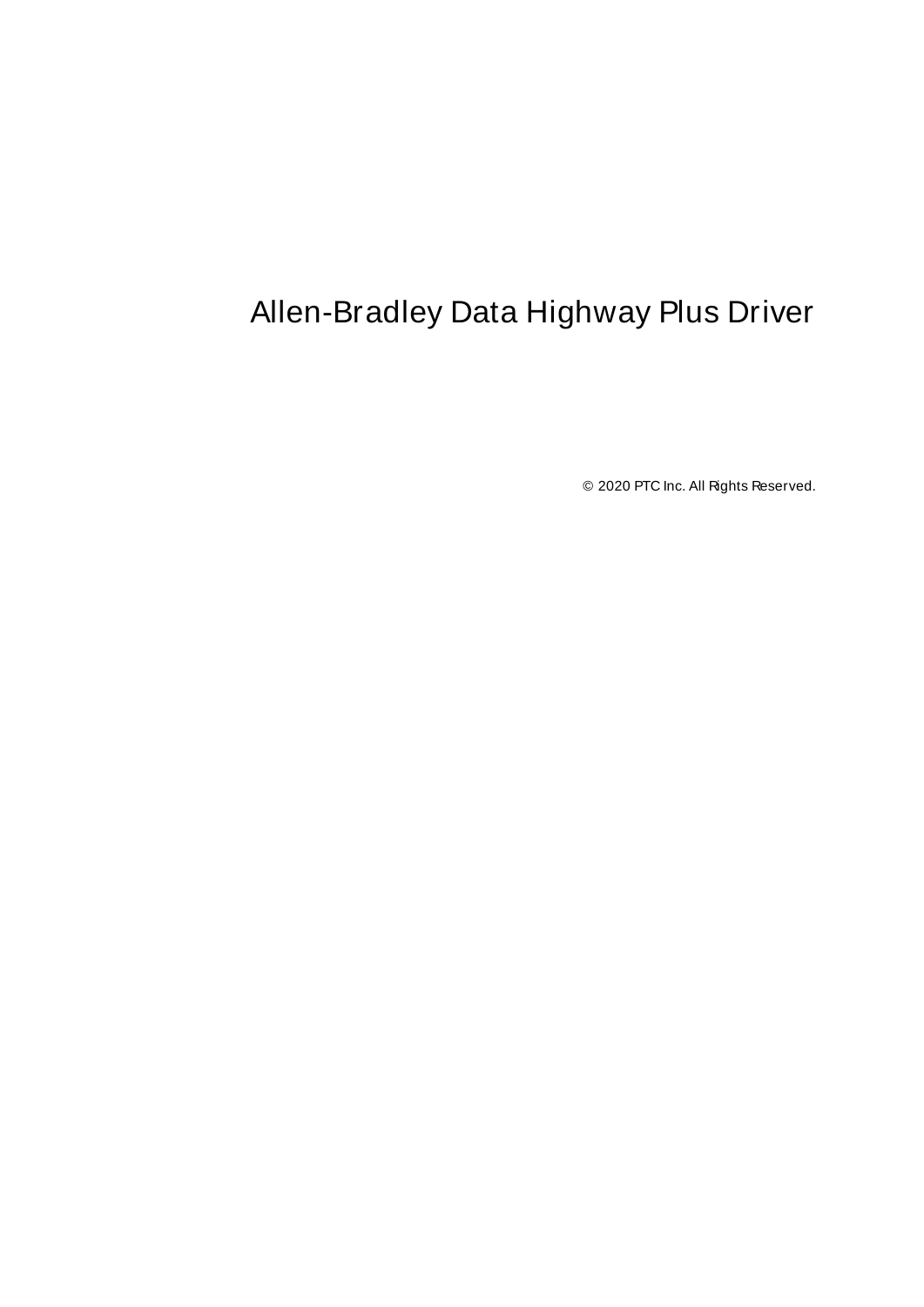# Allen-Bradley Data Highway Plus Driver

© 2020 PTC Inc. All Rights Reserved.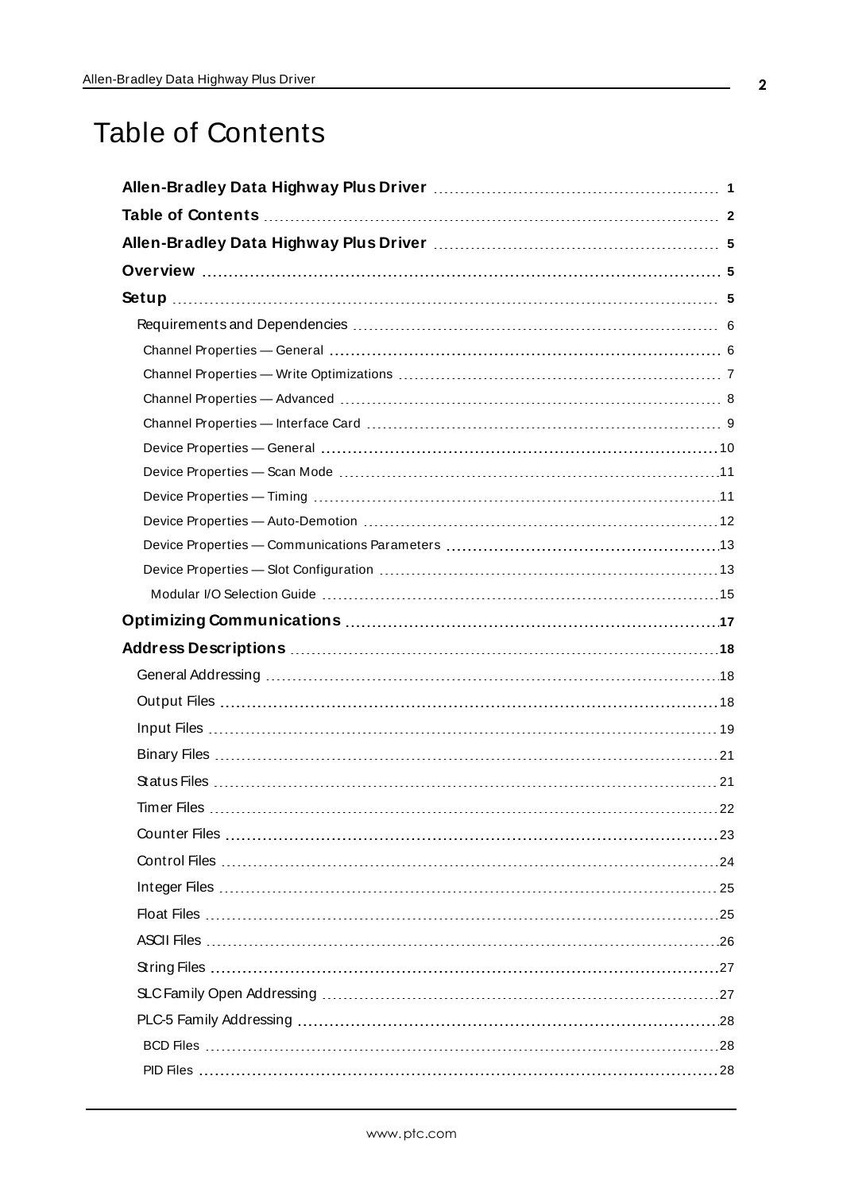# Table of Contents

**Allen-Bradley Data Highway Plus Driver** 1

**Table of Contents** 2

**Allen-Bradley Data Highway Plus Driver** 5

**Overview** 5

**Setup** 5

- Requirements and Dependencies 6
  - Channel Properties — General 6
  - Channel Properties — Write Optimizations 7
  - Channel Properties — Advanced 8
  - Channel Properties — Interface Card 9
  - Device Properties — General 10
  - Device Properties — Scan Mode 11
  - Device Properties — Timing 11
  - Device Properties — Auto-Demotion 12
  - Device Properties — Communications Parameters 13
  - Device Properties — Slot Configuration 13
    - Modular I/O Selection Guide 15

**Optimizing Communications** 17

**Address Descriptions** 18

- General Addressing 18
- Output Files 18
- Input Files 19
- Binary Files 21
- Status Files 21
- Timer Files 22
- Counter Files 23
- Control Files 24
- Integer Files 25
- Float Files 25
- ASCII Files 26
- String Files 27
- SLC Family Open Addressing 27
- PLC-5 Family Addressing 28
  - BCD Files 28
  - PID Files 28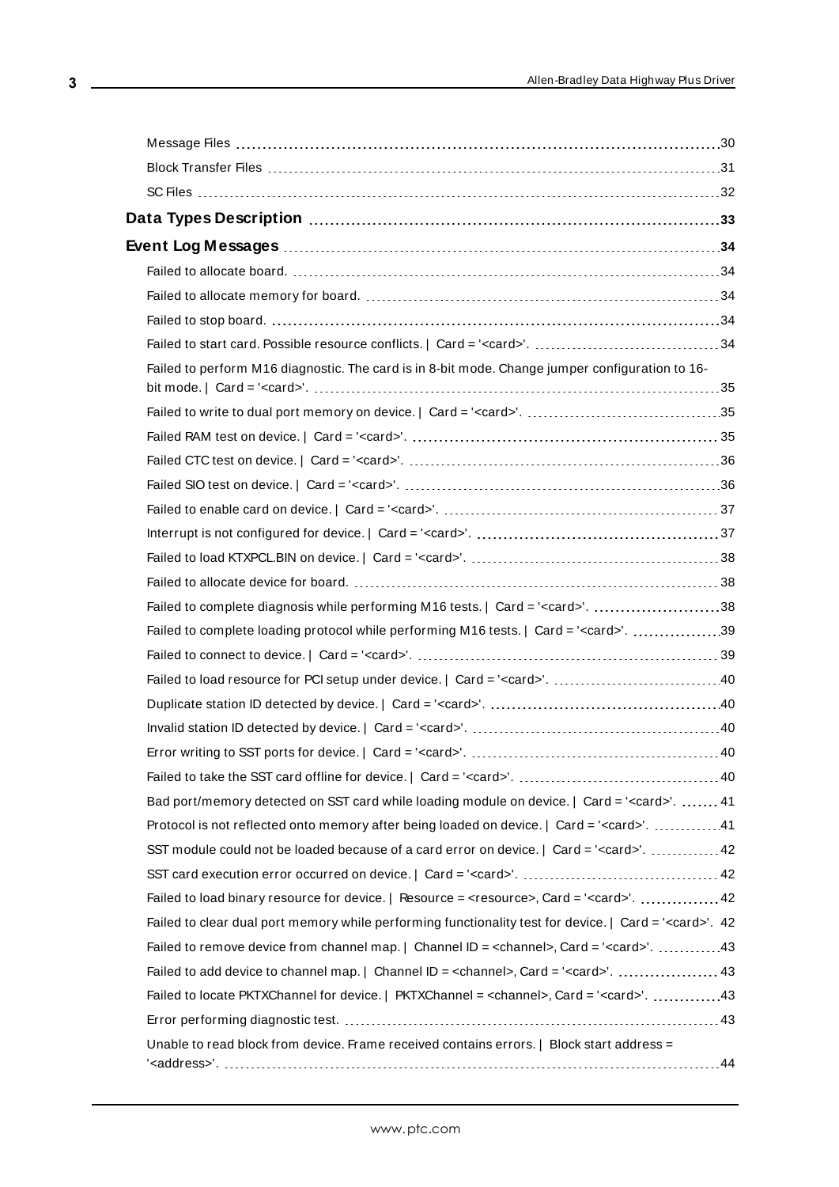Message Files ... 30
Block Transfer Files ... 31
SC Files ... 32

**Data Types Description ... 33**

**Event Log Messages ... 34**

Failed to allocate board. ... 34
Failed to allocate memory for board. ... 34
Failed to stop board. ... 34
Failed to start card. Possible resource conflicts. | Card = '<card>'. ... 34
Failed to perform M16 diagnostic. The card is in 8-bit mode. Change jumper configuration to 16-bit mode. | Card = '<card>'. ... 35
Failed to write to dual port memory on device. | Card = '<card>'. ... 35
Failed RAM test on device. | Card = '<card>'. ... 35
Failed CTC test on device. | Card = '<card>'. ... 36
Failed SIO test on device. | Card = '<card>'. ... 36
Failed to enable card on device. | Card = '<card>'. ... 37
Interrupt is not configured for device. | Card = '<card>'. ... 37
Failed to load KTXPCL.BIN on device. | Card = '<card>'. ... 38
Failed to allocate device for board. ... 38
Failed to complete diagnosis while performing M16 tests. | Card = '<card>'. ... 38
Failed to complete loading protocol while performing M16 tests. | Card = '<card>'. ... 39
Failed to connect to device. | Card = '<card>'. ... 39
Failed to load resource for PCI setup under device. | Card = '<card>'. ... 40
Duplicate station ID detected by device. | Card = '<card>'. ... 40
Invalid station ID detected by device. | Card = '<card>'. ... 40
Error writing to SST ports for device. | Card = '<card>'. ... 40
Failed to take the SST card offline for device. | Card = '<card>'. ... 40
Bad port/memory detected on SST card while loading module on device. | Card = '<card>'. ... 41
Protocol is not reflected onto memory after being loaded on device. | Card = '<card>'. ... 41
SST module could not be loaded because of a card error on device. | Card = '<card>'. ... 42
SST card execution error occurred on device. | Card = '<card>'. ... 42
Failed to load binary resource for device. | Resource = <resource>, Card = '<card>'. ... 42
Failed to clear dual port memory while performing functionality test for device. | Card = '<card>'. 42
Failed to remove device from channel map. | Channel ID = <channel>, Card = '<card>'. ... 43
Failed to add device to channel map. | Channel ID = <channel>, Card = '<card>'. ... 43
Failed to locate PKTXChannel for device. | PKTXChannel = <channel>, Card = '<card>'. ... 43
Error performing diagnostic test. ... 43
Unable to read block from device. Frame received contains errors. | Block start address = '<address>'. ... 44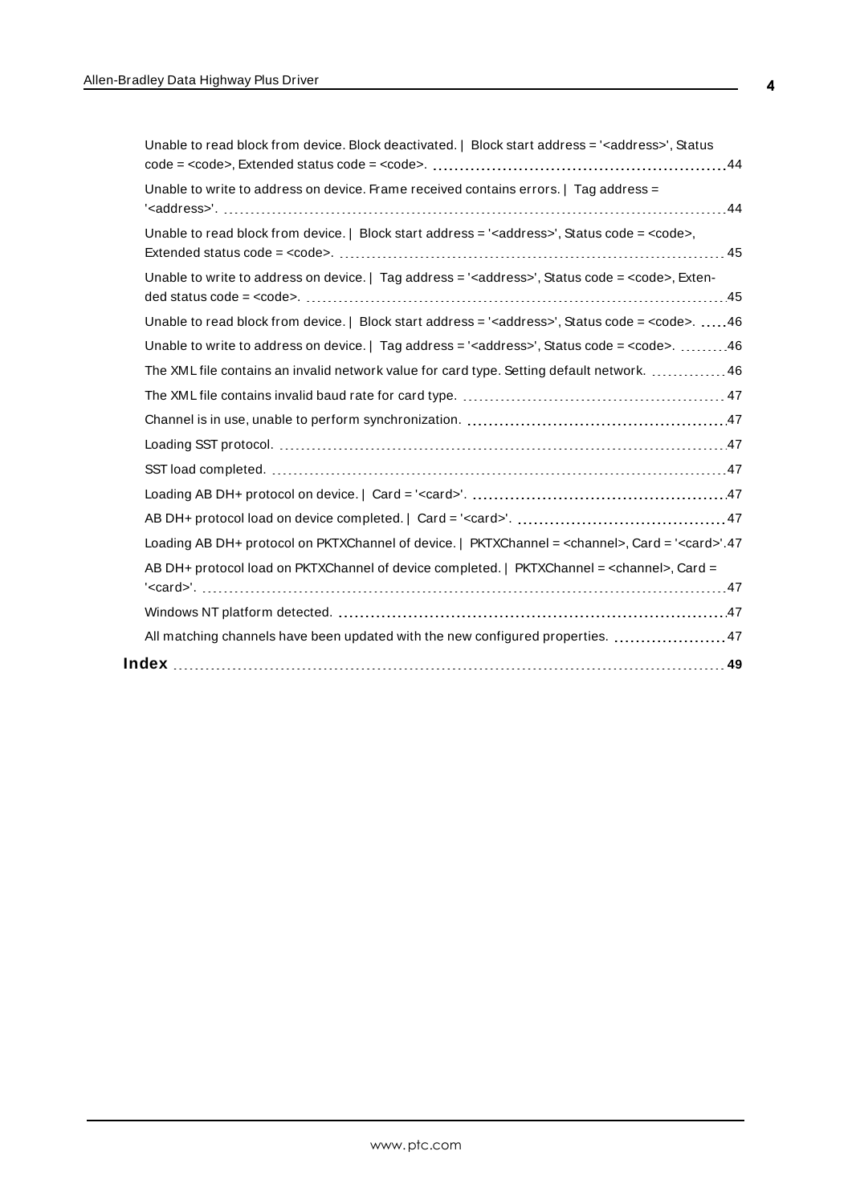Unable to read block from device. Block deactivated. | Block start address = '<address>', Status code = <code>, Extended status code = <code>. 44

Unable to write to address on device. Frame received contains errors. | Tag address = '<address>'. 44

Unable to read block from device. | Block start address = '<address>', Status code = <code>, Extended status code = <code>. 45

Unable to write to address on device. | Tag address = '<address>', Status code = <code>, Extended status code = <code>. 45

Unable to read block from device. | Block start address = '<address>', Status code = <code>. 46

Unable to write to address on device. | Tag address = '<address>', Status code = <code>. 46

The XML file contains an invalid network value for card type. Setting default network. 46

The XML file contains invalid baud rate for card type. 47

Channel is in use, unable to perform synchronization. 47

Loading SST protocol. 47

SST load completed. 47

Loading AB DH+ protocol on device. | Card = '<card>'. 47

AB DH+ protocol load on device completed. | Card = '<card>'. 47

Loading AB DH+ protocol on PKTXChannel of device. | PKTXChannel = <channel>, Card = '<card>'. 47

AB DH+ protocol load on PKTXChannel of device completed. | PKTXChannel = <channel>, Card = '<card>'. 47

Windows NT platform detected. 47

All matching channels have been updated with the new configured properties. 47

**Index** 49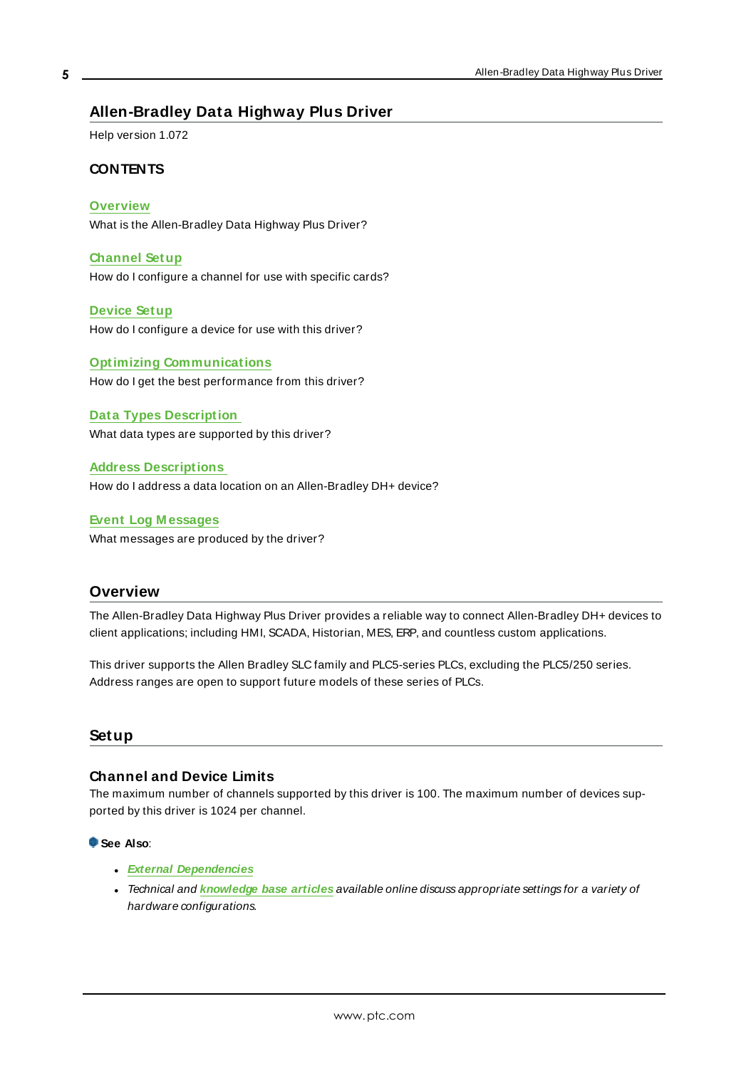# Allen-Bradley Data Highway Plus Driver

Help version 1.072

### CONTENTS

**Overview**
What is the Allen-Bradley Data Highway Plus Driver?

**Channel Setup**
How do I configure a channel for use with specific cards?

**Device Setup**
How do I configure a device for use with this driver?

**Optimizing Communications**
How do I get the best performance from this driver?

**Data Types Description**
What data types are supported by this driver?

**Address Descriptions**
How do I address a data location on an Allen-Bradley DH+ device?

**Event Log Messages**
What messages are produced by the driver?

## Overview

The Allen-Bradley Data Highway Plus Driver provides a reliable way to connect Allen-Bradley DH+ devices to client applications; including HMI, SCADA, Historian, MES, ERP, and countless custom applications.

This driver supports the Allen Bradley SLC family and PLC5-series PLCs, excluding the PLC5/250 series. Address ranges are open to support future models of these series of PLCs.

## Setup

### Channel and Device Limits

The maximum number of channels supported by this driver is 100. The maximum number of devices supported by this driver is 1024 per channel.

**See Also**:

- ***External Dependencies***
- *Technical and **knowledge base articles** available online discuss appropriate settings for a variety of hardware configurations.*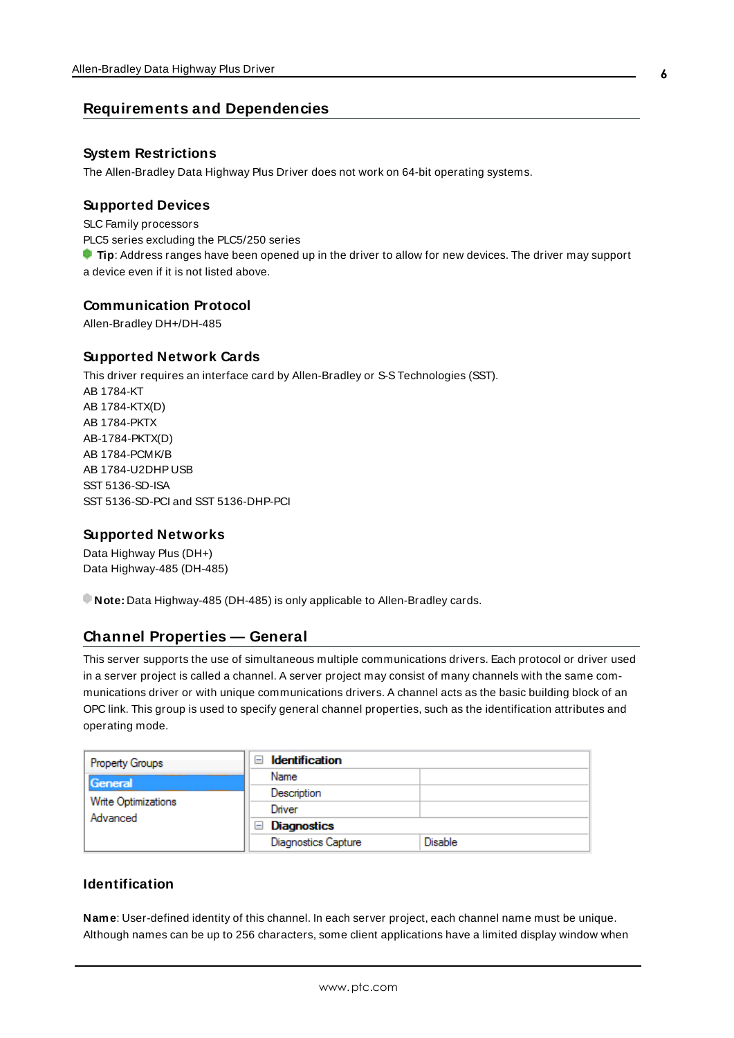## Requirements and Dependencies

### System Restrictions

The Allen-Bradley Data Highway Plus Driver does not work on 64-bit operating systems.

### Supported Devices

SLC Family processors
PLC5 series excluding the PLC5/250 series

**Tip**: Address ranges have been opened up in the driver to allow for new devices. The driver may support a device even if it is not listed above.

### Communication Protocol

Allen-Bradley DH+/DH-485

### Supported Network Cards

This driver requires an interface card by Allen-Bradley or S-S Technologies (SST).
AB 1784-KT
AB 1784-KTX(D)
AB 1784-PKTX
AB-1784-PKTX(D)
AB 1784-PCMK/B
AB 1784-U2DHP USB
SST 5136-SD-ISA
SST 5136-SD-PCI and SST 5136-DHP-PCI

### Supported Networks

Data Highway Plus (DH+)
Data Highway-485 (DH-485)

**Note:** Data Highway-485 (DH-485) is only applicable to Allen-Bradley cards.

## Channel Properties — General

This server supports the use of simultaneous multiple communications drivers. Each protocol or driver used in a server project is called a channel. A server project may consist of many channels with the same communications driver or with unique communications drivers. A channel acts as the basic building block of an OPC link. This group is used to specify general channel properties, such as the identification attributes and operating mode.

| Property Groups | Identification | |
|---|---|---|
| **General** | Name | |
| Write Optimizations | Description | |
| Advanced | Driver | |
| | **Diagnostics** | |
| | Diagnostics Capture | Disable |

### Identification

**Name**: User-defined identity of this channel. In each server project, each channel name must be unique. Although names can be up to 256 characters, some client applications have a limited display window when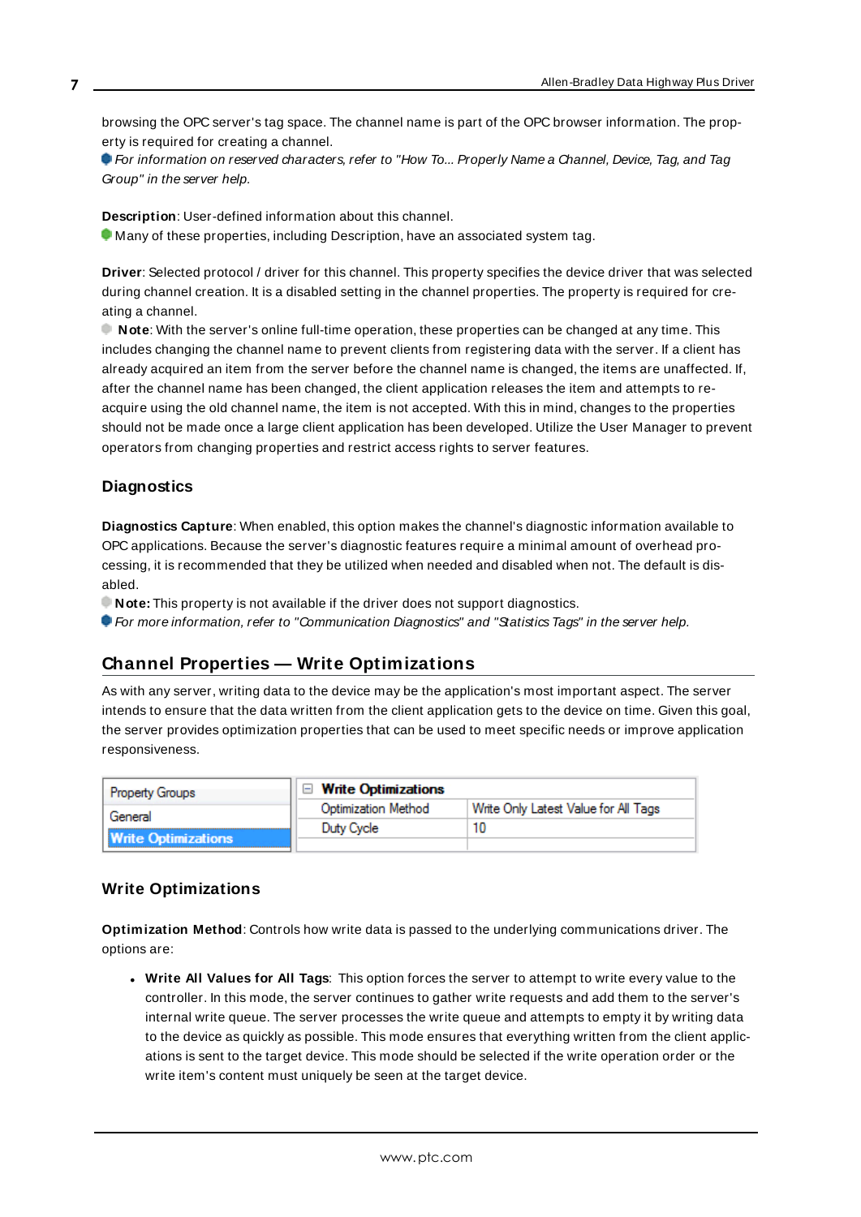browsing the OPC server's tag space. The channel name is part of the OPC browser information. The property is required for creating a channel.

*For information on reserved characters, refer to "How To... Properly Name a Channel, Device, Tag, and Tag Group" in the server help.*

**Description**: User-defined information about this channel.

Many of these properties, including Description, have an associated system tag.

**Driver**: Selected protocol / driver for this channel. This property specifies the device driver that was selected during channel creation. It is a disabled setting in the channel properties. The property is required for creating a channel.

**Note**: With the server's online full-time operation, these properties can be changed at any time. This includes changing the channel name to prevent clients from registering data with the server. If a client has already acquired an item from the server before the channel name is changed, the items are unaffected. If, after the channel name has been changed, the client application releases the item and attempts to re-acquire using the old channel name, the item is not accepted. With this in mind, changes to the properties should not be made once a large client application has been developed. Utilize the User Manager to prevent operators from changing properties and restrict access rights to server features.

### Diagnostics

**Diagnostics Capture**: When enabled, this option makes the channel's diagnostic information available to OPC applications. Because the server's diagnostic features require a minimal amount of overhead processing, it is recommended that they be utilized when needed and disabled when not. The default is disabled.

**Note:** This property is not available if the driver does not support diagnostics.

*For more information, refer to "Communication Diagnostics" and "Statistics Tags" in the server help.*

## Channel Properties — Write Optimizations

As with any server, writing data to the device may be the application's most important aspect. The server intends to ensure that the data written from the client application gets to the device on time. Given this goal, the server provides optimization properties that can be used to meet specific needs or improve application responsiveness.

| Property Groups | Write Optimizations | |
|---|---|---|
| General | Optimization Method | Write Only Latest Value for All Tags |
| **Write Optimizations** | Duty Cycle | 10 |

### Write Optimizations

**Optimization Method**: Controls how write data is passed to the underlying communications driver. The options are:

- **Write All Values for All Tags**: This option forces the server to attempt to write every value to the controller. In this mode, the server continues to gather write requests and add them to the server's internal write queue. The server processes the write queue and attempts to empty it by writing data to the device as quickly as possible. This mode ensures that everything written from the client applications is sent to the target device. This mode should be selected if the write operation order or the write item's content must uniquely be seen at the target device.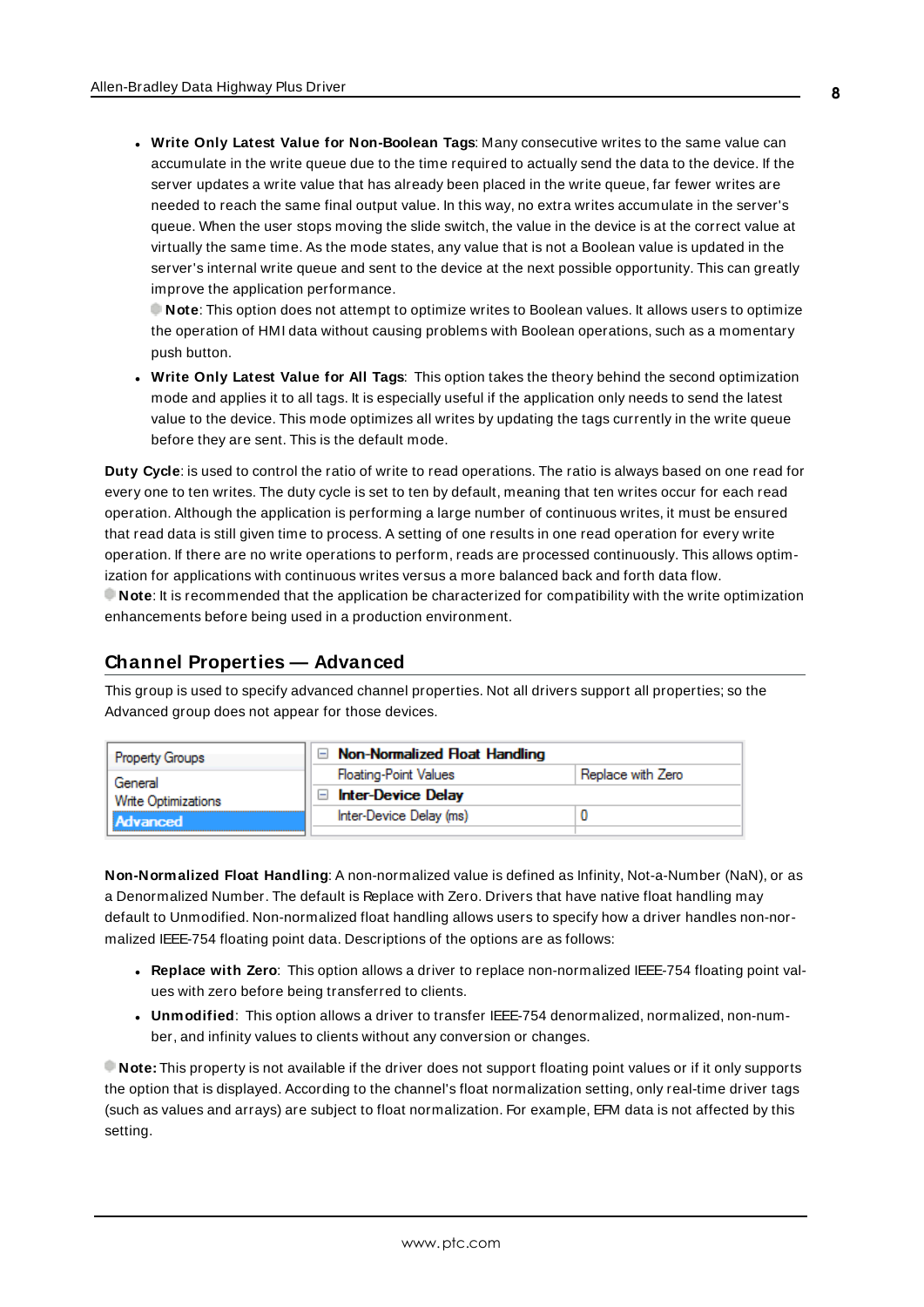- **Write Only Latest Value for Non-Boolean Tags**: Many consecutive writes to the same value can accumulate in the write queue due to the time required to actually send the data to the device. If the server updates a write value that has already been placed in the write queue, far fewer writes are needed to reach the same final output value. In this way, no extra writes accumulate in the server's queue. When the user stops moving the slide switch, the value in the device is at the correct value at virtually the same time. As the mode states, any value that is not a Boolean value is updated in the server's internal write queue and sent to the device at the next possible opportunity. This can greatly improve the application performance.
  **Note**: This option does not attempt to optimize writes to Boolean values. It allows users to optimize the operation of HMI data without causing problems with Boolean operations, such as a momentary push button.
- **Write Only Latest Value for All Tags**: This option takes the theory behind the second optimization mode and applies it to all tags. It is especially useful if the application only needs to send the latest value to the device. This mode optimizes all writes by updating the tags currently in the write queue before they are sent. This is the default mode.

**Duty Cycle**: is used to control the ratio of write to read operations. The ratio is always based on one read for every one to ten writes. The duty cycle is set to ten by default, meaning that ten writes occur for each read operation. Although the application is performing a large number of continuous writes, it must be ensured that read data is still given time to process. A setting of one results in one read operation for every write operation. If there are no write operations to perform, reads are processed continuously. This allows optimization for applications with continuous writes versus a more balanced back and forth data flow.
**Note**: It is recommended that the application be characterized for compatibility with the write optimization enhancements before being used in a production environment.

## Channel Properties — Advanced

This group is used to specify advanced channel properties. Not all drivers support all properties; so the Advanced group does not appear for those devices.

| Property Groups | Non-Normalized Float Handling | |
|---|---|---|
| General | Floating-Point Values | Replace with Zero |
| Write Optimizations | Inter-Device Delay | |
| **Advanced** | Inter-Device Delay (ms) | 0 |

**Non-Normalized Float Handling**: A non-normalized value is defined as Infinity, Not-a-Number (NaN), or as a Denormalized Number. The default is Replace with Zero. Drivers that have native float handling may default to Unmodified. Non-normalized float handling allows users to specify how a driver handles non-normalized IEEE-754 floating point data. Descriptions of the options are as follows:

- **Replace with Zero**: This option allows a driver to replace non-normalized IEEE-754 floating point values with zero before being transferred to clients.
- **Unmodified**: This option allows a driver to transfer IEEE-754 denormalized, normalized, non-number, and infinity values to clients without any conversion or changes.

**Note:** This property is not available if the driver does not support floating point values or if it only supports the option that is displayed. According to the channel's float normalization setting, only real-time driver tags (such as values and arrays) are subject to float normalization. For example, EFM data is not affected by this setting.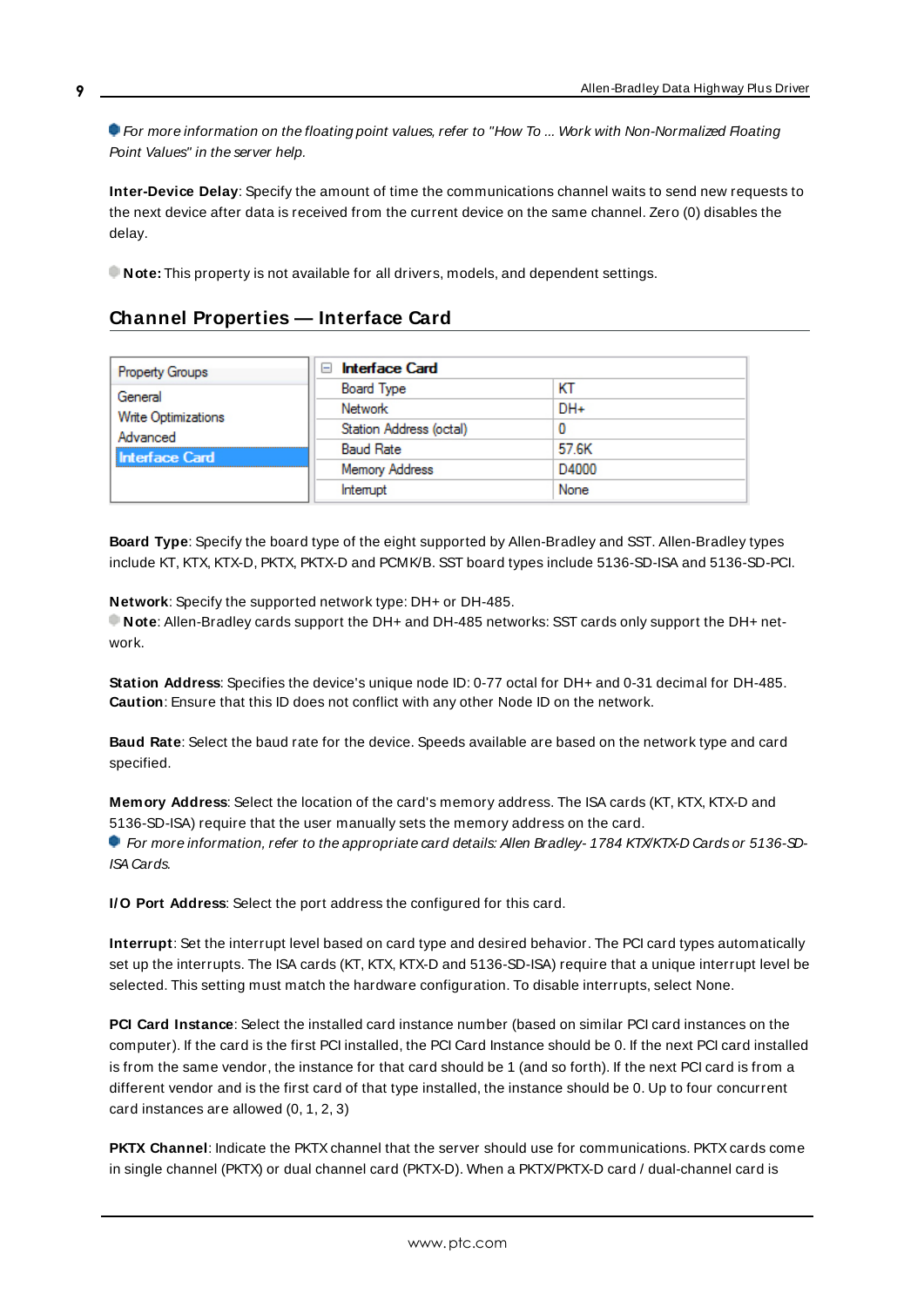*For more information on the floating point values, refer to "How To ... Work with Non-Normalized Floating Point Values" in the server help.*

**Inter-Device Delay**: Specify the amount of time the communications channel waits to send new requests to the next device after data is received from the current device on the same channel. Zero (0) disables the delay.

**Note:** This property is not available for all drivers, models, and dependent settings.

## Channel Properties — Interface Card

| Property Groups | Interface Card | |
|---|---|---|
| General | Board Type | KT |
| Write Optimizations | Network | DH+ |
| Advanced | Station Address (octal) | 0 |
| Interface Card | Baud Rate | 57.6K |
| | Memory Address | D4000 |
| | Interrupt | None |

**Board Type**: Specify the board type of the eight supported by Allen-Bradley and SST. Allen-Bradley types include KT, KTX, KTX-D, PKTX, PKTX-D and PCMK/B. SST board types include 5136-SD-ISA and 5136-SD-PCI.

**Network**: Specify the supported network type: DH+ or DH-485.
**Note**: Allen-Bradley cards support the DH+ and DH-485 networks: SST cards only support the DH+ network.

**Station Address**: Specifies the device's unique node ID: 0-77 octal for DH+ and 0-31 decimal for DH-485.
**Caution**: Ensure that this ID does not conflict with any other Node ID on the network.

**Baud Rate**: Select the baud rate for the device. Speeds available are based on the network type and card specified.

**Memory Address**: Select the location of the card's memory address. The ISA cards (KT, KTX, KTX-D and 5136-SD-ISA) require that the user manually sets the memory address on the card.
*For more information, refer to the appropriate card details: Allen Bradley- 1784 KTX/KTX-D Cards or 5136-SD-ISA Cards.*

**I/O Port Address**: Select the port address the configured for this card.

**Interrupt**: Set the interrupt level based on card type and desired behavior. The PCI card types automatically set up the interrupts. The ISA cards (KT, KTX, KTX-D and 5136-SD-ISA) require that a unique interrupt level be selected. This setting must match the hardware configuration. To disable interrupts, select None.

**PCI Card Instance**: Select the installed card instance number (based on similar PCI card instances on the computer). If the card is the first PCI installed, the PCI Card Instance should be 0. If the next PCI card installed is from the same vendor, the instance for that card should be 1 (and so forth). If the next PCI card is from a different vendor and is the first card of that type installed, the instance should be 0. Up to four concurrent card instances are allowed (0, 1, 2, 3)

**PKTX Channel**: Indicate the PKTX channel that the server should use for communications. PKTX cards come in single channel (PKTX) or dual channel card (PKTX-D). When a PKTX/PKTX-D card / dual-channel card is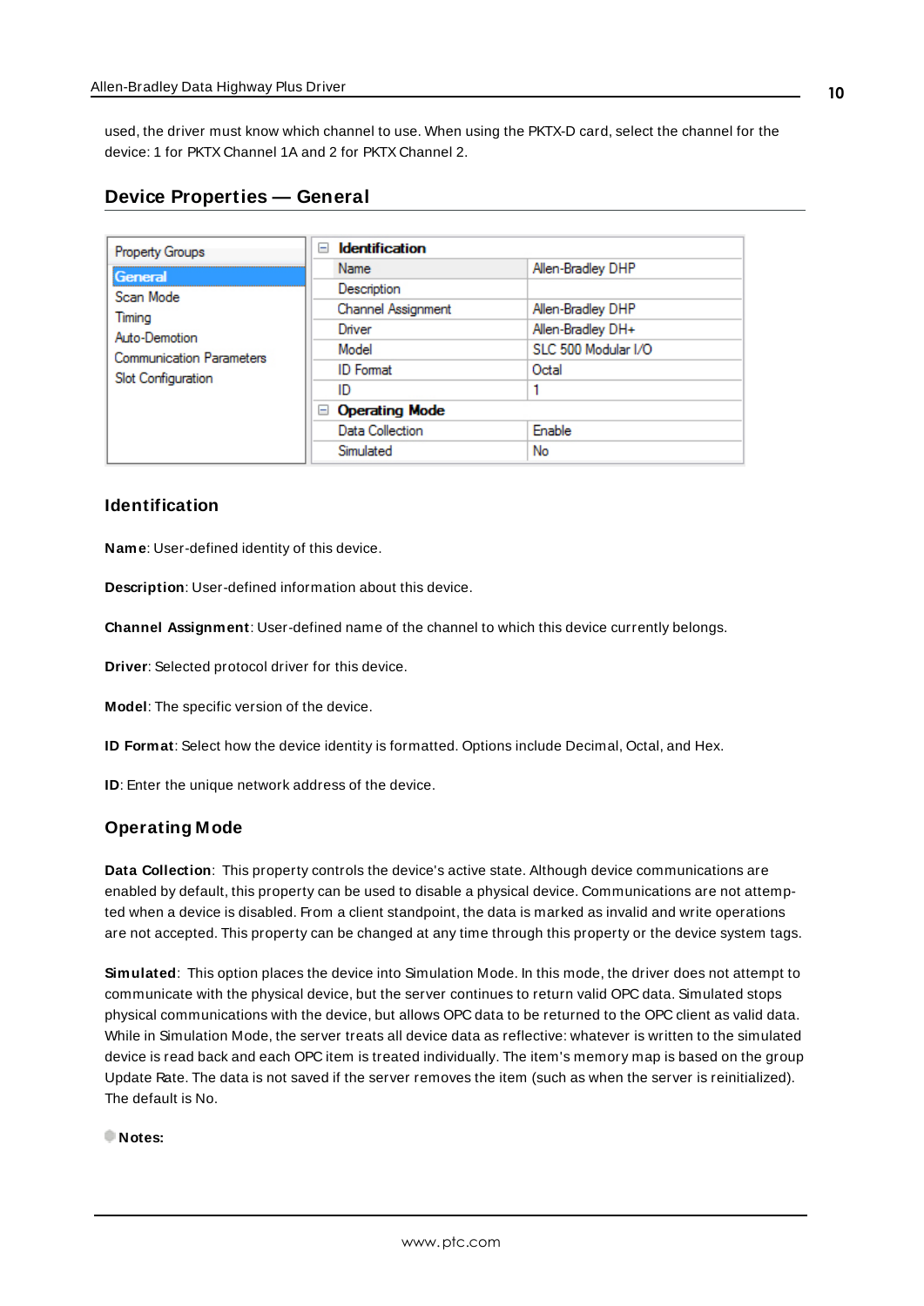used, the driver must know which channel to use. When using the PKTX-D card, select the channel for the device: 1 for PKTX Channel 1A and 2 for PKTX Channel 2.

## Device Properties — General

| Property Groups |
|---|
| **General** |
| Scan Mode |
| Timing |
| Auto-Demotion |
| Communication Parameters |
| Slot Configuration |

| **Identification** | |
|---|---|
| Name | Allen-Bradley DHP |
| Description | |
| Channel Assignment | Allen-Bradley DHP |
| Driver | Allen-Bradley DH+ |
| Model | SLC 500 Modular I/O |
| ID Format | Octal |
| ID | 1 |
| **Operating Mode** | |
| Data Collection | Enable |
| Simulated | No |

### Identification

**Name**: User-defined identity of this device.

**Description**: User-defined information about this device.

**Channel Assignment**: User-defined name of the channel to which this device currently belongs.

**Driver**: Selected protocol driver for this device.

**Model**: The specific version of the device.

**ID Format**: Select how the device identity is formatted. Options include Decimal, Octal, and Hex.

**ID**: Enter the unique network address of the device.

### Operating Mode

**Data Collection**: This property controls the device's active state. Although device communications are enabled by default, this property can be used to disable a physical device. Communications are not attempted when a device is disabled. From a client standpoint, the data is marked as invalid and write operations are not accepted. This property can be changed at any time through this property or the device system tags.

**Simulated**: This option places the device into Simulation Mode. In this mode, the driver does not attempt to communicate with the physical device, but the server continues to return valid OPC data. Simulated stops physical communications with the device, but allows OPC data to be returned to the OPC client as valid data. While in Simulation Mode, the server treats all device data as reflective: whatever is written to the simulated device is read back and each OPC item is treated individually. The item's memory map is based on the group Update Rate. The data is not saved if the server removes the item (such as when the server is reinitialized). The default is No.

**Notes:**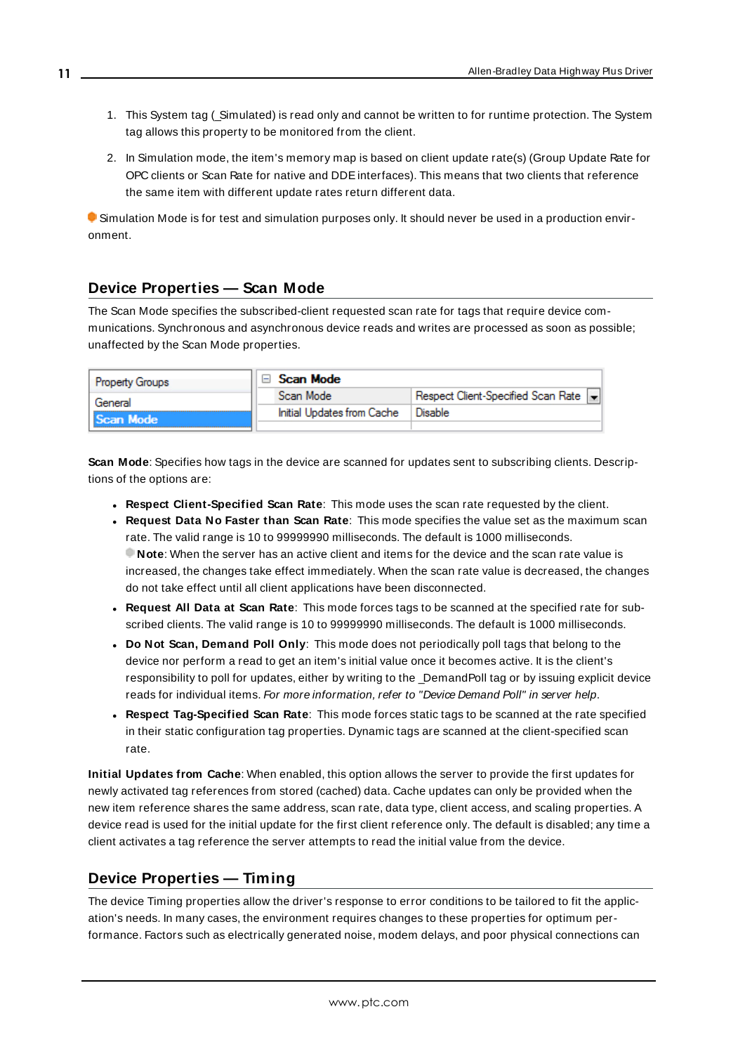1. This System tag (_Simulated) is read only and cannot be written to for runtime protection. The System tag allows this property to be monitored from the client.
2. In Simulation mode, the item's memory map is based on client update rate(s) (Group Update Rate for OPC clients or Scan Rate for native and DDE interfaces). This means that two clients that reference the same item with different update rates return different data.

Simulation Mode is for test and simulation purposes only. It should never be used in a production environment.

## Device Properties — Scan Mode

The Scan Mode specifies the subscribed-client requested scan rate for tags that require device communications. Synchronous and asynchronous device reads and writes are processed as soon as possible; unaffected by the Scan Mode properties.

| Property Groups | Scan Mode | |
|---|---|---|
| General | Scan Mode | Respect Client-Specified Scan Rate |
| Scan Mode | Initial Updates from Cache | Disable |

**Scan Mode**: Specifies how tags in the device are scanned for updates sent to subscribing clients. Descriptions of the options are:

- **Respect Client-Specified Scan Rate**: This mode uses the scan rate requested by the client.
- **Request Data No Faster than Scan Rate**: This mode specifies the value set as the maximum scan rate. The valid range is 10 to 99999990 milliseconds. The default is 1000 milliseconds.
  **Note**: When the server has an active client and items for the device and the scan rate value is increased, the changes take effect immediately. When the scan rate value is decreased, the changes do not take effect until all client applications have been disconnected.
- **Request All Data at Scan Rate**: This mode forces tags to be scanned at the specified rate for subscribed clients. The valid range is 10 to 99999990 milliseconds. The default is 1000 milliseconds.
- **Do Not Scan, Demand Poll Only**: This mode does not periodically poll tags that belong to the device nor perform a read to get an item's initial value once it becomes active. It is the client's responsibility to poll for updates, either by writing to the _DemandPoll tag or by issuing explicit device reads for individual items. *For more information, refer to "Device Demand Poll" in server help*.
- **Respect Tag-Specified Scan Rate**: This mode forces static tags to be scanned at the rate specified in their static configuration tag properties. Dynamic tags are scanned at the client-specified scan rate.

**Initial Updates from Cache**: When enabled, this option allows the server to provide the first updates for newly activated tag references from stored (cached) data. Cache updates can only be provided when the new item reference shares the same address, scan rate, data type, client access, and scaling properties. A device read is used for the initial update for the first client reference only. The default is disabled; any time a client activates a tag reference the server attempts to read the initial value from the device.

## Device Properties — Timing

The device Timing properties allow the driver's response to error conditions to be tailored to fit the application's needs. In many cases, the environment requires changes to these properties for optimum performance. Factors such as electrically generated noise, modem delays, and poor physical connections can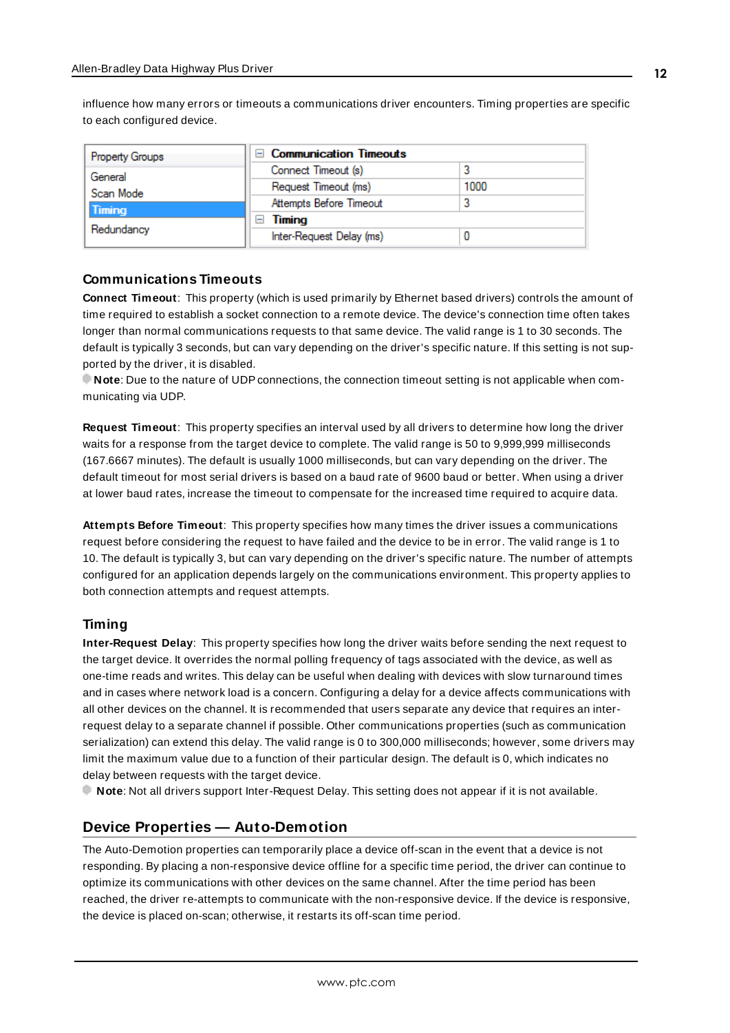influence how many errors or timeouts a communications driver encounters. Timing properties are specific to each configured device.

| Property Groups | Communication Timeouts | |
|---|---|---|
| General | Connect Timeout (s) | 3 |
| Scan Mode | Request Timeout (ms) | 1000 |
| Timing | Attempts Before Timeout | 3 |
| Redundancy | Timing | |
| | Inter-Request Delay (ms) | 0 |

### Communications Timeouts

**Connect Timeout**: This property (which is used primarily by Ethernet based drivers) controls the amount of time required to establish a socket connection to a remote device. The device's connection time often takes longer than normal communications requests to that same device. The valid range is 1 to 30 seconds. The default is typically 3 seconds, but can vary depending on the driver's specific nature. If this setting is not supported by the driver, it is disabled.

**Note**: Due to the nature of UDP connections, the connection timeout setting is not applicable when communicating via UDP.

**Request Timeout**: This property specifies an interval used by all drivers to determine how long the driver waits for a response from the target device to complete. The valid range is 50 to 9,999,999 milliseconds (167.6667 minutes). The default is usually 1000 milliseconds, but can vary depending on the driver. The default timeout for most serial drivers is based on a baud rate of 9600 baud or better. When using a driver at lower baud rates, increase the timeout to compensate for the increased time required to acquire data.

**Attempts Before Timeout**: This property specifies how many times the driver issues a communications request before considering the request to have failed and the device to be in error. The valid range is 1 to 10. The default is typically 3, but can vary depending on the driver's specific nature. The number of attempts configured for an application depends largely on the communications environment. This property applies to both connection attempts and request attempts.

### Timing

**Inter-Request Delay**: This property specifies how long the driver waits before sending the next request to the target device. It overrides the normal polling frequency of tags associated with the device, as well as one-time reads and writes. This delay can be useful when dealing with devices with slow turnaround times and in cases where network load is a concern. Configuring a delay for a device affects communications with all other devices on the channel. It is recommended that users separate any device that requires an inter-request delay to a separate channel if possible. Other communications properties (such as communication serialization) can extend this delay. The valid range is 0 to 300,000 milliseconds; however, some drivers may limit the maximum value due to a function of their particular design. The default is 0, which indicates no delay between requests with the target device.

**Note**: Not all drivers support Inter-Request Delay. This setting does not appear if it is not available.

## Device Properties — Auto-Demotion

The Auto-Demotion properties can temporarily place a device off-scan in the event that a device is not responding. By placing a non-responsive device offline for a specific time period, the driver can continue to optimize its communications with other devices on the same channel. After the time period has been reached, the driver re-attempts to communicate with the non-responsive device. If the device is responsive, the device is placed on-scan; otherwise, it restarts its off-scan time period.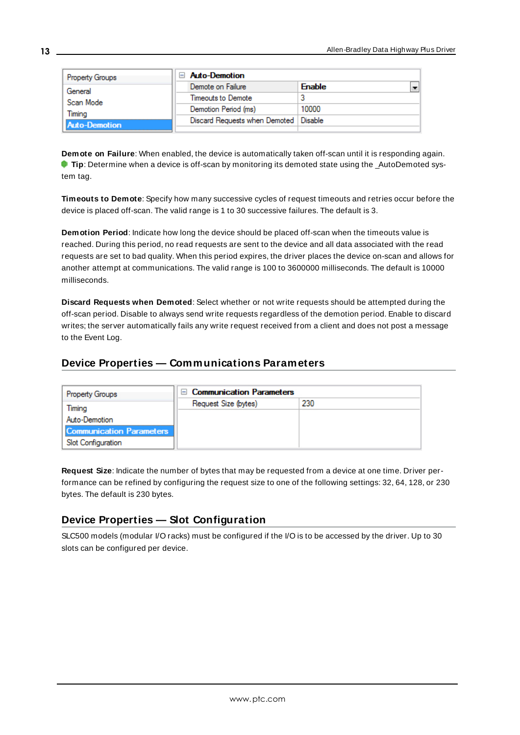| Property Groups | Auto-Demotion | |
|---|---|---|
| General | Demote on Failure | Enable |
| Scan Mode | Timeouts to Demote | 3 |
| Timing | Demotion Period (ms) | 10000 |
| Auto-Demotion | Discard Requests when Demoted | Disable |

**Demote on Failure**: When enabled, the device is automatically taken off-scan until it is responding again.

**Tip**: Determine when a device is off-scan by monitoring its demoted state using the _AutoDemoted system tag.

**Timeouts to Demote**: Specify how many successive cycles of request timeouts and retries occur before the device is placed off-scan. The valid range is 1 to 30 successive failures. The default is 3.

**Demotion Period**: Indicate how long the device should be placed off-scan when the timeouts value is reached. During this period, no read requests are sent to the device and all data associated with the read requests are set to bad quality. When this period expires, the driver places the device on-scan and allows for another attempt at communications. The valid range is 100 to 3600000 milliseconds. The default is 10000 milliseconds.

**Discard Requests when Demoted**: Select whether or not write requests should be attempted during the off-scan period. Disable to always send write requests regardless of the demotion period. Enable to discard writes; the server automatically fails any write request received from a client and does not post a message to the Event Log.

## Device Properties — Communications Parameters

| Property Groups | Communication Parameters | |
|---|---|---|
| Timing | Request Size (bytes) | 230 |
| Auto-Demotion | | |
| Communication Parameters | | |
| Slot Configuration | | |

**Request Size**: Indicate the number of bytes that may be requested from a device at one time. Driver performance can be refined by configuring the request size to one of the following settings: 32, 64, 128, or 230 bytes. The default is 230 bytes.

## Device Properties — Slot Configuration

SLC500 models (modular I/O racks) must be configured if the I/O is to be accessed by the driver. Up to 30 slots can be configured per device.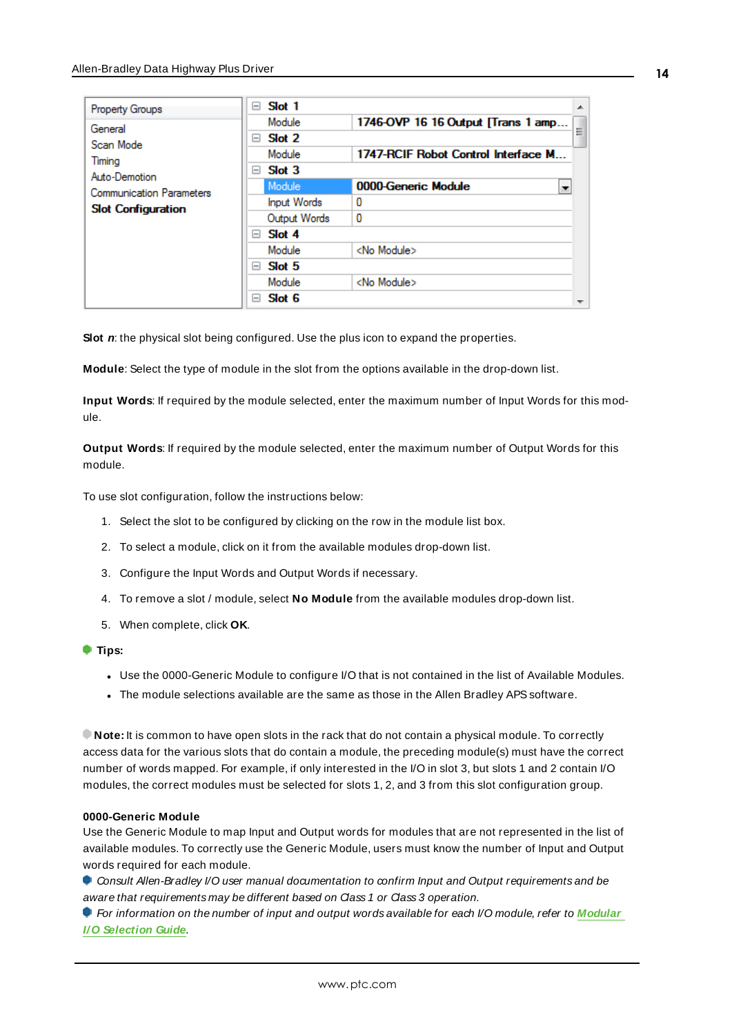| Property Groups | |
|---|---|
| General | |
| Scan Mode | |
| Timing | |
| Auto-Demotion | |
| Communication Parameters | |
| **Slot Configuration** | |

| | |
|---|---|
| **Slot 1** | |
| Module | 1746-OVP 16 16 Output [Trans 1 amp... |
| **Slot 2** | |
| Module | 1747-RCIF Robot Control Interface M... |
| **Slot 3** | |
| Module | 0000-Generic Module |
| Input Words | 0 |
| Output Words | 0 |
| **Slot 4** | |
| Module | <No Module> |
| **Slot 5** | |
| Module | <No Module> |
| **Slot 6** | |

**Slot *n***: the physical slot being configured. Use the plus icon to expand the properties.

**Module**: Select the type of module in the slot from the options available in the drop-down list.

**Input Words**: If required by the module selected, enter the maximum number of Input Words for this module.

**Output Words**: If required by the module selected, enter the maximum number of Output Words for this module.

To use slot configuration, follow the instructions below:

1. Select the slot to be configured by clicking on the row in the module list box.
2. To select a module, click on it from the available modules drop-down list.
3. Configure the Input Words and Output Words if necessary.
4. To remove a slot / module, select **No Module** from the available modules drop-down list.
5. When complete, click **OK**.

**Tips:**

- Use the 0000-Generic Module to configure I/O that is not contained in the list of Available Modules.
- The module selections available are the same as those in the Allen Bradley APS software.

**Note:** It is common to have open slots in the rack that do not contain a physical module. To correctly access data for the various slots that do contain a module, the preceding module(s) must have the correct number of words mapped. For example, if only interested in the I/O in slot 3, but slots 1 and 2 contain I/O modules, the correct modules must be selected for slots 1, 2, and 3 from this slot configuration group.

**0000-Generic Module**

Use the Generic Module to map Input and Output words for modules that are not represented in the list of available modules. To correctly use the Generic Module, users must know the number of Input and Output words required for each module.

*Consult Allen-Bradley I/O user manual documentation to confirm Input and Output requirements and be aware that requirements may be different based on Class 1 or Class 3 operation.*

*For information on the number of input and output words available for each I/O module, refer to **Modular I/O Selection Guide**.*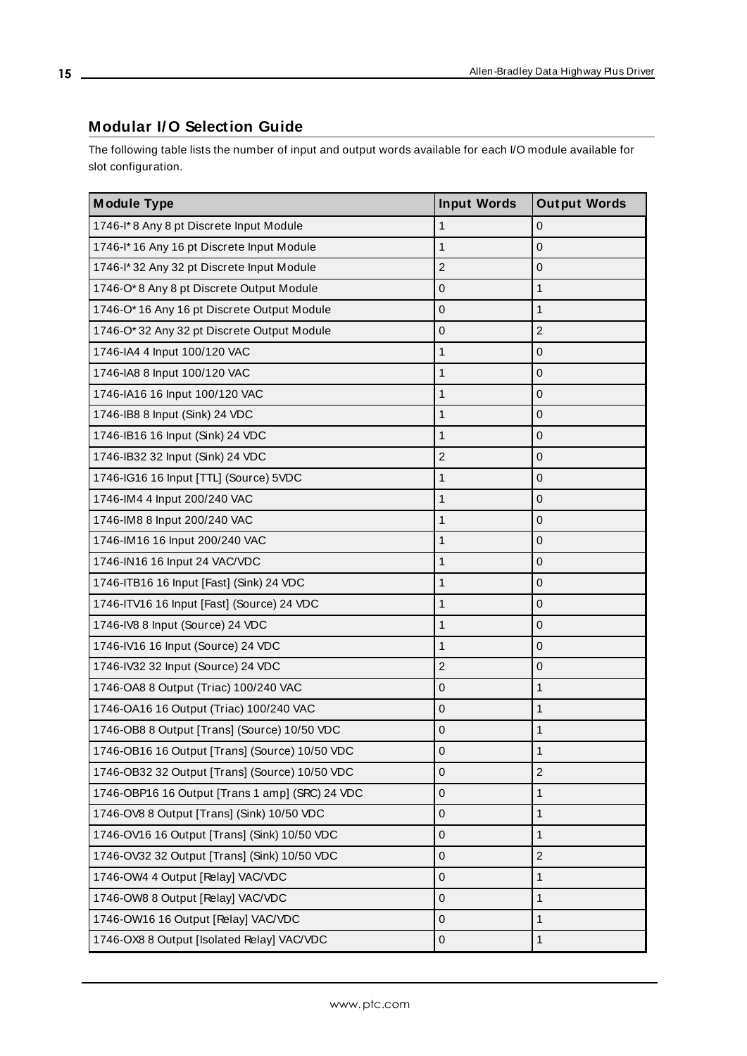## Modular I/O Selection Guide

The following table lists the number of input and output words available for each I/O module available for slot configuration.

| Module Type | Input Words | Output Words |
|---|---|---|
| 1746-I* 8 Any 8 pt Discrete Input Module | 1 | 0 |
| 1746-I* 16 Any 16 pt Discrete Input Module | 1 | 0 |
| 1746-I* 32 Any 32 pt Discrete Input Module | 2 | 0 |
| 1746-O* 8 Any 8 pt Discrete Output Module | 0 | 1 |
| 1746-O* 16 Any 16 pt Discrete Output Module | 0 | 1 |
| 1746-O* 32 Any 32 pt Discrete Output Module | 0 | 2 |
| 1746-IA4 4 Input 100/120 VAC | 1 | 0 |
| 1746-IA8 8 Input 100/120 VAC | 1 | 0 |
| 1746-IA16 16 Input 100/120 VAC | 1 | 0 |
| 1746-IB8 8 Input (Sink) 24 VDC | 1 | 0 |
| 1746-IB16 16 Input (Sink) 24 VDC | 1 | 0 |
| 1746-IB32 32 Input (Sink) 24 VDC | 2 | 0 |
| 1746-IG16 16 Input [TTL] (Source) 5VDC | 1 | 0 |
| 1746-IM4 4 Input 200/240 VAC | 1 | 0 |
| 1746-IM8 8 Input 200/240 VAC | 1 | 0 |
| 1746-IM16 16 Input 200/240 VAC | 1 | 0 |
| 1746-IN16 16 Input 24 VAC/VDC | 1 | 0 |
| 1746-ITB16 16 Input [Fast] (Sink) 24 VDC | 1 | 0 |
| 1746-ITV16 16 Input [Fast] (Source) 24 VDC | 1 | 0 |
| 1746-IV8 8 Input (Source) 24 VDC | 1 | 0 |
| 1746-IV16 16 Input (Source) 24 VDC | 1 | 0 |
| 1746-IV32 32 Input (Source) 24 VDC | 2 | 0 |
| 1746-OA8 8 Output (Triac) 100/240 VAC | 0 | 1 |
| 1746-OA16 16 Output (Triac) 100/240 VAC | 0 | 1 |
| 1746-OB8 8 Output [Trans] (Source) 10/50 VDC | 0 | 1 |
| 1746-OB16 16 Output [Trans] (Source) 10/50 VDC | 0 | 1 |
| 1746-OB32 32 Output [Trans] (Source) 10/50 VDC | 0 | 2 |
| 1746-OBP16 16 Output [Trans 1 amp] (SRC) 24 VDC | 0 | 1 |
| 1746-OV8 8 Output [Trans] (Sink) 10/50 VDC | 0 | 1 |
| 1746-OV16 16 Output [Trans] (Sink) 10/50 VDC | 0 | 1 |
| 1746-OV32 32 Output [Trans] (Sink) 10/50 VDC | 0 | 2 |
| 1746-OW4 4 Output [Relay] VAC/VDC | 0 | 1 |
| 1746-OW8 8 Output [Relay] VAC/VDC | 0 | 1 |
| 1746-OW16 16 Output [Relay] VAC/VDC | 0 | 1 |
| 1746-OX8 8 Output [Isolated Relay] VAC/VDC | 0 | 1 |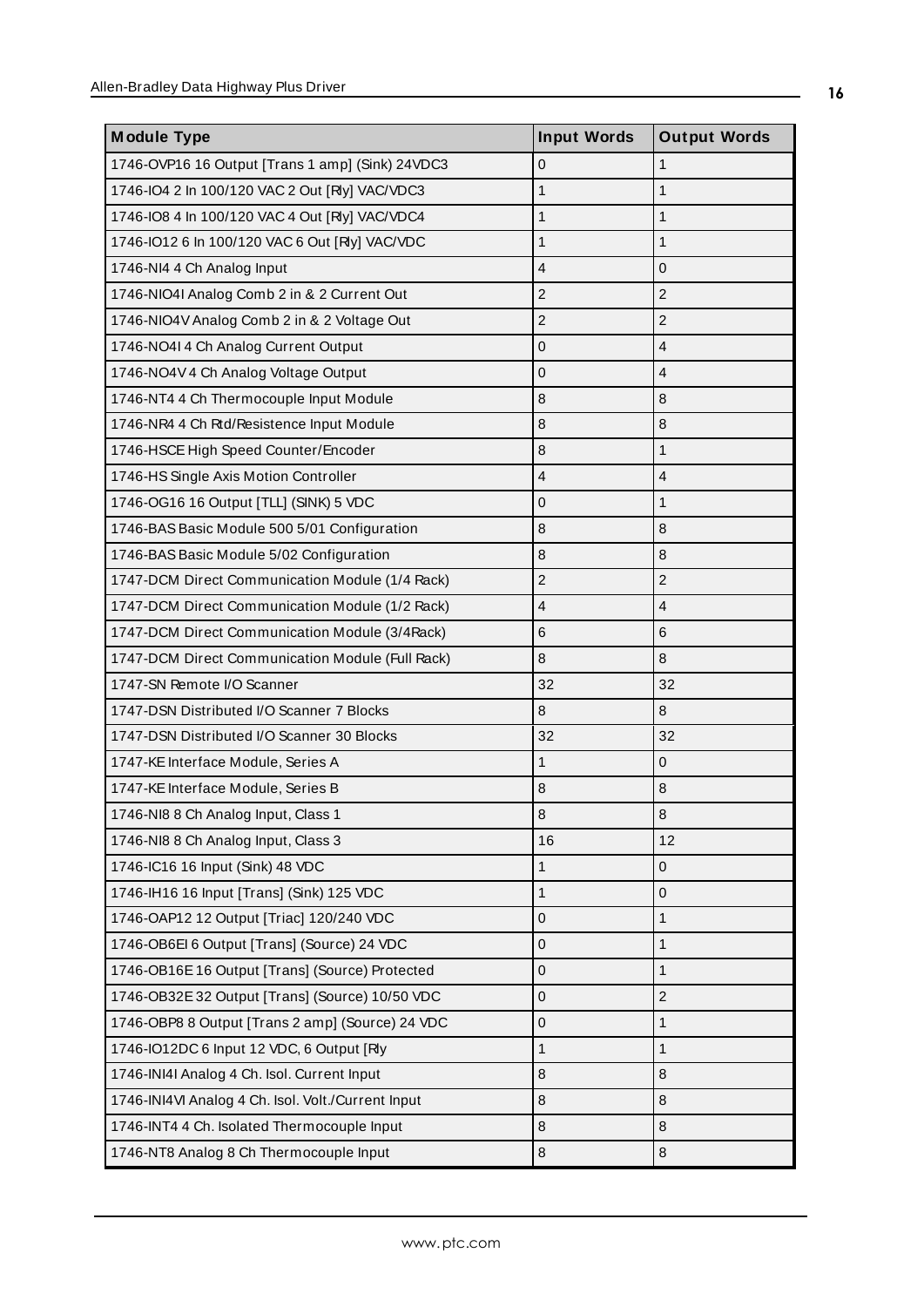| Module Type | Input Words | Output Words |
|---|---|---|
| 1746-OVP16 16 Output [Trans 1 amp] (Sink) 24VDC3 | 0 | 1 |
| 1746-IO4 2 In 100/120 VAC 2 Out [Rly] VAC/VDC3 | 1 | 1 |
| 1746-IO8 4 In 100/120 VAC 4 Out [Rly] VAC/VDC4 | 1 | 1 |
| 1746-IO12 6 In 100/120 VAC 6 Out [Rly] VAC/VDC | 1 | 1 |
| 1746-NI4 4 Ch Analog Input | 4 | 0 |
| 1746-NIO4I Analog Comb 2 in & 2 Current Out | 2 | 2 |
| 1746-NIO4V Analog Comb 2 in & 2 Voltage Out | 2 | 2 |
| 1746-NO4I 4 Ch Analog Current Output | 0 | 4 |
| 1746-NO4V 4 Ch Analog Voltage Output | 0 | 4 |
| 1746-NT4 4 Ch Thermocouple Input Module | 8 | 8 |
| 1746-NR4 4 Ch Rtd/Resistence Input Module | 8 | 8 |
| 1746-HSCE High Speed Counter/Encoder | 8 | 1 |
| 1746-HS Single Axis Motion Controller | 4 | 4 |
| 1746-OG16 16 Output [TLL] (SINK) 5 VDC | 0 | 1 |
| 1746-BAS Basic Module 500 5/01 Configuration | 8 | 8 |
| 1746-BAS Basic Module 5/02 Configuration | 8 | 8 |
| 1747-DCM Direct Communication Module (1/4 Rack) | 2 | 2 |
| 1747-DCM Direct Communication Module (1/2 Rack) | 4 | 4 |
| 1747-DCM Direct Communication Module (3/4Rack) | 6 | 6 |
| 1747-DCM Direct Communication Module (Full Rack) | 8 | 8 |
| 1747-SN Remote I/O Scanner | 32 | 32 |
| 1747-DSN Distributed I/O Scanner 7 Blocks | 8 | 8 |
| 1747-DSN Distributed I/O Scanner 30 Blocks | 32 | 32 |
| 1747-KE Interface Module, Series A | 1 | 0 |
| 1747-KE Interface Module, Series B | 8 | 8 |
| 1746-NI8 8 Ch Analog Input, Class 1 | 8 | 8 |
| 1746-NI8 8 Ch Analog Input, Class 3 | 16 | 12 |
| 1746-IC16 16 Input (Sink) 48 VDC | 1 | 0 |
| 1746-IH16 16 Input [Trans] (Sink) 125 VDC | 1 | 0 |
| 1746-OAP12 12 Output [Triac] 120/240 VDC | 0 | 1 |
| 1746-OB6EI 6 Output [Trans] (Source) 24 VDC | 0 | 1 |
| 1746-OB16E 16 Output [Trans] (Source) Protected | 0 | 1 |
| 1746-OB32E 32 Output [Trans] (Source) 10/50 VDC | 0 | 2 |
| 1746-OBP8 8 Output [Trans 2 amp] (Source) 24 VDC | 0 | 1 |
| 1746-IO12DC 6 Input 12 VDC, 6 Output [Rly | 1 | 1 |
| 1746-INI4I Analog 4 Ch. Isol. Current Input | 8 | 8 |
| 1746-INI4VI Analog 4 Ch. Isol. Volt./Current Input | 8 | 8 |
| 1746-INT4 4 Ch. Isolated Thermocouple Input | 8 | 8 |
| 1746-NT8 Analog 8 Ch Thermocouple Input | 8 | 8 |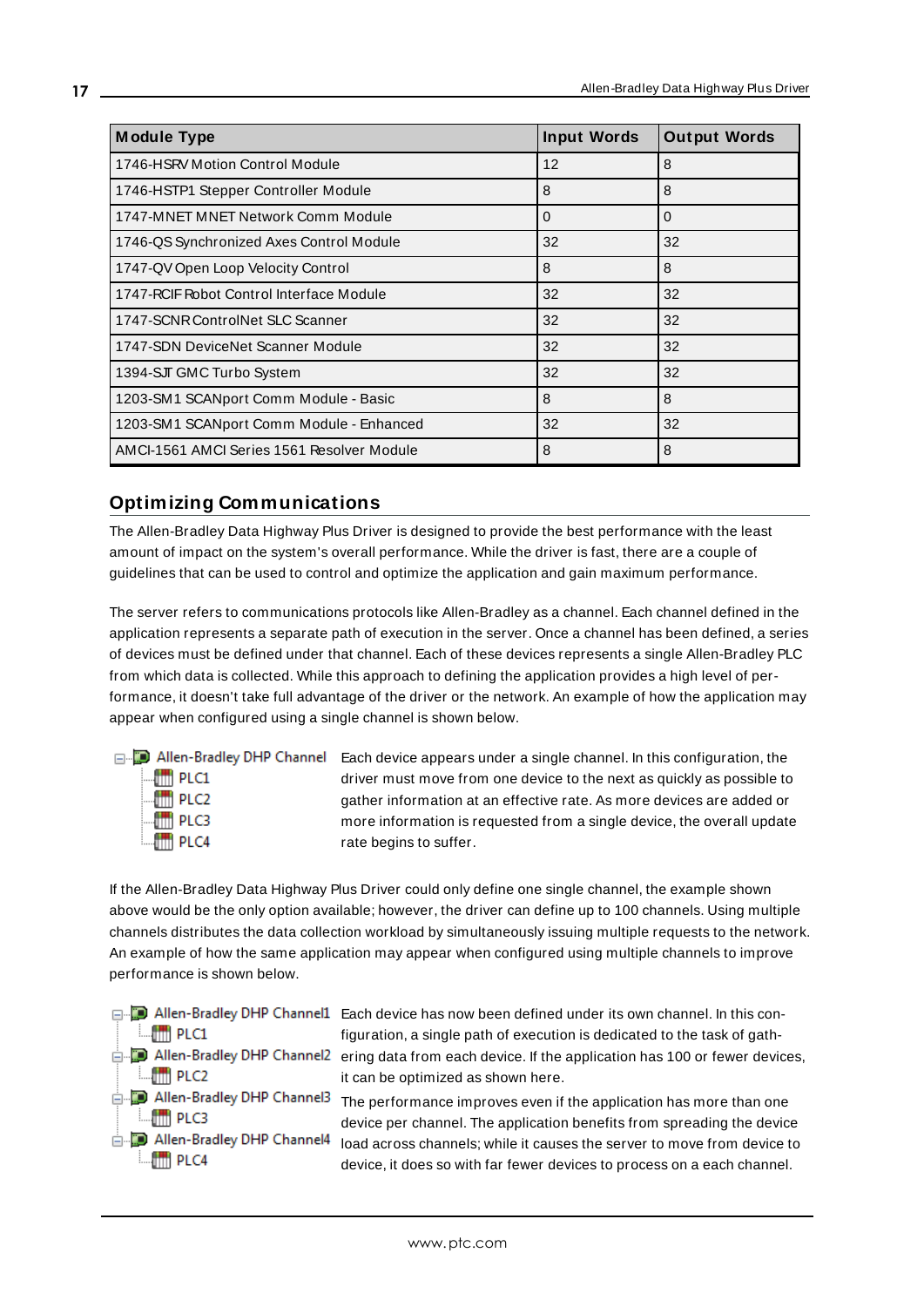| Module Type | Input Words | Output Words |
|---|---|---|
| 1746-HSRV Motion Control Module | 12 | 8 |
| 1746-HSTP1 Stepper Controller Module | 8 | 8 |
| 1747-MNET MNET Network Comm Module | 0 | 0 |
| 1746-QS Synchronized Axes Control Module | 32 | 32 |
| 1747-QV Open Loop Velocity Control | 8 | 8 |
| 1747-RCIF Robot Control Interface Module | 32 | 32 |
| 1747-SCNR ControlNet SLC Scanner | 32 | 32 |
| 1747-SDN DeviceNet Scanner Module | 32 | 32 |
| 1394-SJT GMC Turbo System | 32 | 32 |
| 1203-SM1 SCANport Comm Module - Basic | 8 | 8 |
| 1203-SM1 SCANport Comm Module - Enhanced | 32 | 32 |
| AMCI-1561 AMCI Series 1561 Resolver Module | 8 | 8 |

## Optimizing Communications

The Allen-Bradley Data Highway Plus Driver is designed to provide the best performance with the least amount of impact on the system's overall performance. While the driver is fast, there are a couple of guidelines that can be used to control and optimize the application and gain maximum performance.

The server refers to communications protocols like Allen-Bradley as a channel. Each channel defined in the application represents a separate path of execution in the server. Once a channel has been defined, a series of devices must be defined under that channel. Each of these devices represents a single Allen-Bradley PLC from which data is collected. While this approach to defining the application provides a high level of performance, it doesn't take full advantage of the driver or the network. An example of how the application may appear when configured using a single channel is shown below.

- Allen-Bradley DHP Channel
  - PLC1
  - PLC2
  - PLC3
  - PLC4

Each device appears under a single channel. In this configuration, the driver must move from one device to the next as quickly as possible to gather information at an effective rate. As more devices are added or more information is requested from a single device, the overall update rate begins to suffer.

If the Allen-Bradley Data Highway Plus Driver could only define one single channel, the example shown above would be the only option available; however, the driver can define up to 100 channels. Using multiple channels distributes the data collection workload by simultaneously issuing multiple requests to the network. An example of how the same application may appear when configured using multiple channels to improve performance is shown below.

- Allen-Bradley DHP Channel1
  - PLC1
- Allen-Bradley DHP Channel2
  - PLC2
- Allen-Bradley DHP Channel3
  - PLC3
- Allen-Bradley DHP Channel4
  - PLC4

Each device has now been defined under its own channel. In this configuration, a single path of execution is dedicated to the task of gathering data from each device. If the application has 100 or fewer devices, it can be optimized as shown here.

The performance improves even if the application has more than one device per channel. The application benefits from spreading the device load across channels; while it causes the server to move from device to device, it does so with far fewer devices to process on a each channel.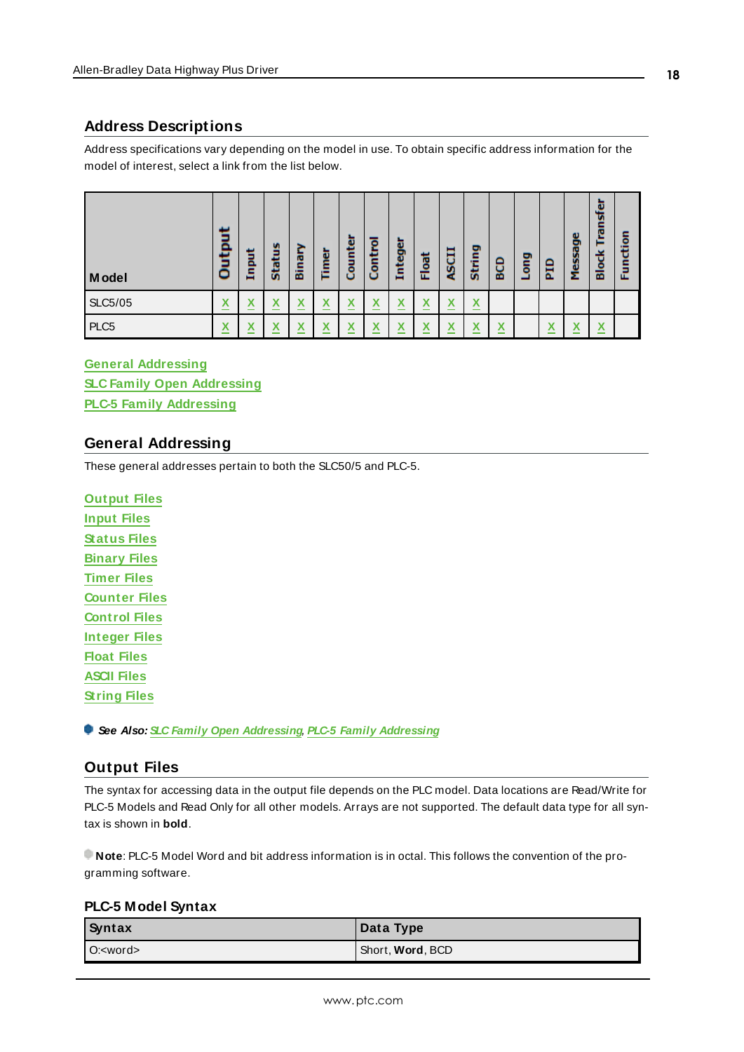## Address Descriptions

Address specifications vary depending on the model in use. To obtain specific address information for the model of interest, select a link from the list below.

| Model | Output | Input | Status | Binary | Timer | Counter | Control | Integer | Float | ASCII | String | BCD | Long | PID | Message | Block Transfer | Function |
|---|---|---|---|---|---|---|---|---|---|---|---|---|---|---|---|---|---|
| SLC5/05 | X | X | X | X | X | X | X | X | X | X | X | | | | | | |
| PLC5 | X | X | X | X | X | X | X | X | X | X | X | X | | X | X | X | |

General Addressing
SLC Family Open Addressing
PLC-5 Family Addressing

## General Addressing

These general addresses pertain to both the SLC50/5 and PLC-5.

Output Files
Input Files
Status Files
Binary Files
Timer Files
Counter Files
Control Files
Integer Files
Float Files
ASCII Files
String Files

***See Also:*** *SLC Family Open Addressing, PLC-5 Family Addressing*

## Output Files

The syntax for accessing data in the output file depends on the PLC model. Data locations are Read/Write for PLC-5 Models and Read Only for all other models. Arrays are not supported. The default data type for all syntax is shown in **bold**.

**Note**: PLC-5 Model Word and bit address information is in octal. This follows the convention of the programming software.

### PLC-5 Model Syntax

| Syntax | Data Type |
|---|---|
| O:<word> | Short, **Word**, BCD |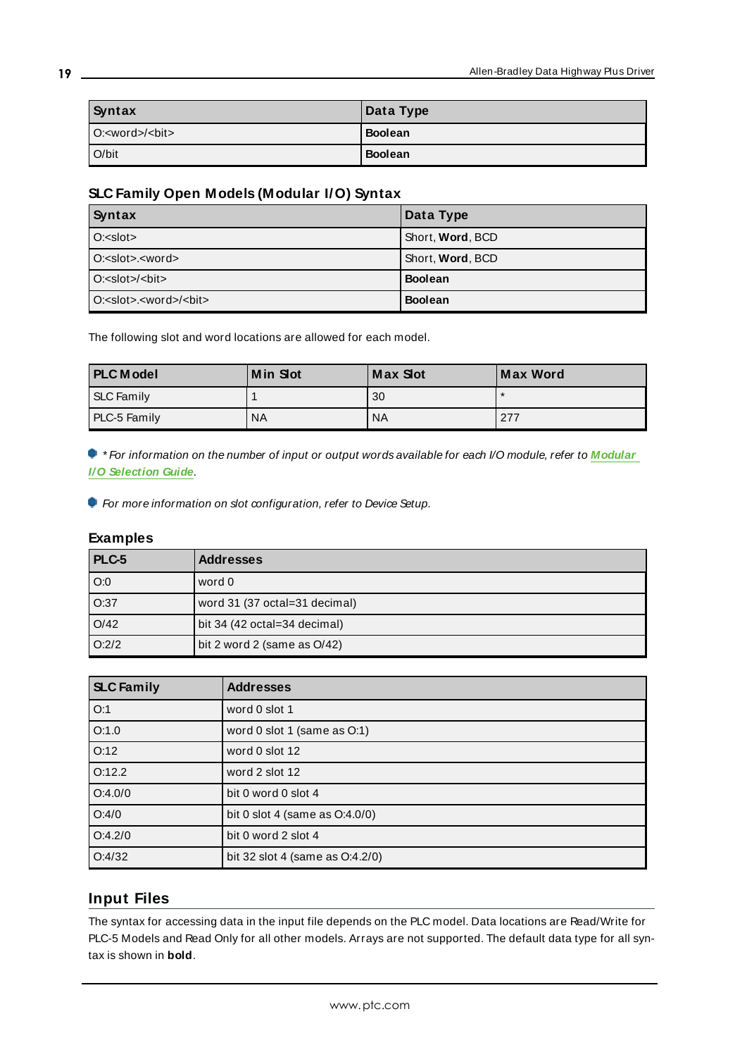| Syntax | Data Type |
|---|---|
| O:<word>/<bit> | **Boolean** |
| O/bit | **Boolean** |

### SLC Family Open Models (Modular I/O) Syntax

| Syntax | Data Type |
|---|---|
| O:<slot> | Short, **Word**, BCD |
| O:<slot>.<word> | Short, **Word**, BCD |
| O:<slot>/<bit> | **Boolean** |
| O:<slot>.<word>/<bit> | **Boolean** |

The following slot and word locations are allowed for each model.

| PLC Model | Min Slot | Max Slot | Max Word |
|---|---|---|---|
| SLC Family | 1 | 30 | * |
| PLC-5 Family | NA | NA | 277 |

*\* For information on the number of input or output words available for each I/O module, refer to* ***Modular I/O Selection Guide****.*

*For more information on slot configuration, refer to Device Setup.*

### Examples

| PLC-5 | Addresses |
|---|---|
| O:0 | word 0 |
| O:37 | word 31 (37 octal=31 decimal) |
| O/42 | bit 34 (42 octal=34 decimal) |
| O:2/2 | bit 2 word 2 (same as O/42) |

| SLC Family | Addresses |
|---|---|
| O:1 | word 0 slot 1 |
| O:1.0 | word 0 slot 1 (same as O:1) |
| O:12 | word 0 slot 12 |
| O:12.2 | word 2 slot 12 |
| O:4.0/0 | bit 0 word 0 slot 4 |
| O:4/0 | bit 0 slot 4 (same as O:4.0/0) |
| O:4.2/0 | bit 0 word 2 slot 4 |
| O:4/32 | bit 32 slot 4 (same as O:4.2/0) |

## Input Files

The syntax for accessing data in the input file depends on the PLC model. Data locations are Read/Write for PLC-5 Models and Read Only for all other models. Arrays are not supported. The default data type for all syntax is shown in **bold**.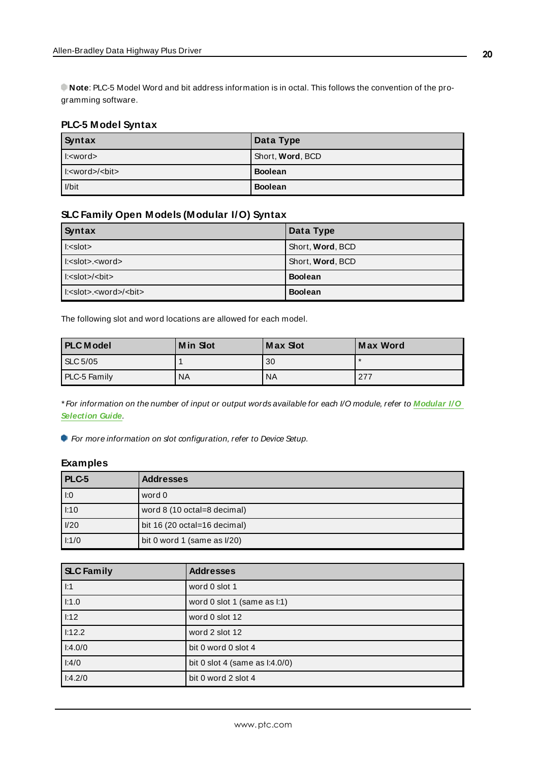**Note**: PLC-5 Model Word and bit address information is in octal. This follows the convention of the programming software.

### PLC-5 Model Syntax

| Syntax | Data Type |
| --- | --- |
| I:<word> | Short, **Word**, BCD |
| I:<word>/<bit> | **Boolean** |
| I/bit | **Boolean** |

### SLC Family Open Models (Modular I/O) Syntax

| Syntax | Data Type |
| --- | --- |
| I:<slot> | Short, **Word**, BCD |
| I:<slot>.<word> | Short, **Word**, BCD |
| I:<slot>/<bit> | **Boolean** |
| I:<slot>.<word>/<bit> | **Boolean** |

The following slot and word locations are allowed for each model.

| PLC Model | Min Slot | Max Slot | Max Word |
| --- | --- | --- | --- |
| SLC 5/05 | 1 | 30 | * |
| PLC-5 Family | NA | NA | 277 |

*\*For information on the number of input or output words available for each I/O module, refer to* ***Modular I/O Selection Guide****.*

*For more information on slot configuration, refer to Device Setup.*

### Examples

| PLC-5 | Addresses |
| --- | --- |
| I:0 | word 0 |
| I:10 | word 8 (10 octal=8 decimal) |
| I/20 | bit 16 (20 octal=16 decimal) |
| I:1/0 | bit 0 word 1 (same as I/20) |

| SLC Family | Addresses |
| --- | --- |
| I:1 | word 0 slot 1 |
| I:1.0 | word 0 slot 1 (same as I:1) |
| I:12 | word 0 slot 12 |
| I:12.2 | word 2 slot 12 |
| I:4.0/0 | bit 0 word 0 slot 4 |
| I:4/0 | bit 0 slot 4 (same as I:4.0/0) |
| I:4.2/0 | bit 0 word 2 slot 4 |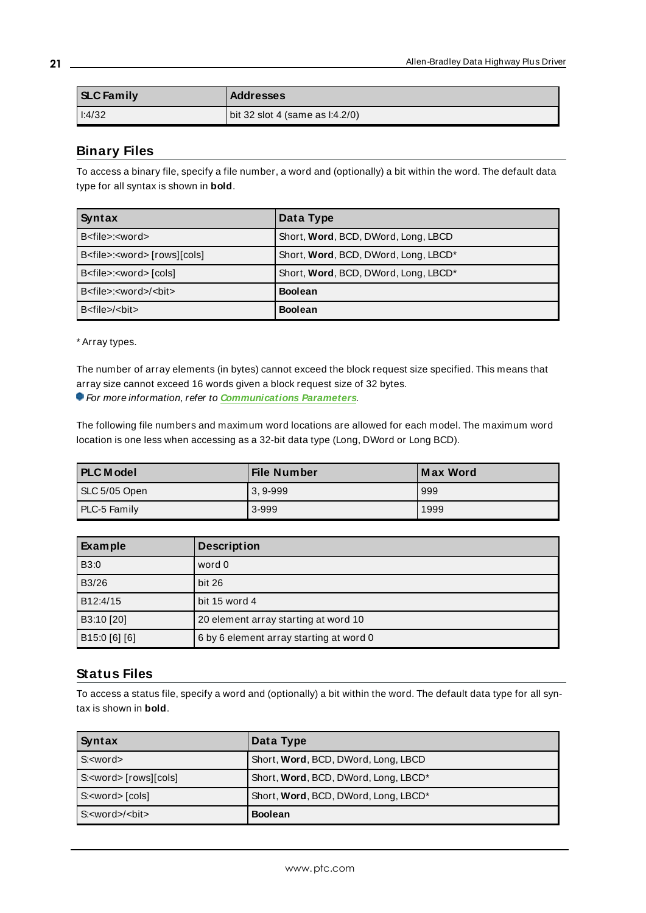| SLC Family | Addresses |
| --- | --- |
| I:4/32 | bit 32 slot 4 (same as I:4.2/0) |

## Binary Files

To access a binary file, specify a file number, a word and (optionally) a bit within the word. The default data type for all syntax is shown in **bold**.

| Syntax | Data Type |
| --- | --- |
| B<file>:<word> | Short, **Word**, BCD, DWord, Long, LBCD |
| B<file>:<word> [rows][cols] | Short, **Word**, BCD, DWord, Long, LBCD* |
| B<file>:<word> [cols] | Short, **Word**, BCD, DWord, Long, LBCD* |
| B<file>:<word>/<bit> | **Boolean** |
| B<file>/<bit> | **Boolean** |

* Array types.

The number of array elements (in bytes) cannot exceed the block request size specified. This means that array size cannot exceed 16 words given a block request size of 32 bytes.
*For more information, refer to* ***Communications Parameters****.*

The following file numbers and maximum word locations are allowed for each model. The maximum word location is one less when accessing as a 32-bit data type (Long, DWord or Long BCD).

| PLC Model | File Number | Max Word |
| --- | --- | --- |
| SLC 5/05 Open | 3, 9-999 | 999 |
| PLC-5 Family | 3-999 | 1999 |

| Example | Description |
| --- | --- |
| B3:0 | word 0 |
| B3/26 | bit 26 |
| B12:4/15 | bit 15 word 4 |
| B3:10 [20] | 20 element array starting at word 10 |
| B15:0 [6] [6] | 6 by 6 element array starting at word 0 |

## Status Files

To access a status file, specify a word and (optionally) a bit within the word. The default data type for all syntax is shown in **bold**.

| Syntax | Data Type |
| --- | --- |
| S:<word> | Short, **Word**, BCD, DWord, Long, LBCD |
| S:<word> [rows][cols] | Short, **Word**, BCD, DWord, Long, LBCD* |
| S:<word> [cols] | Short, **Word**, BCD, DWord, Long, LBCD* |
| S:<word>/<bit> | **Boolean** |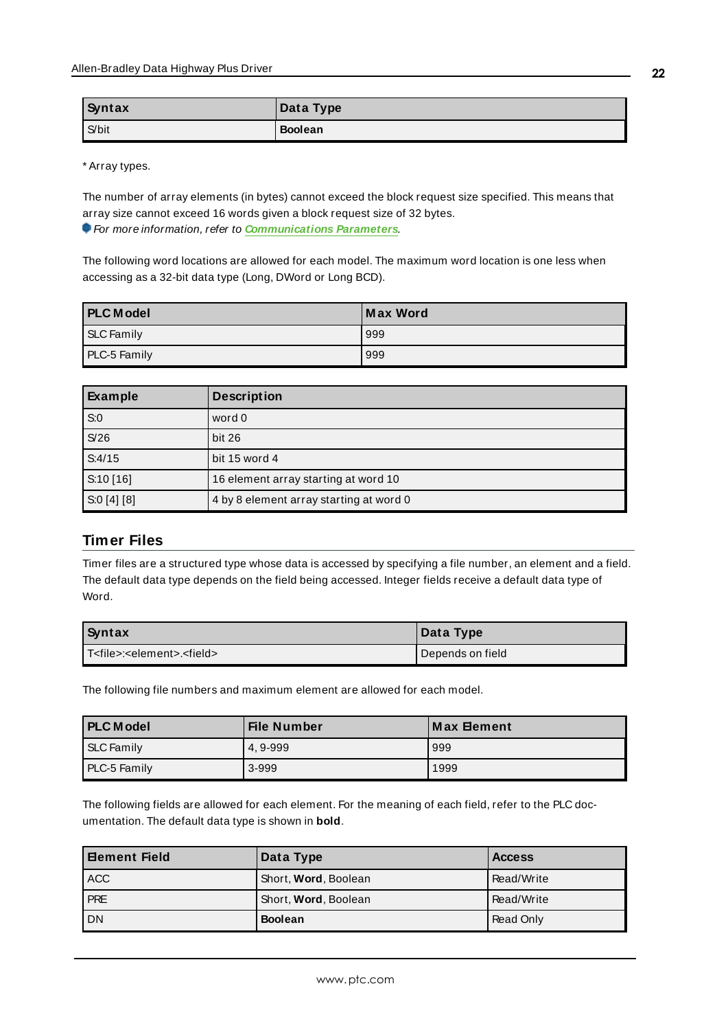| Syntax | Data Type |
| --- | --- |
| S/bit | **Boolean** |

* Array types.

The number of array elements (in bytes) cannot exceed the block request size specified. This means that array size cannot exceed 16 words given a block request size of 32 bytes.
*For more information, refer to **Communications Parameters**.*

The following word locations are allowed for each model. The maximum word location is one less when accessing as a 32-bit data type (Long, DWord or Long BCD).

| PLC Model | Max Word |
| --- | --- |
| SLC Family | 999 |
| PLC-5 Family | 999 |

| Example | Description |
| --- | --- |
| S:0 | word 0 |
| S/26 | bit 26 |
| S:4/15 | bit 15 word 4 |
| S:10 [16] | 16 element array starting at word 10 |
| S:0 [4] [8] | 4 by 8 element array starting at word 0 |

## Timer Files

Timer files are a structured type whose data is accessed by specifying a file number, an element and a field. The default data type depends on the field being accessed. Integer fields receive a default data type of Word.

| Syntax | Data Type |
| --- | --- |
| T<file>:<element>.<field> | Depends on field |

The following file numbers and maximum element are allowed for each model.

| PLC Model | File Number | Max Element |
| --- | --- | --- |
| SLC Family | 4, 9-999 | 999 |
| PLC-5 Family | 3-999 | 1999 |

The following fields are allowed for each element. For the meaning of each field, refer to the PLC documentation. The default data type is shown in **bold**.

| Element Field | Data Type | Access |
| --- | --- | --- |
| ACC | Short, **Word**, Boolean | Read/Write |
| PRE | Short, **Word**, Boolean | Read/Write |
| DN | **Boolean** | Read Only |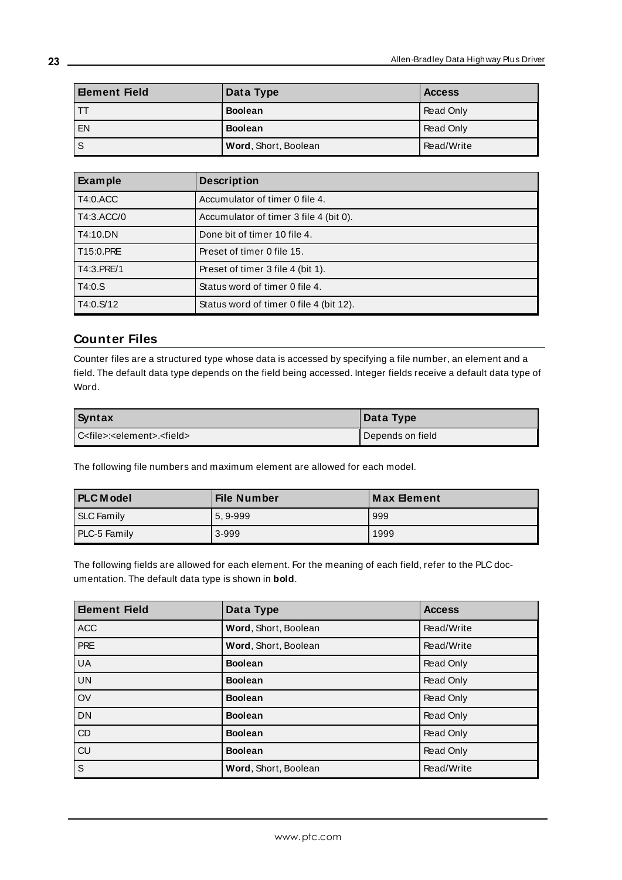| Element Field | Data Type | Access |
| --- | --- | --- |
| TT | **Boolean** | Read Only |
| EN | **Boolean** | Read Only |
| S | **Word**, Short, Boolean | Read/Write |

| Example | Description |
| --- | --- |
| T4:0.ACC | Accumulator of timer 0 file 4. |
| T4:3.ACC/0 | Accumulator of timer 3 file 4 (bit 0). |
| T4:10.DN | Done bit of timer 10 file 4. |
| T15:0.PRE | Preset of timer 0 file 15. |
| T4:3.PRE/1 | Preset of timer 3 file 4 (bit 1). |
| T4:0.S | Status word of timer 0 file 4. |
| T4:0.S/12 | Status word of timer 0 file 4 (bit 12). |

## Counter Files

Counter files are a structured type whose data is accessed by specifying a file number, an element and a field. The default data type depends on the field being accessed. Integer fields receive a default data type of Word.

| Syntax | Data Type |
| --- | --- |
| C<file>:<element>.<field> | Depends on field |

The following file numbers and maximum element are allowed for each model.

| PLC Model | File Number | Max Element |
| --- | --- | --- |
| SLC Family | 5, 9-999 | 999 |
| PLC-5 Family | 3-999 | 1999 |

The following fields are allowed for each element. For the meaning of each field, refer to the PLC documentation. The default data type is shown in **bold**.

| Element Field | Data Type | Access |
| --- | --- | --- |
| ACC | **Word**, Short, Boolean | Read/Write |
| PRE | **Word**, Short, Boolean | Read/Write |
| UA | **Boolean** | Read Only |
| UN | **Boolean** | Read Only |
| OV | **Boolean** | Read Only |
| DN | **Boolean** | Read Only |
| CD | **Boolean** | Read Only |
| CU | **Boolean** | Read Only |
| S | **Word**, Short, Boolean | Read/Write |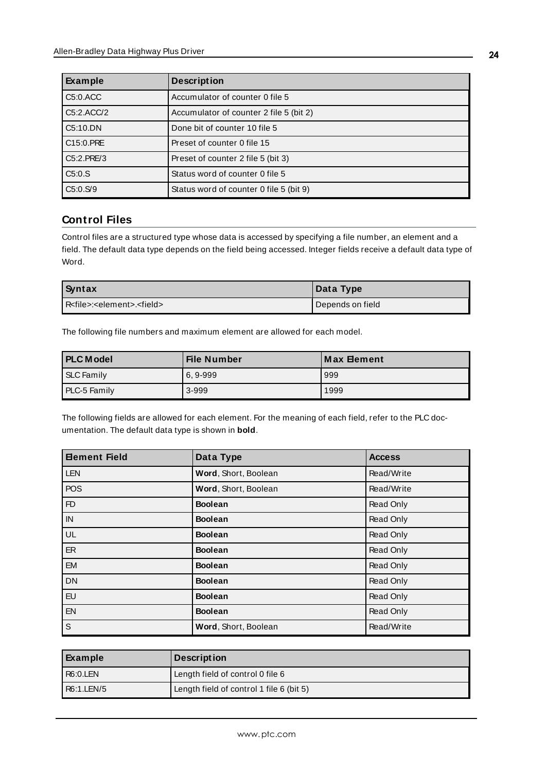| Example | Description |
| --- | --- |
| C5:0.ACC | Accumulator of counter 0 file 5 |
| C5:2.ACC/2 | Accumulator of counter 2 file 5 (bit 2) |
| C5:10.DN | Done bit of counter 10 file 5 |
| C15:0.PRE | Preset of counter 0 file 15 |
| C5:2.PRE/3 | Preset of counter 2 file 5 (bit 3) |
| C5:0.S | Status word of counter 0 file 5 |
| C5:0.S/9 | Status word of counter 0 file 5 (bit 9) |

## Control Files

Control files are a structured type whose data is accessed by specifying a file number, an element and a field. The default data type depends on the field being accessed. Integer fields receive a default data type of Word.

| Syntax | Data Type |
| --- | --- |
| R<file>:<element>.<field> | Depends on field |

The following file numbers and maximum element are allowed for each model.

| PLC Model | File Number | Max Element |
| --- | --- | --- |
| SLC Family | 6, 9-999 | 999 |
| PLC-5 Family | 3-999 | 1999 |

The following fields are allowed for each element. For the meaning of each field, refer to the PLC documentation. The default data type is shown in **bold**.

| Element Field | Data Type | Access |
| --- | --- | --- |
| LEN | **Word**, Short, Boolean | Read/Write |
| POS | **Word**, Short, Boolean | Read/Write |
| FD | **Boolean** | Read Only |
| IN | **Boolean** | Read Only |
| UL | **Boolean** | Read Only |
| ER | **Boolean** | Read Only |
| EM | **Boolean** | Read Only |
| DN | **Boolean** | Read Only |
| EU | **Boolean** | Read Only |
| EN | **Boolean** | Read Only |
| S | **Word**, Short, Boolean | Read/Write |

| Example | Description |
| --- | --- |
| R6:0.LEN | Length field of control 0 file 6 |
| R6:1.LEN/5 | Length field of control 1 file 6 (bit 5) |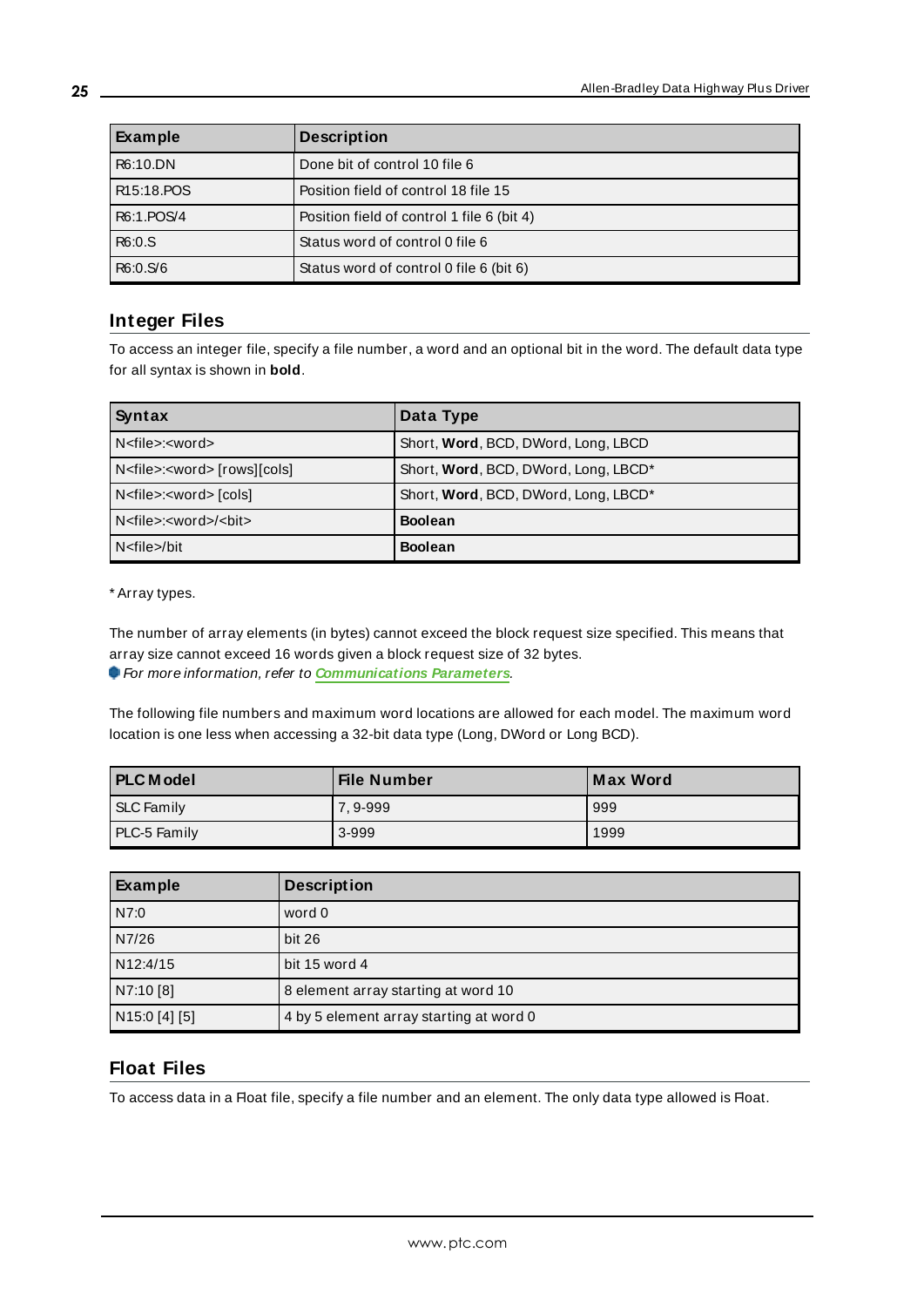| Example | Description |
| --- | --- |
| R6:10.DN | Done bit of control 10 file 6 |
| R15:18.POS | Position field of control 18 file 15 |
| R6:1.POS/4 | Position field of control 1 file 6 (bit 4) |
| R6:0.S | Status word of control 0 file 6 |
| R6:0.S/6 | Status word of control 0 file 6 (bit 6) |

## Integer Files

To access an integer file, specify a file number, a word and an optional bit in the word. The default data type for all syntax is shown in **bold**.

| Syntax | Data Type |
| --- | --- |
| N<file>:<word> | Short, **Word**, BCD, DWord, Long, LBCD |
| N<file>:<word> [rows][cols] | Short, **Word**, BCD, DWord, Long, LBCD* |
| N<file>:<word> [cols] | Short, **Word**, BCD, DWord, Long, LBCD* |
| N<file>:<word>/<bit> | **Boolean** |
| N<file>/bit | **Boolean** |

* Array types.

The number of array elements (in bytes) cannot exceed the block request size specified. This means that array size cannot exceed 16 words given a block request size of 32 bytes.
*For more information, refer to* ***Communications Parameters****.*

The following file numbers and maximum word locations are allowed for each model. The maximum word location is one less when accessing a 32-bit data type (Long, DWord or Long BCD).

| PLC Model | File Number | Max Word |
| --- | --- | --- |
| SLC Family | 7, 9-999 | 999 |
| PLC-5 Family | 3-999 | 1999 |

| Example | Description |
| --- | --- |
| N7:0 | word 0 |
| N7/26 | bit 26 |
| N12:4/15 | bit 15 word 4 |
| N7:10 [8] | 8 element array starting at word 10 |
| N15:0 [4] [5] | 4 by 5 element array starting at word 0 |

## Float Files

To access data in a Float file, specify a file number and an element. The only data type allowed is Float.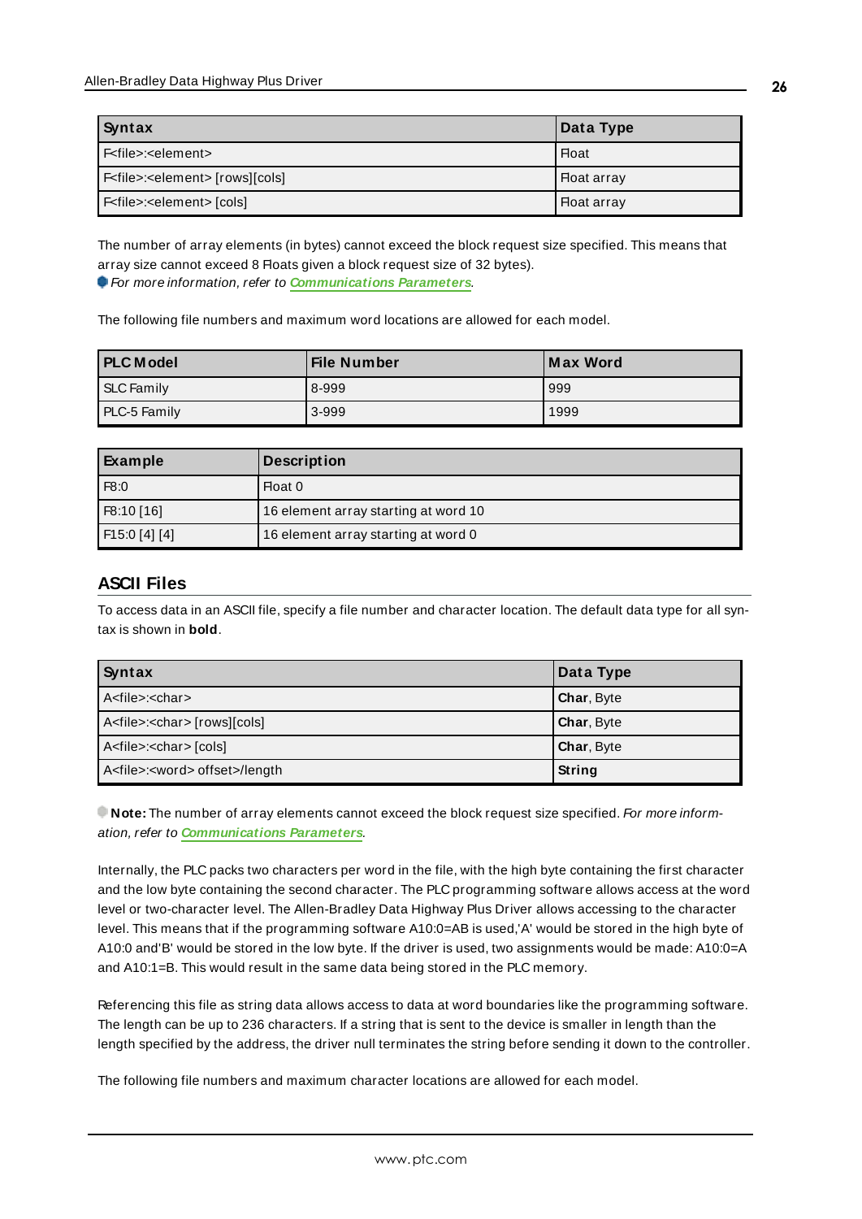| Syntax | Data Type |
| --- | --- |
| F<file>:<element> | Float |
| F<file>:<element> [rows][cols] | Float array |
| F<file>:<element> [cols] | Float array |

The number of array elements (in bytes) cannot exceed the block request size specified. This means that array size cannot exceed 8 Floats given a block request size of 32 bytes).
*For more information, refer to* ***Communications Parameters***.

The following file numbers and maximum word locations are allowed for each model.

| PLC Model | File Number | Max Word |
| --- | --- | --- |
| SLC Family | 8-999 | 999 |
| PLC-5 Family | 3-999 | 1999 |

| Example | Description |
| --- | --- |
| F8:0 | Float 0 |
| F8:10 [16] | 16 element array starting at word 10 |
| F15:0 [4] [4] | 16 element array starting at word 0 |

## ASCII Files

To access data in an ASCII file, specify a file number and character location. The default data type for all syntax is shown in **bold**.

| Syntax | Data Type |
| --- | --- |
| A<file>:<char> | **Char**, Byte |
| A<file>:<char> [rows][cols] | **Char**, Byte |
| A<file>:<char> [cols] | **Char**, Byte |
| A<file>:<word> offset>/length | **String** |

**Note:** The number of array elements cannot exceed the block request size specified. *For more information, refer to* ***Communications Parameters***.

Internally, the PLC packs two characters per word in the file, with the high byte containing the first character and the low byte containing the second character. The PLC programming software allows access at the word level or two-character level. The Allen-Bradley Data Highway Plus Driver allows accessing to the character level. This means that if the programming software A10:0=AB is used,'A' would be stored in the high byte of A10:0 and'B' would be stored in the low byte. If the driver is used, two assignments would be made: A10:0=A and A10:1=B. This would result in the same data being stored in the PLC memory.

Referencing this file as string data allows access to data at word boundaries like the programming software. The length can be up to 236 characters. If a string that is sent to the device is smaller in length than the length specified by the address, the driver null terminates the string before sending it down to the controller.

The following file numbers and maximum character locations are allowed for each model.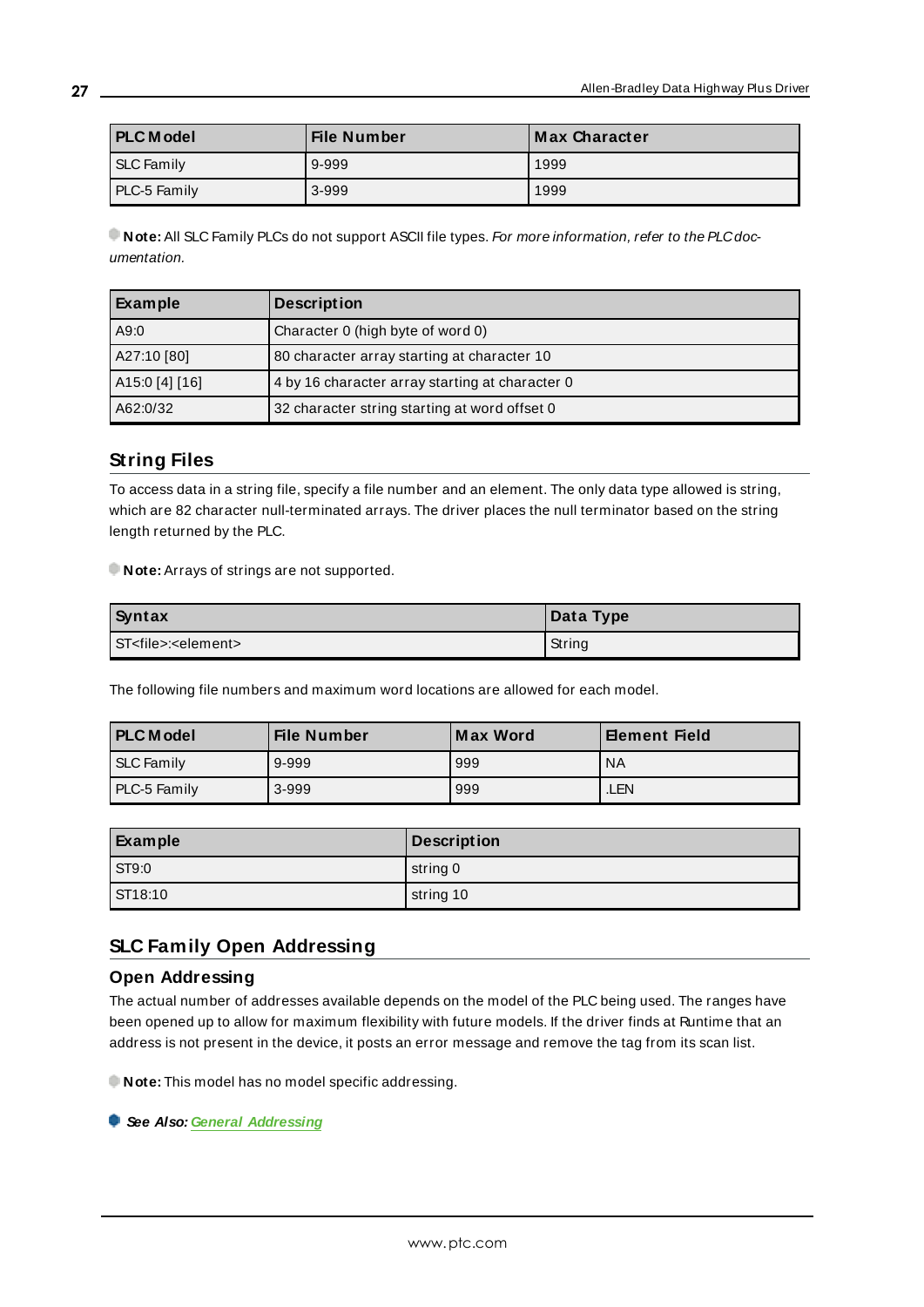| PLC Model | File Number | Max Character |
| --- | --- | --- |
| SLC Family | 9-999 | 1999 |
| PLC-5 Family | 3-999 | 1999 |

**Note:** All SLC Family PLCs do not support ASCII file types. *For more information, refer to the PLC documentation.*

| Example | Description |
| --- | --- |
| A9:0 | Character 0 (high byte of word 0) |
| A27:10 [80] | 80 character array starting at character 10 |
| A15:0 [4] [16] | 4 by 16 character array starting at character 0 |
| A62:0/32 | 32 character string starting at word offset 0 |

## String Files

To access data in a string file, specify a file number and an element. The only data type allowed is string, which are 82 character null-terminated arrays. The driver places the null terminator based on the string length returned by the PLC.

**Note:** Arrays of strings are not supported.

| Syntax | Data Type |
| --- | --- |
| ST<file>:<element> | String |

The following file numbers and maximum word locations are allowed for each model.

| PLC Model | File Number | Max Word | Element Field |
| --- | --- | --- | --- |
| SLC Family | 9-999 | 999 | NA |
| PLC-5 Family | 3-999 | 999 | .LEN |

| Example | Description |
| --- | --- |
| ST9:0 | string 0 |
| ST18:10 | string 10 |

## SLC Family Open Addressing

### Open Addressing

The actual number of addresses available depends on the model of the PLC being used. The ranges have been opened up to allow for maximum flexibility with future models. If the driver finds at Runtime that an address is not present in the device, it posts an error message and remove the tag from its scan list.

**Note:** This model has no model specific addressing.

***See Also:*** ***General Addressing***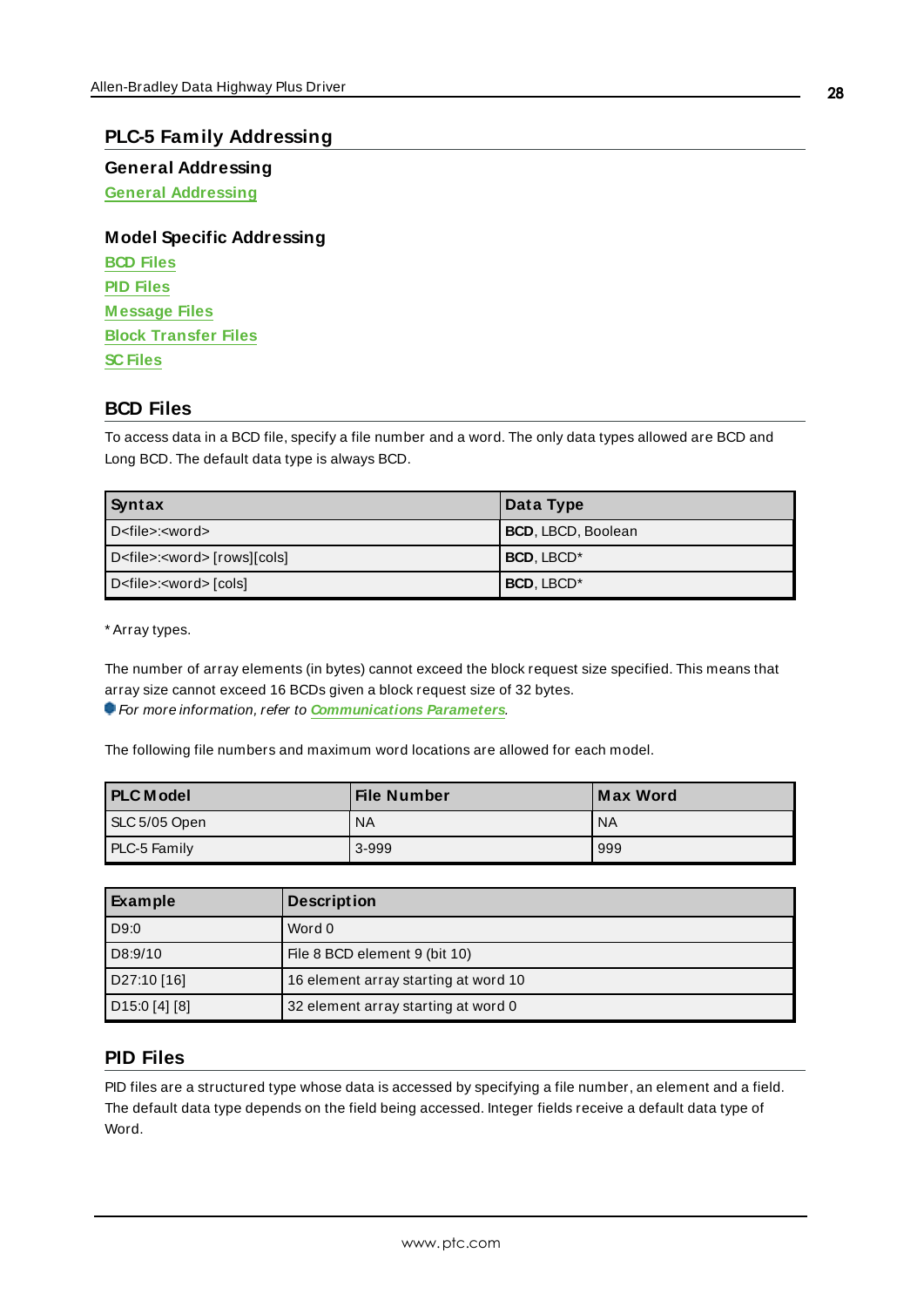# PLC-5 Family Addressing

## General Addressing

General Addressing

## Model Specific Addressing

BCD Files
PID Files
Message Files
Block Transfer Files
SC Files

## BCD Files

To access data in a BCD file, specify a file number and a word. The only data types allowed are BCD and Long BCD. The default data type is always BCD.

| Syntax | Data Type |
|---|---|
| D<file>:<word> | **BCD**, LBCD, Boolean |
| D<file>:<word> [rows][cols] | **BCD**, LBCD* |
| D<file>:<word> [cols] | **BCD**, LBCD* |

* Array types.

The number of array elements (in bytes) cannot exceed the block request size specified. This means that array size cannot exceed 16 BCDs given a block request size of 32 bytes.
*For more information, refer to Communications Parameters.*

The following file numbers and maximum word locations are allowed for each model.

| PLC Model | File Number | Max Word |
|---|---|---|
| SLC 5/05 Open | NA | NA |
| PLC-5 Family | 3-999 | 999 |

| Example | Description |
|---|---|
| D9:0 | Word 0 |
| D8:9/10 | File 8 BCD element 9 (bit 10) |
| D27:10 [16] | 16 element array starting at word 10 |
| D15:0 [4] [8] | 32 element array starting at word 0 |

## PID Files

PID files are a structured type whose data is accessed by specifying a file number, an element and a field. The default data type depends on the field being accessed. Integer fields receive a default data type of Word.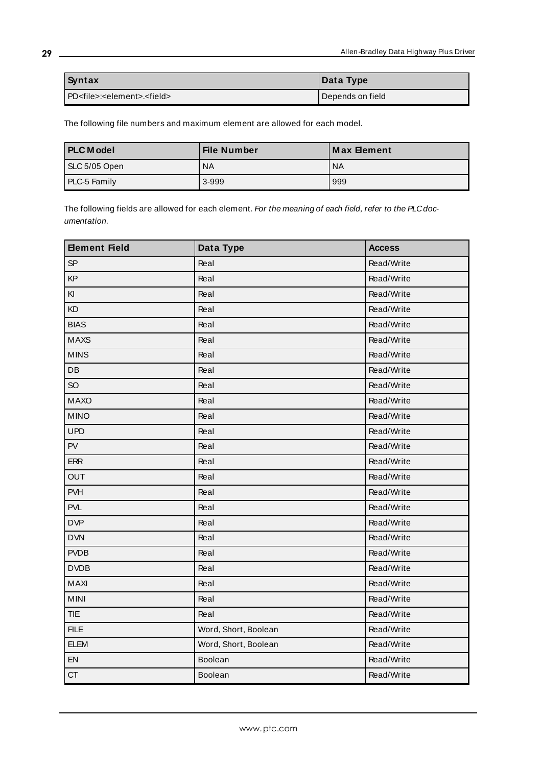| Syntax | Data Type |
|---|---|
| PD<file>:<element>.<field> | Depends on field |

The following file numbers and maximum element are allowed for each model.

| PLC Model | File Number | Max Element |
|---|---|---|
| SLC 5/05 Open | NA | NA |
| PLC-5 Family | 3-999 | 999 |

The following fields are allowed for each element. *For the meaning of each field, refer to the PLC documentation.*

| Element Field | Data Type | Access |
|---|---|---|
| SP | Real | Read/Write |
| KP | Real | Read/Write |
| KI | Real | Read/Write |
| KD | Real | Read/Write |
| BIAS | Real | Read/Write |
| MAXS | Real | Read/Write |
| MINS | Real | Read/Write |
| DB | Real | Read/Write |
| SO | Real | Read/Write |
| MAXO | Real | Read/Write |
| MINO | Real | Read/Write |
| UPD | Real | Read/Write |
| PV | Real | Read/Write |
| ERR | Real | Read/Write |
| OUT | Real | Read/Write |
| PVH | Real | Read/Write |
| PVL | Real | Read/Write |
| DVP | Real | Read/Write |
| DVN | Real | Read/Write |
| PVDB | Real | Read/Write |
| DVDB | Real | Read/Write |
| MAXI | Real | Read/Write |
| MINI | Real | Read/Write |
| TIE | Real | Read/Write |
| FILE | Word, Short, Boolean | Read/Write |
| ELEM | Word, Short, Boolean | Read/Write |
| EN | Boolean | Read/Write |
| CT | Boolean | Read/Write |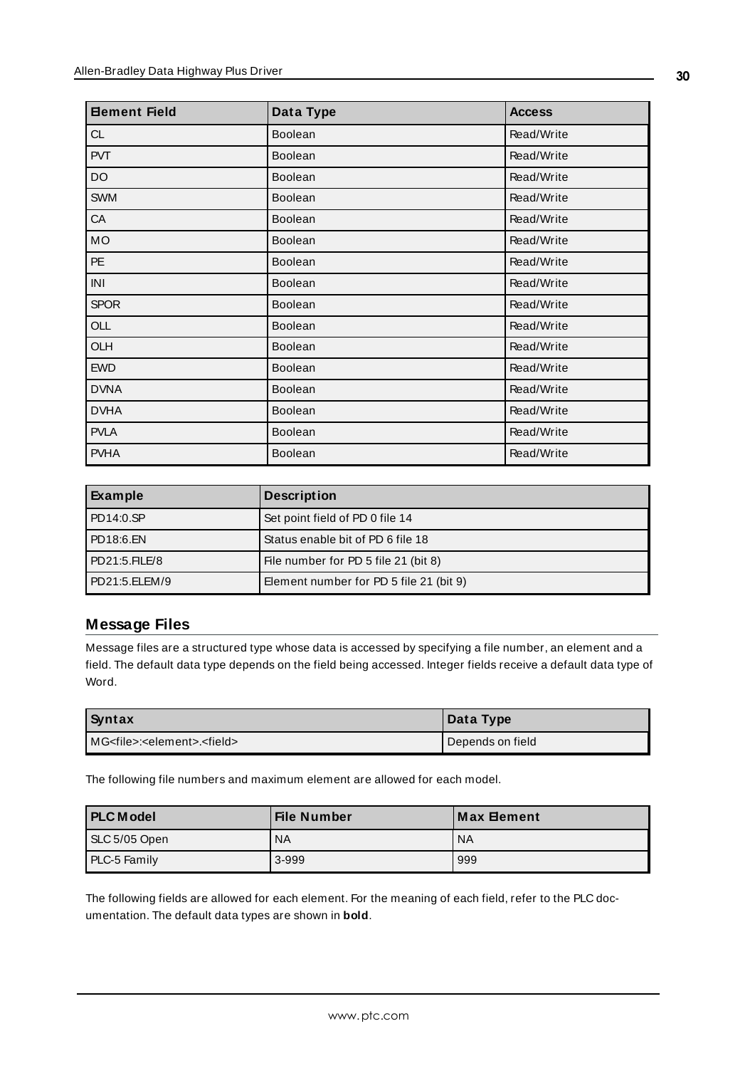| Element Field | Data Type | Access |
|---|---|---|
| CL | Boolean | Read/Write |
| PVT | Boolean | Read/Write |
| DO | Boolean | Read/Write |
| SWM | Boolean | Read/Write |
| CA | Boolean | Read/Write |
| MO | Boolean | Read/Write |
| PE | Boolean | Read/Write |
| INI | Boolean | Read/Write |
| SPOR | Boolean | Read/Write |
| OLL | Boolean | Read/Write |
| OLH | Boolean | Read/Write |
| EWD | Boolean | Read/Write |
| DVNA | Boolean | Read/Write |
| DVHA | Boolean | Read/Write |
| PVLA | Boolean | Read/Write |
| PVHA | Boolean | Read/Write |

| Example | Description |
|---|---|
| PD14:0.SP | Set point field of PD 0 file 14 |
| PD18:6.EN | Status enable bit of PD 6 file 18 |
| PD21:5.FILE/8 | File number for PD 5 file 21 (bit 8) |
| PD21:5.ELEM/9 | Element number for PD 5 file 21 (bit 9) |

## Message Files

Message files are a structured type whose data is accessed by specifying a file number, an element and a field. The default data type depends on the field being accessed. Integer fields receive a default data type of Word.

| Syntax | Data Type |
|---|---|
| MG<file>:<element>.<field> | Depends on field |

The following file numbers and maximum element are allowed for each model.

| PLC Model | File Number | Max Element |
|---|---|---|
| SLC 5/05 Open | NA | NA |
| PLC-5 Family | 3-999 | 999 |

The following fields are allowed for each element. For the meaning of each field, refer to the PLC documentation. The default data types are shown in **bold**.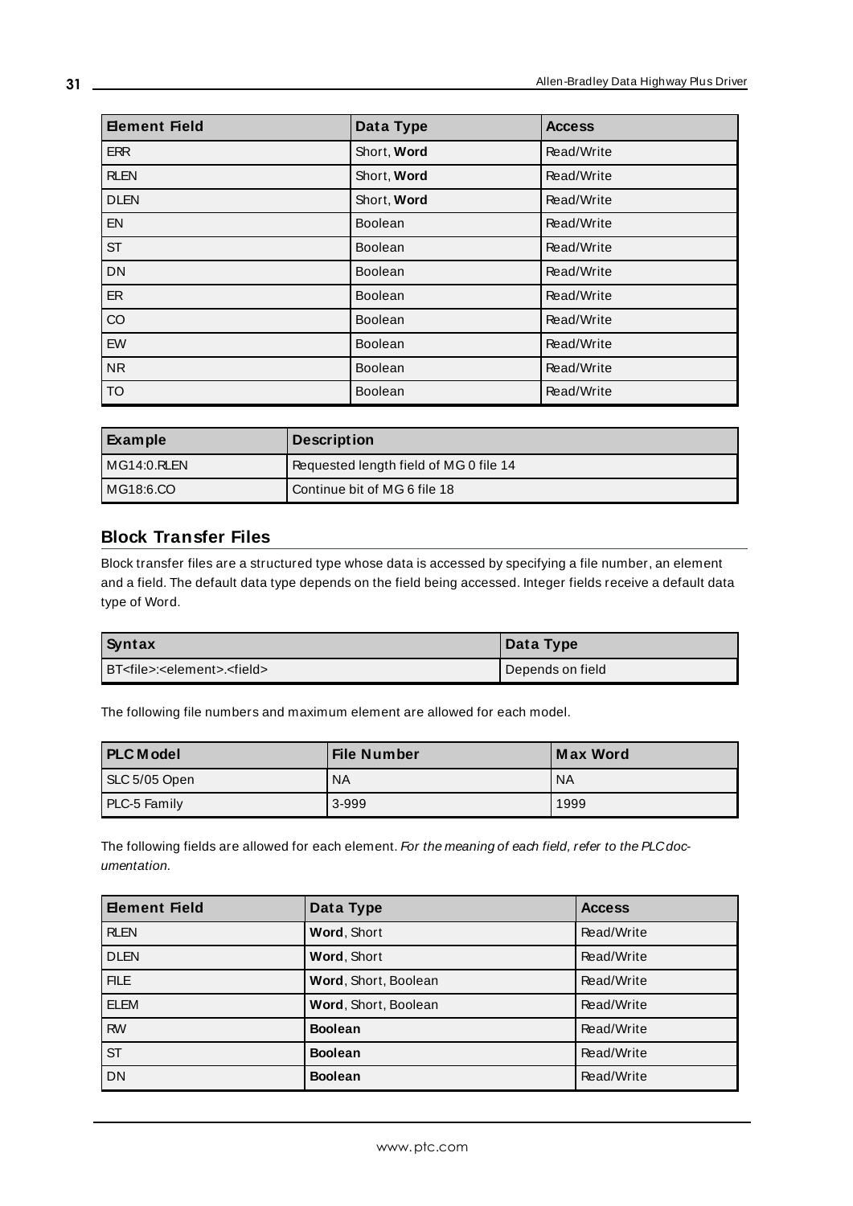| Element Field | Data Type | Access |
|---|---|---|
| ERR | Short, **Word** | Read/Write |
| RLEN | Short, **Word** | Read/Write |
| DLEN | Short, **Word** | Read/Write |
| EN | Boolean | Read/Write |
| ST | Boolean | Read/Write |
| DN | Boolean | Read/Write |
| ER | Boolean | Read/Write |
| CO | Boolean | Read/Write |
| EW | Boolean | Read/Write |
| NR | Boolean | Read/Write |
| TO | Boolean | Read/Write |

| Example | Description |
|---|---|
| MG14:0.RLEN | Requested length field of MG 0 file 14 |
| MG18:6.CO | Continue bit of MG 6 file 18 |

### Block Transfer Files

Block transfer files are a structured type whose data is accessed by specifying a file number, an element and a field. The default data type depends on the field being accessed. Integer fields receive a default data type of Word.

| Syntax | Data Type |
|---|---|
| BT<file>:<element>.<field> | Depends on field |

The following file numbers and maximum element are allowed for each model.

| PLC Model | File Number | Max Word |
|---|---|---|
| SLC 5/05 Open | NA | NA |
| PLC-5 Family | 3-999 | 1999 |

The following fields are allowed for each element. *For the meaning of each field, refer to the PLC documentation.*

| Element Field | Data Type | Access |
|---|---|---|
| RLEN | **Word**, Short | Read/Write |
| DLEN | **Word**, Short | Read/Write |
| FILE | **Word**, Short, Boolean | Read/Write |
| ELEM | **Word**, Short, Boolean | Read/Write |
| RW | **Boolean** | Read/Write |
| ST | **Boolean** | Read/Write |
| DN | **Boolean** | Read/Write |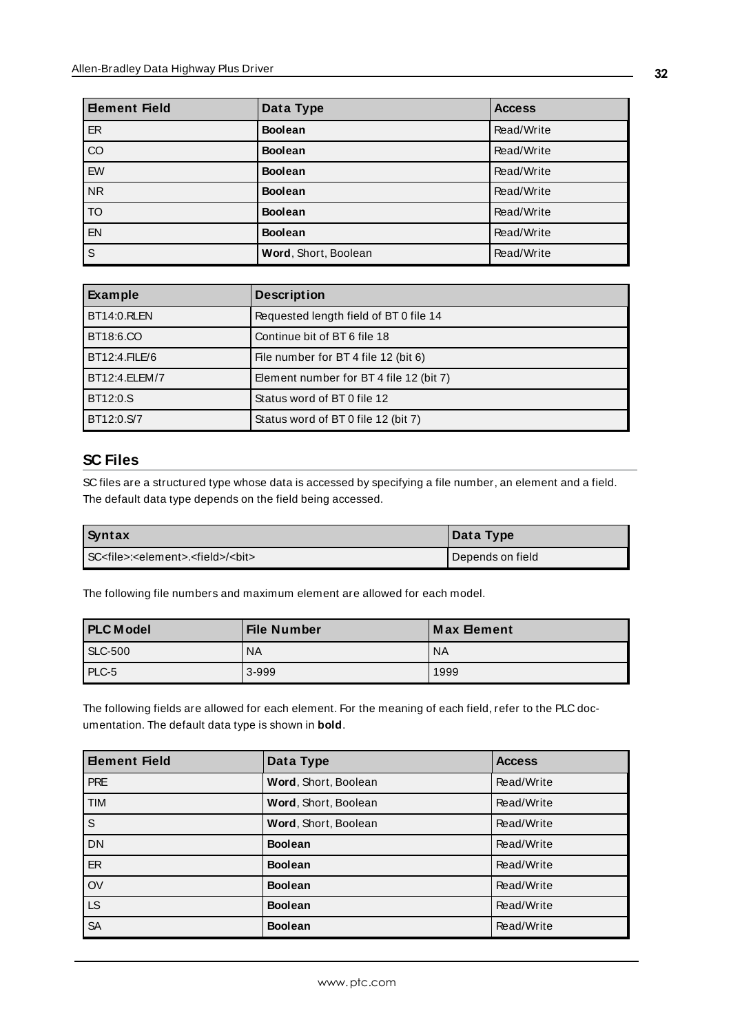| Element Field | Data Type | Access |
|---|---|---|
| ER | **Boolean** | Read/Write |
| CO | **Boolean** | Read/Write |
| EW | **Boolean** | Read/Write |
| NR | **Boolean** | Read/Write |
| TO | **Boolean** | Read/Write |
| EN | **Boolean** | Read/Write |
| S | **Word**, Short, Boolean | Read/Write |

| Example | Description |
|---|---|
| BT14:0.RLEN | Requested length field of BT 0 file 14 |
| BT18:6.CO | Continue bit of BT 6 file 18 |
| BT12:4.FILE/6 | File number for BT 4 file 12 (bit 6) |
| BT12:4.ELEM/7 | Element number for BT 4 file 12 (bit 7) |
| BT12:0.S | Status word of BT 0 file 12 |
| BT12:0.S/7 | Status word of BT 0 file 12 (bit 7) |

## SC Files

SC files are a structured type whose data is accessed by specifying a file number, an element and a field. The default data type depends on the field being accessed.

| Syntax | Data Type |
|---|---|
| SC<file>:<element>.<field>/<bit> | Depends on field |

The following file numbers and maximum element are allowed for each model.

| PLC Model | File Number | Max Element |
|---|---|---|
| SLC-500 | NA | NA |
| PLC-5 | 3-999 | 1999 |

The following fields are allowed for each element. For the meaning of each field, refer to the PLC documentation. The default data type is shown in **bold**.

| Element Field | Data Type | Access |
|---|---|---|
| PRE | **Word**, Short, Boolean | Read/Write |
| TIM | **Word**, Short, Boolean | Read/Write |
| S | **Word**, Short, Boolean | Read/Write |
| DN | **Boolean** | Read/Write |
| ER | **Boolean** | Read/Write |
| OV | **Boolean** | Read/Write |
| LS | **Boolean** | Read/Write |
| SA | **Boolean** | Read/Write |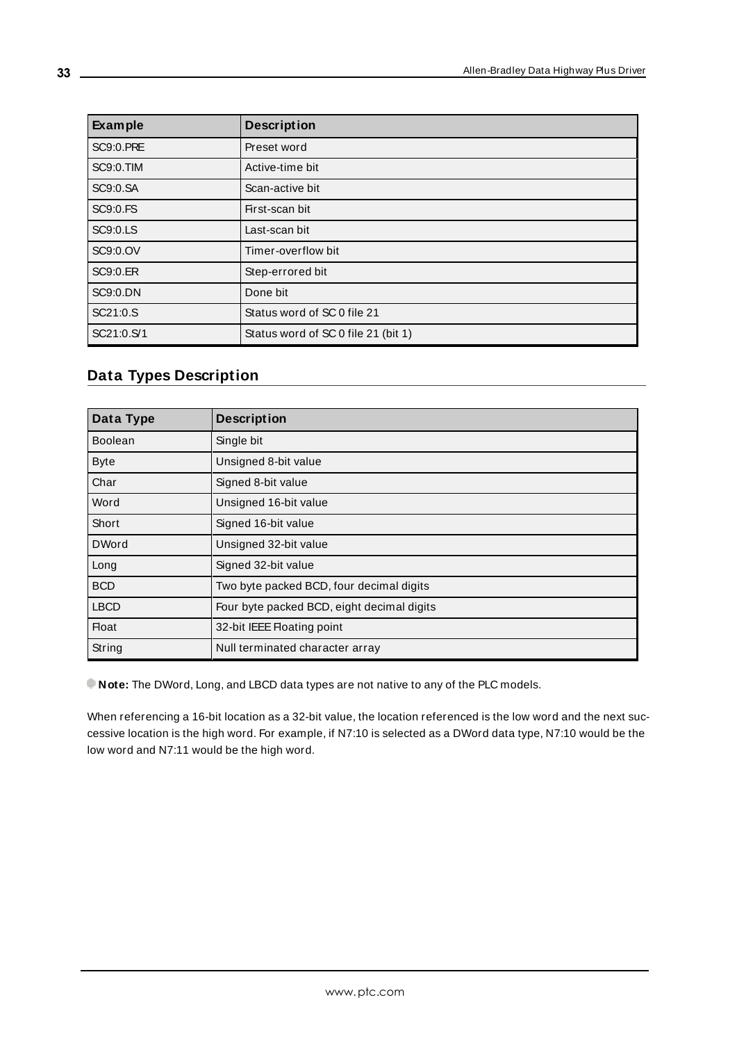| Example | Description |
| --- | --- |
| SC9:0.PRE | Preset word |
| SC9:0.TIM | Active-time bit |
| SC9:0.SA | Scan-active bit |
| SC9:0.FS | First-scan bit |
| SC9:0.LS | Last-scan bit |
| SC9:0.OV | Timer-overflow bit |
| SC9:0.ER | Step-errored bit |
| SC9:0.DN | Done bit |
| SC21:0.S | Status word of SC 0 file 21 |
| SC21:0.S/1 | Status word of SC 0 file 21 (bit 1) |

## Data Types Description

| Data Type | Description |
| --- | --- |
| Boolean | Single bit |
| Byte | Unsigned 8-bit value |
| Char | Signed 8-bit value |
| Word | Unsigned 16-bit value |
| Short | Signed 16-bit value |
| DWord | Unsigned 32-bit value |
| Long | Signed 32-bit value |
| BCD | Two byte packed BCD, four decimal digits |
| LBCD | Four byte packed BCD, eight decimal digits |
| Float | 32-bit IEEE Floating point |
| String | Null terminated character array |

**Note:** The DWord, Long, and LBCD data types are not native to any of the PLC models.

When referencing a 16-bit location as a 32-bit value, the location referenced is the low word and the next successive location is the high word. For example, if N7:10 is selected as a DWord data type, N7:10 would be the low word and N7:11 would be the high word.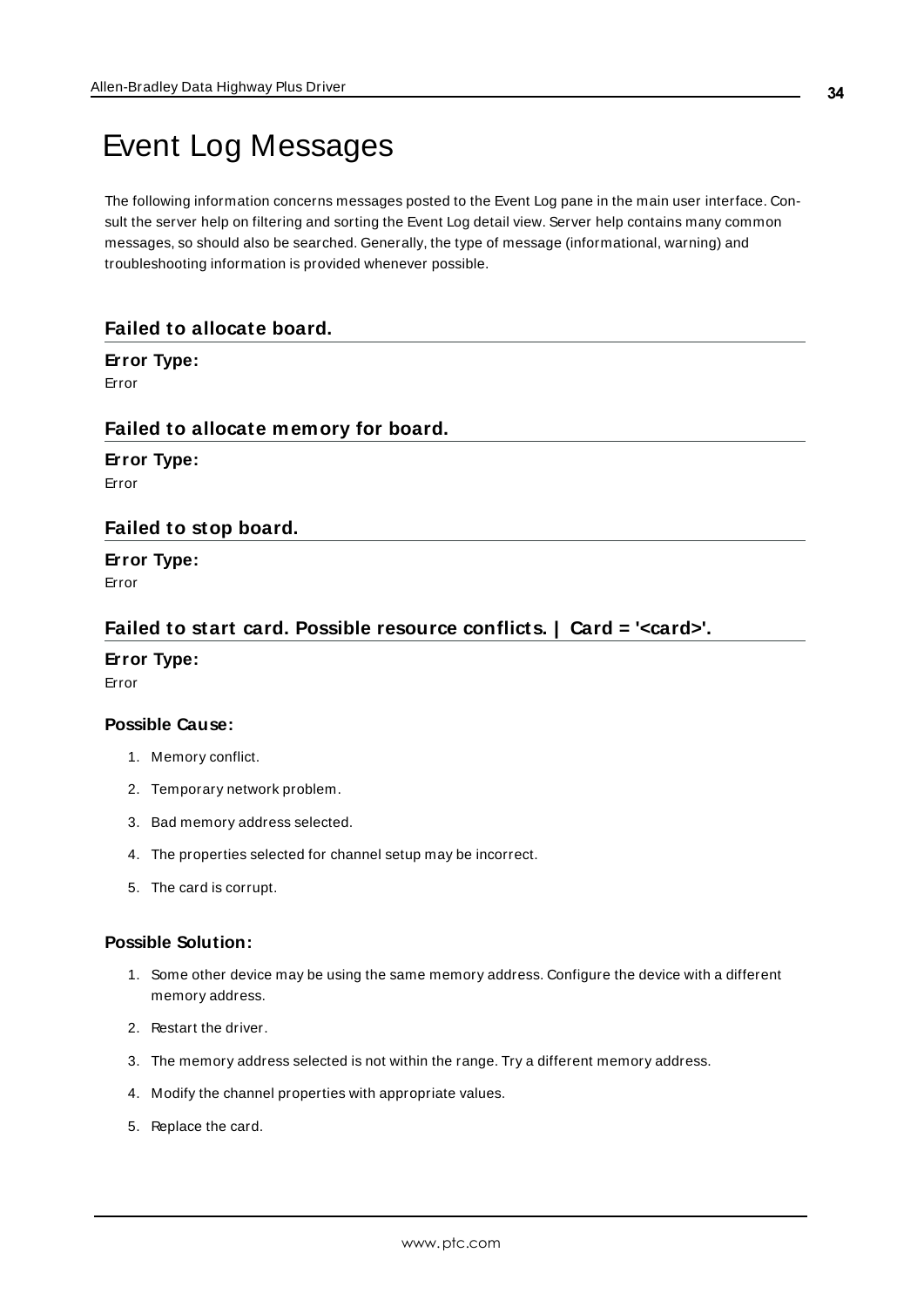# Event Log Messages

The following information concerns messages posted to the Event Log pane in the main user interface. Consult the server help on filtering and sorting the Event Log detail view. Server help contains many common messages, so should also be searched. Generally, the type of message (informational, warning) and troubleshooting information is provided whenever possible.

## Failed to allocate board.

**Error Type:**

Error

## Failed to allocate memory for board.

**Error Type:**

Error

## Failed to stop board.

**Error Type:**

Error

## Failed to start card. Possible resource conflicts. | Card = '<card>'.

**Error Type:**

Error

**Possible Cause:**

1. Memory conflict.
2. Temporary network problem.
3. Bad memory address selected.
4. The properties selected for channel setup may be incorrect.
5. The card is corrupt.

**Possible Solution:**

1. Some other device may be using the same memory address. Configure the device with a different memory address.
2. Restart the driver.
3. The memory address selected is not within the range. Try a different memory address.
4. Modify the channel properties with appropriate values.
5. Replace the card.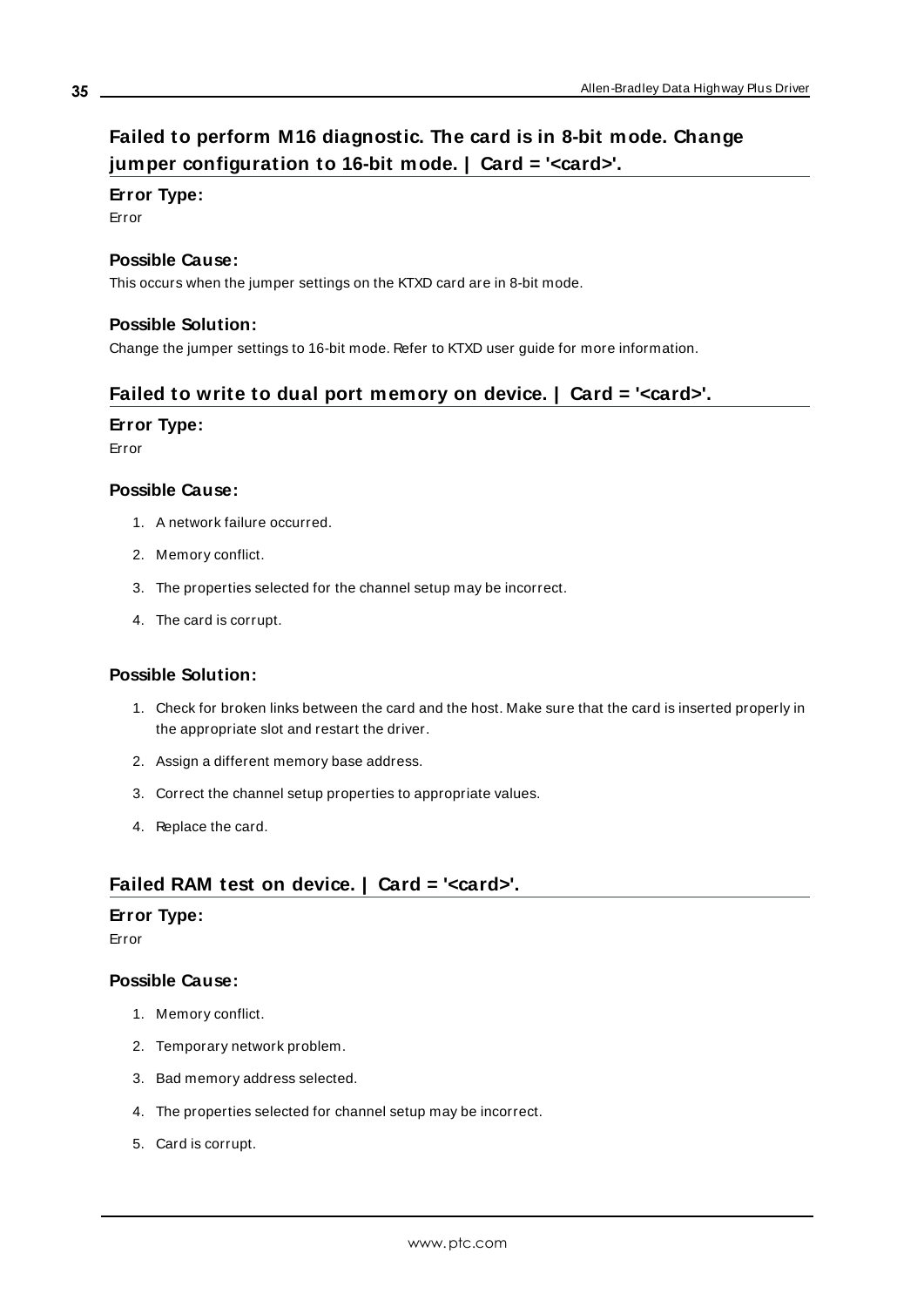## Failed to perform M16 diagnostic. The card is in 8-bit mode. Change jumper configuration to 16-bit mode. | Card = '<card>'.

### Error Type:

Error

### Possible Cause:

This occurs when the jumper settings on the KTXD card are in 8-bit mode.

### Possible Solution:

Change the jumper settings to 16-bit mode. Refer to KTXD user guide for more information.

## Failed to write to dual port memory on device. | Card = '<card>'.

### Error Type:

Error

### Possible Cause:

1. A network failure occurred.
2. Memory conflict.
3. The properties selected for the channel setup may be incorrect.
4. The card is corrupt.

### Possible Solution:

1. Check for broken links between the card and the host. Make sure that the card is inserted properly in the appropriate slot and restart the driver.
2. Assign a different memory base address.
3. Correct the channel setup properties to appropriate values.
4. Replace the card.

## Failed RAM test on device. | Card = '<card>'.

### Error Type:

Error

### Possible Cause:

1. Memory conflict.
2. Temporary network problem.
3. Bad memory address selected.
4. The properties selected for channel setup may be incorrect.
5. Card is corrupt.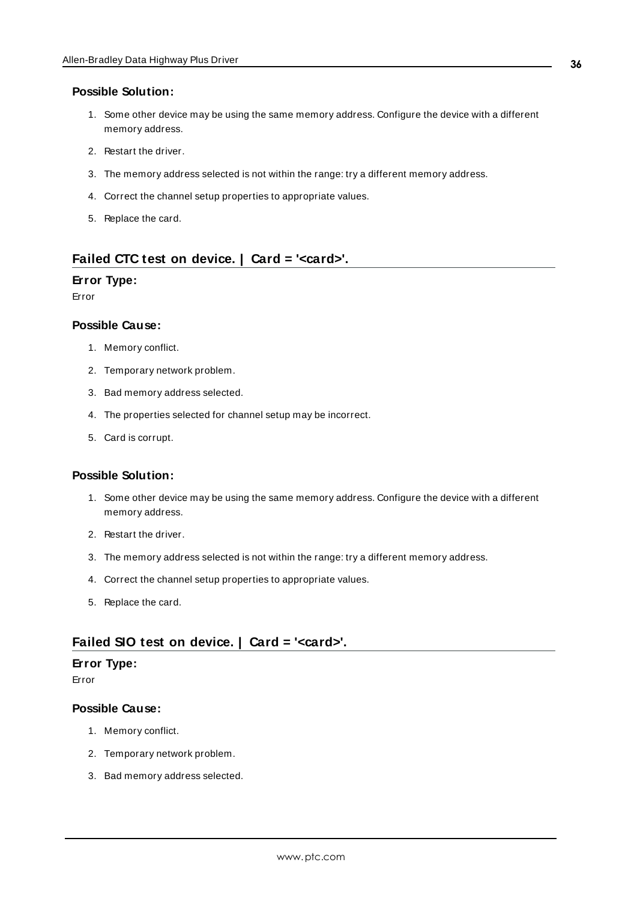### Possible Solution:

1. Some other device may be using the same memory address. Configure the device with a different memory address.
2. Restart the driver.
3. The memory address selected is not within the range: try a different memory address.
4. Correct the channel setup properties to appropriate values.
5. Replace the card.

## Failed CTC test on device. | Card = '<card>'.

### Error Type:

Error

### Possible Cause:

1. Memory conflict.
2. Temporary network problem.
3. Bad memory address selected.
4. The properties selected for channel setup may be incorrect.
5. Card is corrupt.

### Possible Solution:

1. Some other device may be using the same memory address. Configure the device with a different memory address.
2. Restart the driver.
3. The memory address selected is not within the range: try a different memory address.
4. Correct the channel setup properties to appropriate values.
5. Replace the card.

## Failed SIO test on device. | Card = '<card>'.

### Error Type:

Error

### Possible Cause:

1. Memory conflict.
2. Temporary network problem.
3. Bad memory address selected.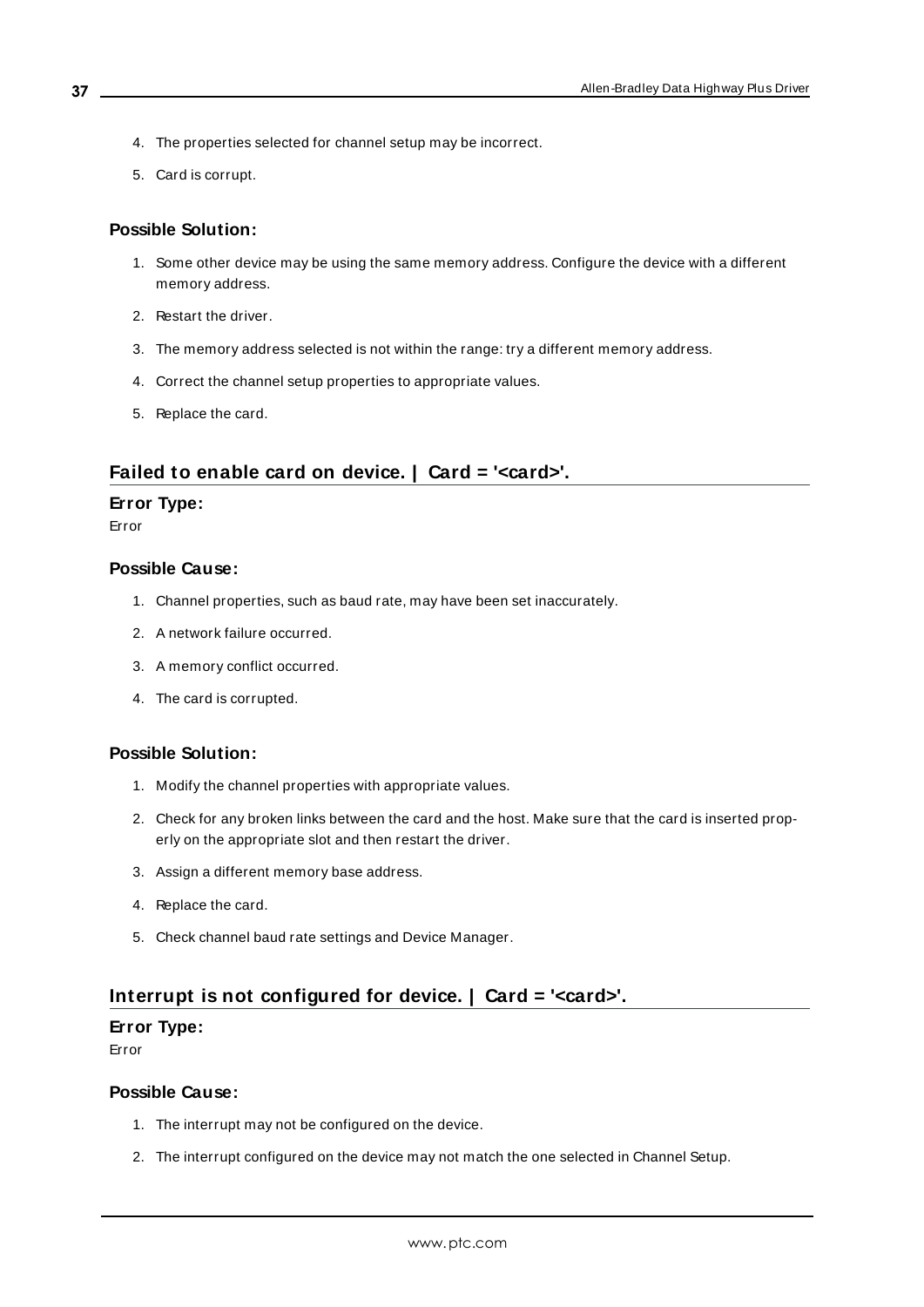4. The properties selected for channel setup may be incorrect.
5. Card is corrupt.

### Possible Solution:

1. Some other device may be using the same memory address. Configure the device with a different memory address.
2. Restart the driver.
3. The memory address selected is not within the range: try a different memory address.
4. Correct the channel setup properties to appropriate values.
5. Replace the card.

## Failed to enable card on device. | Card = '<card>'.

### Error Type:

Error

### Possible Cause:

1. Channel properties, such as baud rate, may have been set inaccurately.
2. A network failure occurred.
3. A memory conflict occurred.
4. The card is corrupted.

### Possible Solution:

1. Modify the channel properties with appropriate values.
2. Check for any broken links between the card and the host. Make sure that the card is inserted properly on the appropriate slot and then restart the driver.
3. Assign a different memory base address.
4. Replace the card.
5. Check channel baud rate settings and Device Manager.

## Interrupt is not configured for device. | Card = '<card>'.

### Error Type:

Error

### Possible Cause:

1. The interrupt may not be configured on the device.
2. The interrupt configured on the device may not match the one selected in Channel Setup.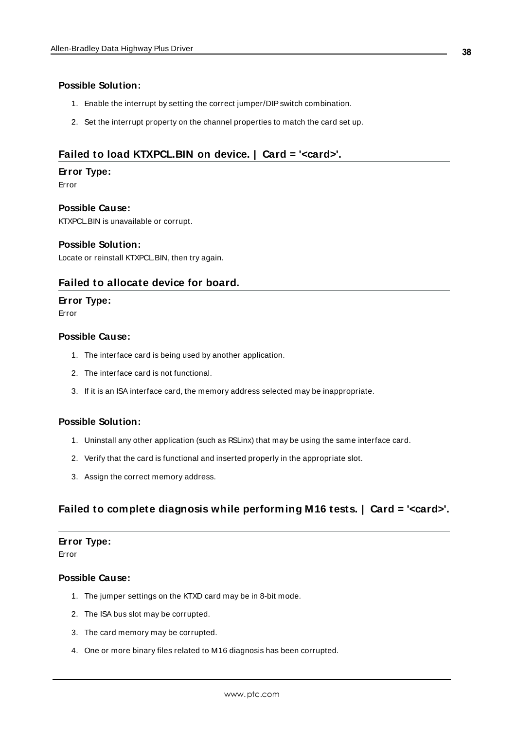#### Possible Solution:

1. Enable the interrupt by setting the correct jumper/DIP switch combination.
2. Set the interrupt property on the channel properties to match the card set up.

### Failed to load KTXPCL.BIN on device. | Card = '<card>'.

#### Error Type:

Error

#### Possible Cause:

KTXPCL.BIN is unavailable or corrupt.

#### Possible Solution:

Locate or reinstall KTXPCL.BIN, then try again.

### Failed to allocate device for board.

#### Error Type:

Error

#### Possible Cause:

1. The interface card is being used by another application.
2. The interface card is not functional.
3. If it is an ISA interface card, the memory address selected may be inappropriate.

#### Possible Solution:

1. Uninstall any other application (such as RSLinx) that may be using the same interface card.
2. Verify that the card is functional and inserted properly in the appropriate slot.
3. Assign the correct memory address.

### Failed to complete diagnosis while performing M16 tests. | Card = '<card>'.

#### Error Type:

Error

#### Possible Cause:

1. The jumper settings on the KTXD card may be in 8-bit mode.
2. The ISA bus slot may be corrupted.
3. The card memory may be corrupted.
4. One or more binary files related to M16 diagnosis has been corrupted.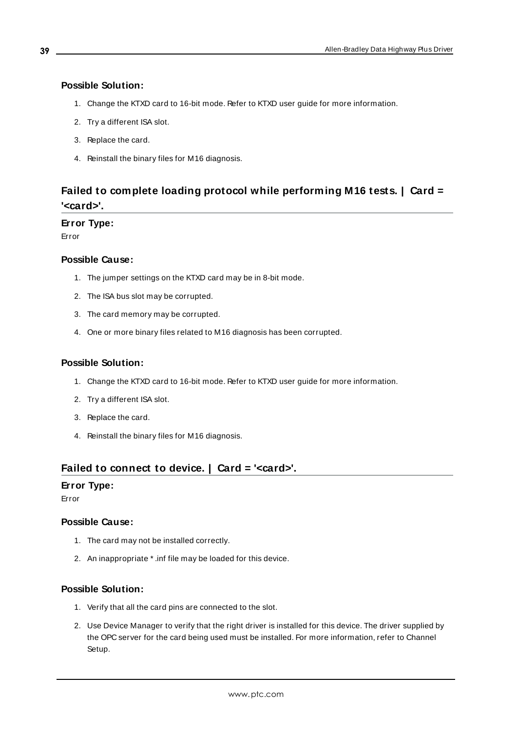### Possible Solution:

1. Change the KTXD card to 16-bit mode. Refer to KTXD user guide for more information.
2. Try a different ISA slot.
3. Replace the card.
4. Reinstall the binary files for M16 diagnosis.

## Failed to complete loading protocol while performing M16 tests. | Card = '<card>'.

### Error Type:

Error

### Possible Cause:

1. The jumper settings on the KTXD card may be in 8-bit mode.
2. The ISA bus slot may be corrupted.
3. The card memory may be corrupted.
4. One or more binary files related to M16 diagnosis has been corrupted.

### Possible Solution:

1. Change the KTXD card to 16-bit mode. Refer to KTXD user guide for more information.
2. Try a different ISA slot.
3. Replace the card.
4. Reinstall the binary files for M16 diagnosis.

## Failed to connect to device. | Card = '<card>'.

### Error Type:

Error

### Possible Cause:

1. The card may not be installed correctly.
2. An inappropriate *.inf file may be loaded for this device.

### Possible Solution:

1. Verify that all the card pins are connected to the slot.
2. Use Device Manager to verify that the right driver is installed for this device. The driver supplied by the OPC server for the card being used must be installed. For more information, refer to Channel Setup.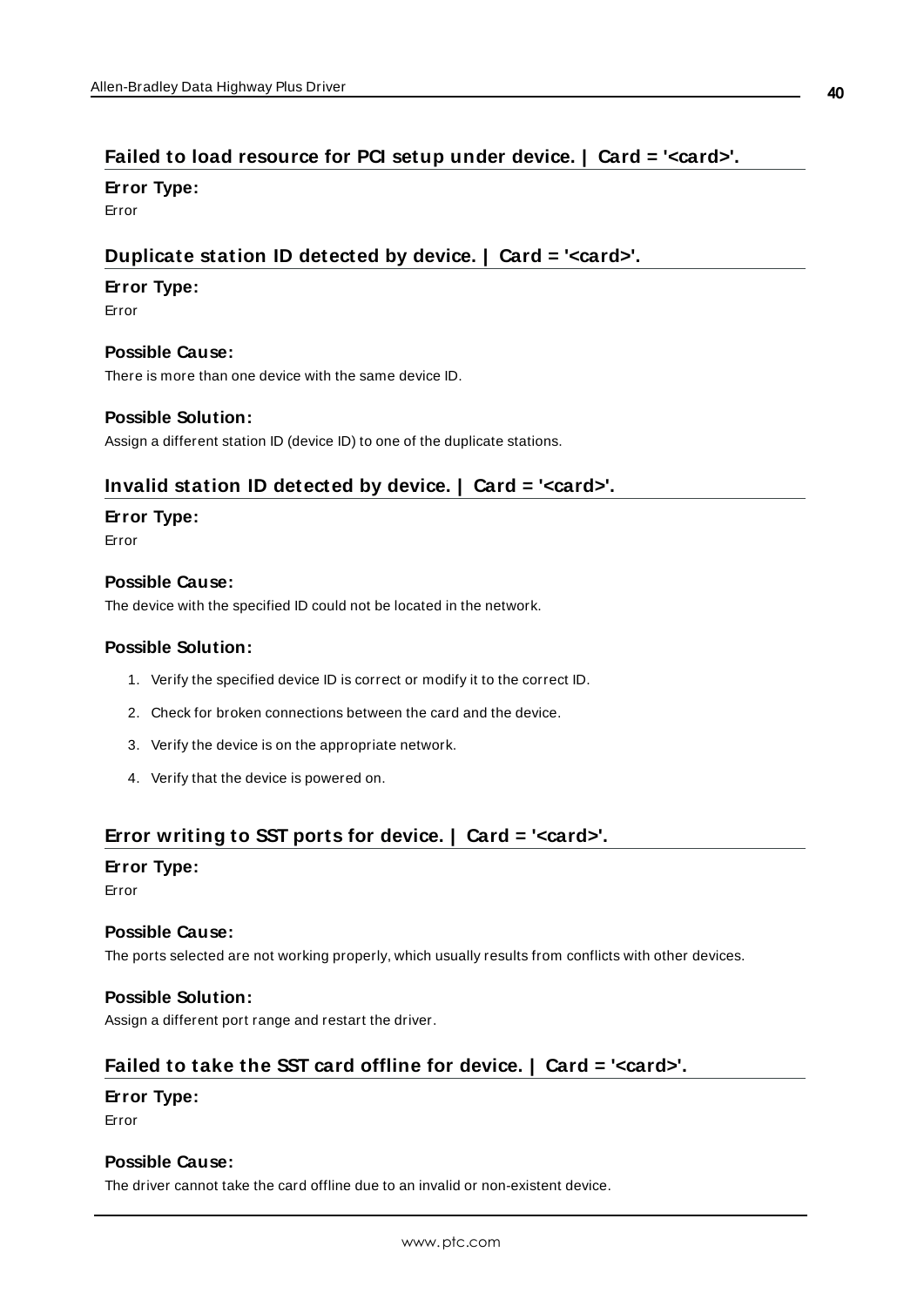## Failed to load resource for PCI setup under device. | Card = '<card>'.

**Error Type:**

Error

## Duplicate station ID detected by device. | Card = '<card>'.

**Error Type:**

Error

**Possible Cause:**

There is more than one device with the same device ID.

**Possible Solution:**

Assign a different station ID (device ID) to one of the duplicate stations.

## Invalid station ID detected by device. | Card = '<card>'.

**Error Type:**

Error

**Possible Cause:**

The device with the specified ID could not be located in the network.

**Possible Solution:**

1. Verify the specified device ID is correct or modify it to the correct ID.
2. Check for broken connections between the card and the device.
3. Verify the device is on the appropriate network.
4. Verify that the device is powered on.

## Error writing to SST ports for device. | Card = '<card>'.

**Error Type:**

Error

**Possible Cause:**

The ports selected are not working properly, which usually results from conflicts with other devices.

**Possible Solution:**

Assign a different port range and restart the driver.

## Failed to take the SST card offline for device. | Card = '<card>'.

**Error Type:**

Error

**Possible Cause:**

The driver cannot take the card offline due to an invalid or non-existent device.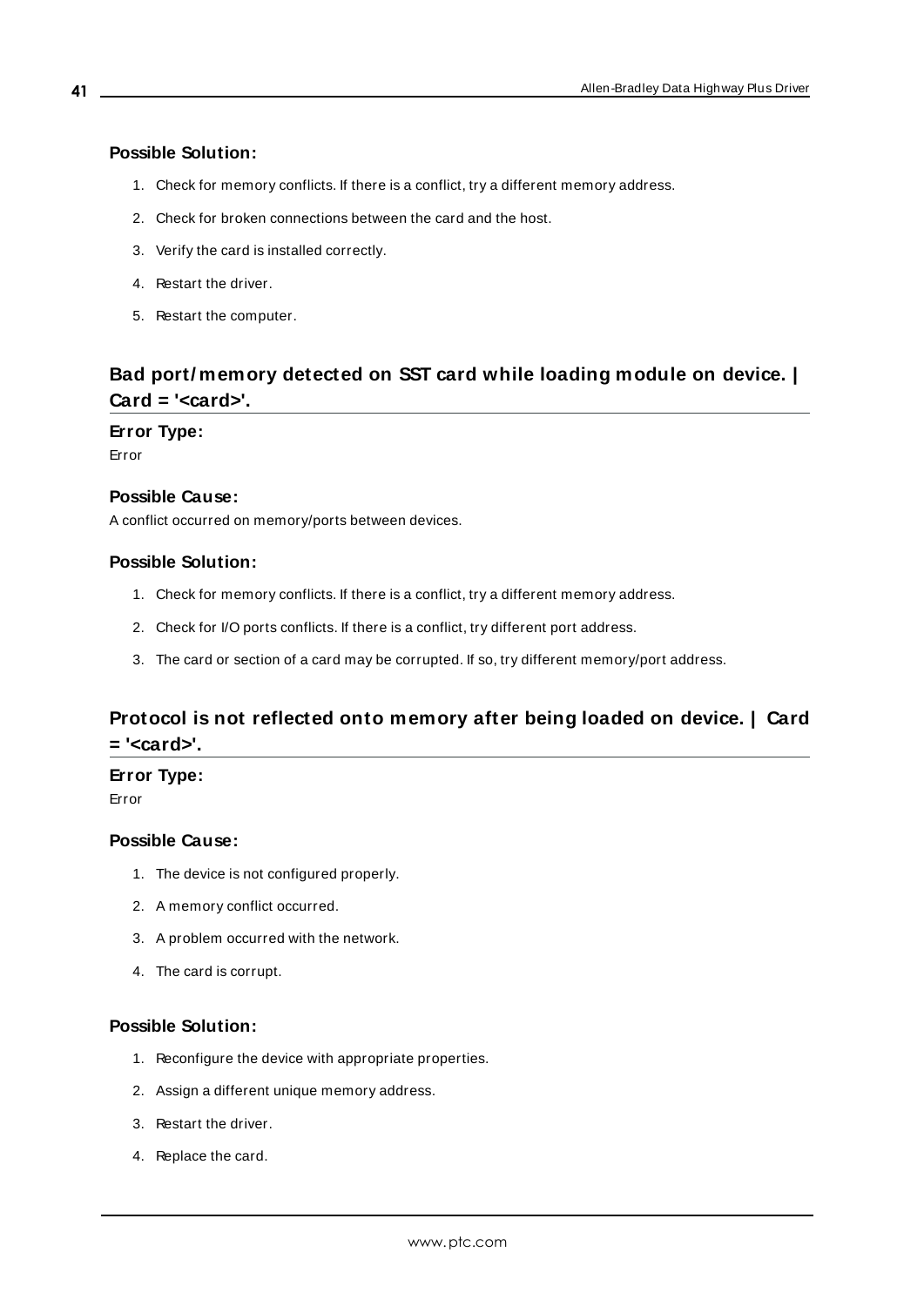### Possible Solution:

1. Check for memory conflicts. If there is a conflict, try a different memory address.
2. Check for broken connections between the card and the host.
3. Verify the card is installed correctly.
4. Restart the driver.
5. Restart the computer.

## Bad port/memory detected on SST card while loading module on device. | Card = '<card>'.

### Error Type:

Error

### Possible Cause:

A conflict occurred on memory/ports between devices.

### Possible Solution:

1. Check for memory conflicts. If there is a conflict, try a different memory address.
2. Check for I/O ports conflicts. If there is a conflict, try different port address.
3. The card or section of a card may be corrupted. If so, try different memory/port address.

## Protocol is not reflected onto memory after being loaded on device. | Card = '<card>'.

### Error Type:

Error

### Possible Cause:

1. The device is not configured properly.
2. A memory conflict occurred.
3. A problem occurred with the network.
4. The card is corrupt.

### Possible Solution:

1. Reconfigure the device with appropriate properties.
2. Assign a different unique memory address.
3. Restart the driver.
4. Replace the card.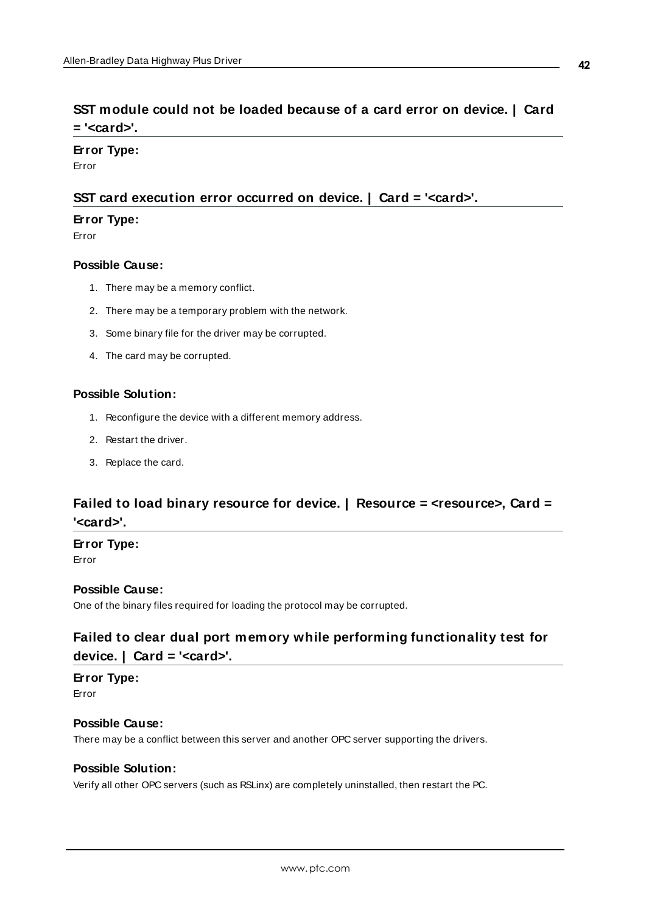## SST module could not be loaded because of a card error on device. | Card = '<card>'.

**Error Type:**

Error

## SST card execution error occurred on device. | Card = '<card>'.

**Error Type:**

Error

**Possible Cause:**

1. There may be a memory conflict.
2. There may be a temporary problem with the network.
3. Some binary file for the driver may be corrupted.
4. The card may be corrupted.

**Possible Solution:**

1. Reconfigure the device with a different memory address.
2. Restart the driver.
3. Replace the card.

## Failed to load binary resource for device. | Resource = <resource>, Card = '<card>'.

**Error Type:**

Error

**Possible Cause:**

One of the binary files required for loading the protocol may be corrupted.

## Failed to clear dual port memory while performing functionality test for device. | Card = '<card>'.

**Error Type:**

Error

**Possible Cause:**

There may be a conflict between this server and another OPC server supporting the drivers.

**Possible Solution:**

Verify all other OPC servers (such as RSLinx) are completely uninstalled, then restart the PC.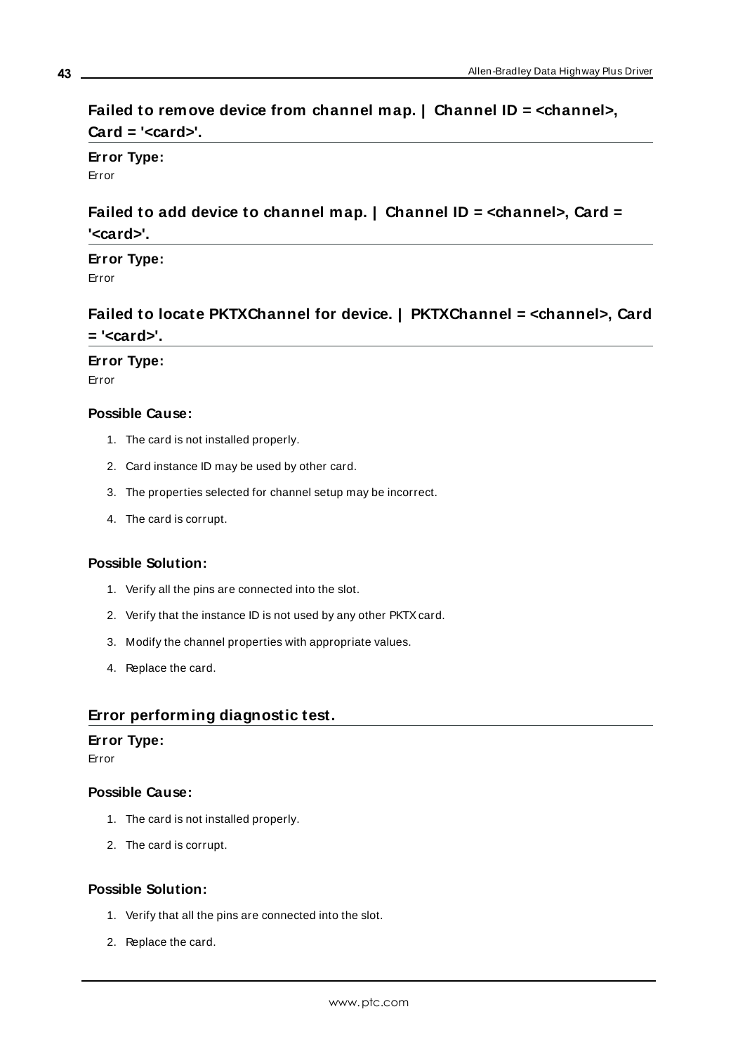## Failed to remove device from channel map. | Channel ID = <channel>, Card = '<card>'.

**Error Type:**

Error

## Failed to add device to channel map. | Channel ID = <channel>, Card = '<card>'.

**Error Type:**

Error

## Failed to locate PKTXChannel for device. | PKTXChannel = <channel>, Card = '<card>'.

**Error Type:**

Error

**Possible Cause:**

1. The card is not installed properly.
2. Card instance ID may be used by other card.
3. The properties selected for channel setup may be incorrect.
4. The card is corrupt.

**Possible Solution:**

1. Verify all the pins are connected into the slot.
2. Verify that the instance ID is not used by any other PKTX card.
3. Modify the channel properties with appropriate values.
4. Replace the card.

## Error performing diagnostic test.

**Error Type:**

Error

**Possible Cause:**

1. The card is not installed properly.
2. The card is corrupt.

**Possible Solution:**

1. Verify that all the pins are connected into the slot.
2. Replace the card.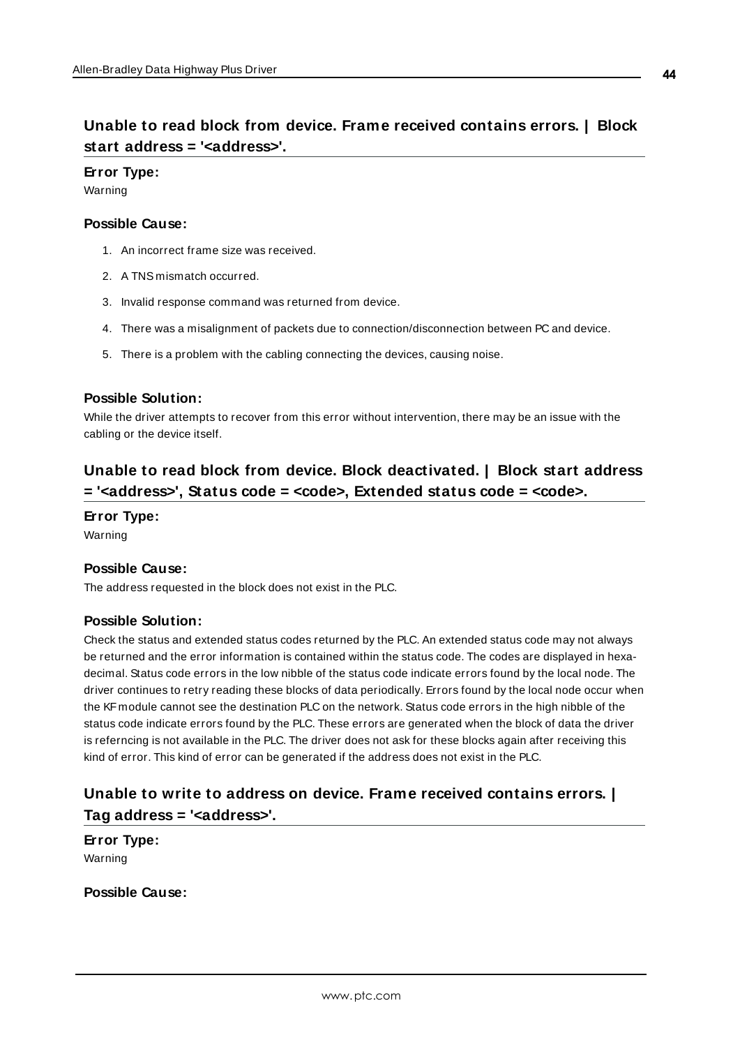## Unable to read block from device. Frame received contains errors. | Block start address = '<address>'.

**Error Type:**

Warning

**Possible Cause:**

1. An incorrect frame size was received.
2. A TNS mismatch occurred.
3. Invalid response command was returned from device.
4. There was a misalignment of packets due to connection/disconnection between PC and device.
5. There is a problem with the cabling connecting the devices, causing noise.

**Possible Solution:**

While the driver attempts to recover from this error without intervention, there may be an issue with the cabling or the device itself.

## Unable to read block from device. Block deactivated. | Block start address = '<address>', Status code = <code>, Extended status code = <code>.

**Error Type:**

Warning

**Possible Cause:**

The address requested in the block does not exist in the PLC.

**Possible Solution:**

Check the status and extended status codes returned by the PLC. An extended status code may not always be returned and the error information is contained within the status code. The codes are displayed in hexadecimal. Status code errors in the low nibble of the status code indicate errors found by the local node. The driver continues to retry reading these blocks of data periodically. Errors found by the local node occur when the KF module cannot see the destination PLC on the network. Status code errors in the high nibble of the status code indicate errors found by the PLC. These errors are generated when the block of data the driver is referncing is not available in the PLC. The driver does not ask for these blocks again after receiving this kind of error. This kind of error can be generated if the address does not exist in the PLC.

## Unable to write to address on device. Frame received contains errors. | Tag address = '<address>'.

**Error Type:**

Warning

**Possible Cause:**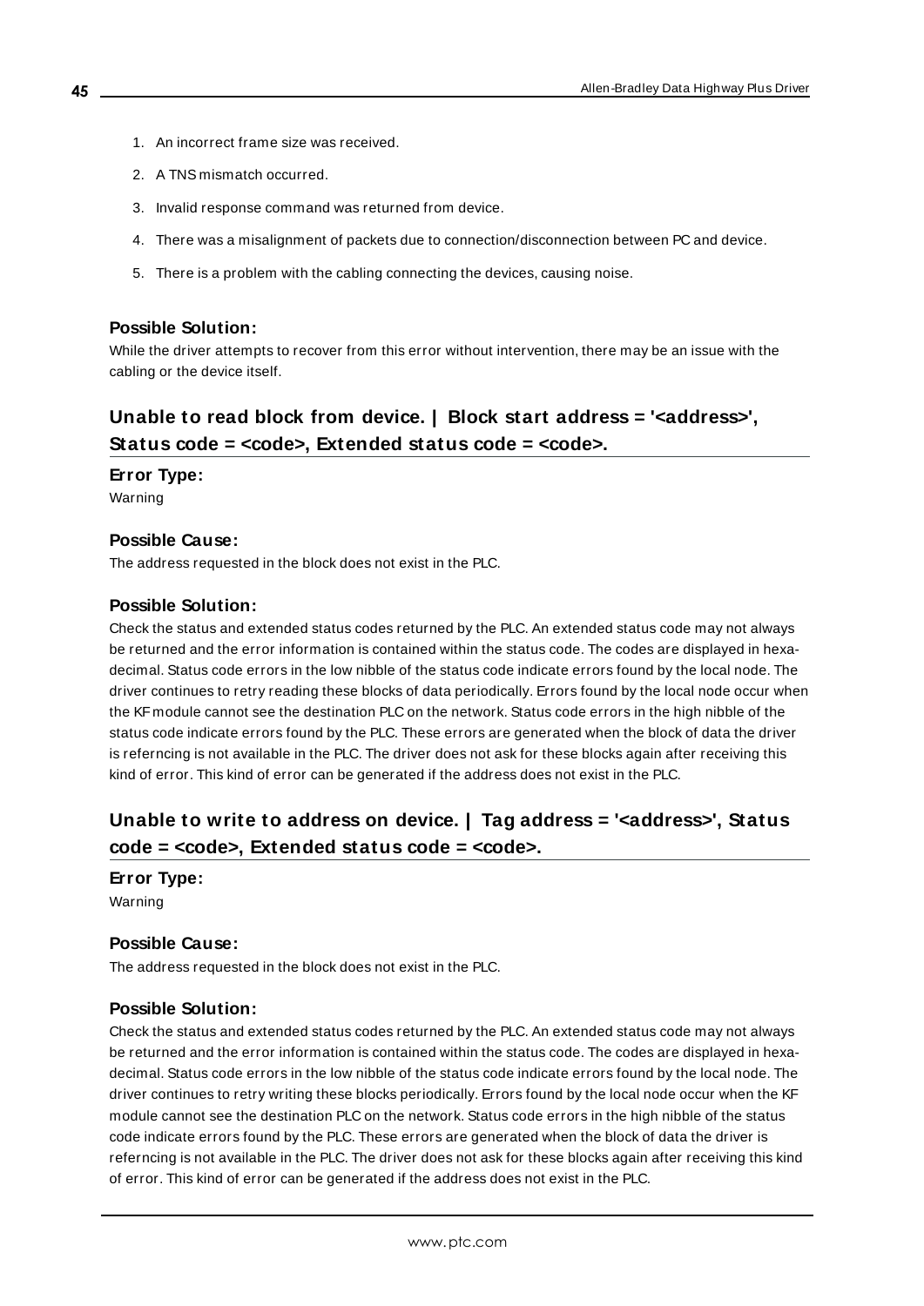1. An incorrect frame size was received.
2. A TNS mismatch occurred.
3. Invalid response command was returned from device.
4. There was a misalignment of packets due to connection/disconnection between PC and device.
5. There is a problem with the cabling connecting the devices, causing noise.

### Possible Solution:

While the driver attempts to recover from this error without intervention, there may be an issue with the cabling or the device itself.

## Unable to read block from device. | Block start address = '<address>', Status code = <code>, Extended status code = <code>.

### Error Type:

Warning

### Possible Cause:

The address requested in the block does not exist in the PLC.

### Possible Solution:

Check the status and extended status codes returned by the PLC. An extended status code may not always be returned and the error information is contained within the status code. The codes are displayed in hexadecimal. Status code errors in the low nibble of the status code indicate errors found by the local node. The driver continues to retry reading these blocks of data periodically. Errors found by the local node occur when the KF module cannot see the destination PLC on the network. Status code errors in the high nibble of the status code indicate errors found by the PLC. These errors are generated when the block of data the driver is referncing is not available in the PLC. The driver does not ask for these blocks again after receiving this kind of error. This kind of error can be generated if the address does not exist in the PLC.

## Unable to write to address on device. | Tag address = '<address>', Status code = <code>, Extended status code = <code>.

### Error Type:

Warning

### Possible Cause:

The address requested in the block does not exist in the PLC.

### Possible Solution:

Check the status and extended status codes returned by the PLC. An extended status code may not always be returned and the error information is contained within the status code. The codes are displayed in hexadecimal. Status code errors in the low nibble of the status code indicate errors found by the local node. The driver continues to retry writing these blocks periodically. Errors found by the local node occur when the KF module cannot see the destination PLC on the network. Status code errors in the high nibble of the status code indicate errors found by the PLC. These errors are generated when the block of data the driver is referncing is not available in the PLC. The driver does not ask for these blocks again after receiving this kind of error. This kind of error can be generated if the address does not exist in the PLC.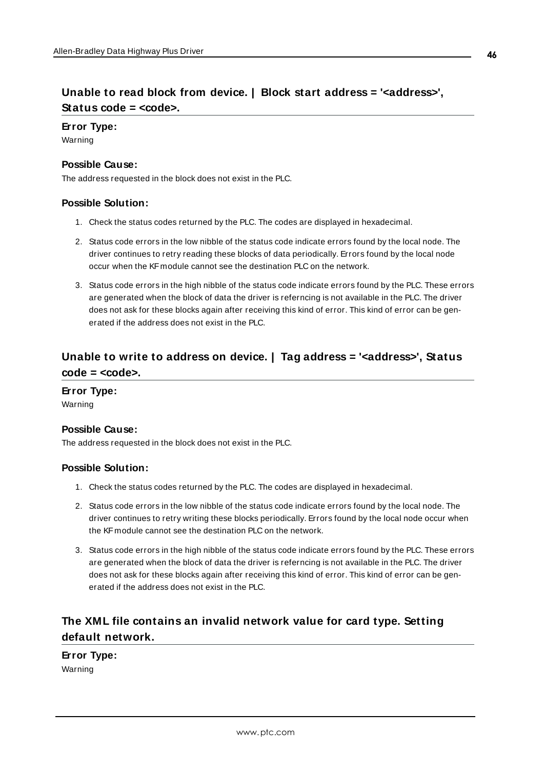## Unable to read block from device. | Block start address = '<address>', Status code = <code>.

**Error Type:**

Warning

**Possible Cause:**

The address requested in the block does not exist in the PLC.

**Possible Solution:**

1. Check the status codes returned by the PLC. The codes are displayed in hexadecimal.
2. Status code errors in the low nibble of the status code indicate errors found by the local node. The driver continues to retry reading these blocks of data periodically. Errors found by the local node occur when the KF module cannot see the destination PLC on the network.
3. Status code errors in the high nibble of the status code indicate errors found by the PLC. These errors are generated when the block of data the driver is referncing is not available in the PLC. The driver does not ask for these blocks again after receiving this kind of error. This kind of error can be generated if the address does not exist in the PLC.

## Unable to write to address on device. | Tag address = '<address>', Status code = <code>.

**Error Type:**

Warning

**Possible Cause:**

The address requested in the block does not exist in the PLC.

**Possible Solution:**

1. Check the status codes returned by the PLC. The codes are displayed in hexadecimal.
2. Status code errors in the low nibble of the status code indicate errors found by the local node. The driver continues to retry writing these blocks periodically. Errors found by the local node occur when the KF module cannot see the destination PLC on the network.
3. Status code errors in the high nibble of the status code indicate errors found by the PLC. These errors are generated when the block of data the driver is referncing is not available in the PLC. The driver does not ask for these blocks again after receiving this kind of error. This kind of error can be generated if the address does not exist in the PLC.

## The XML file contains an invalid network value for card type. Setting default network.

**Error Type:**

Warning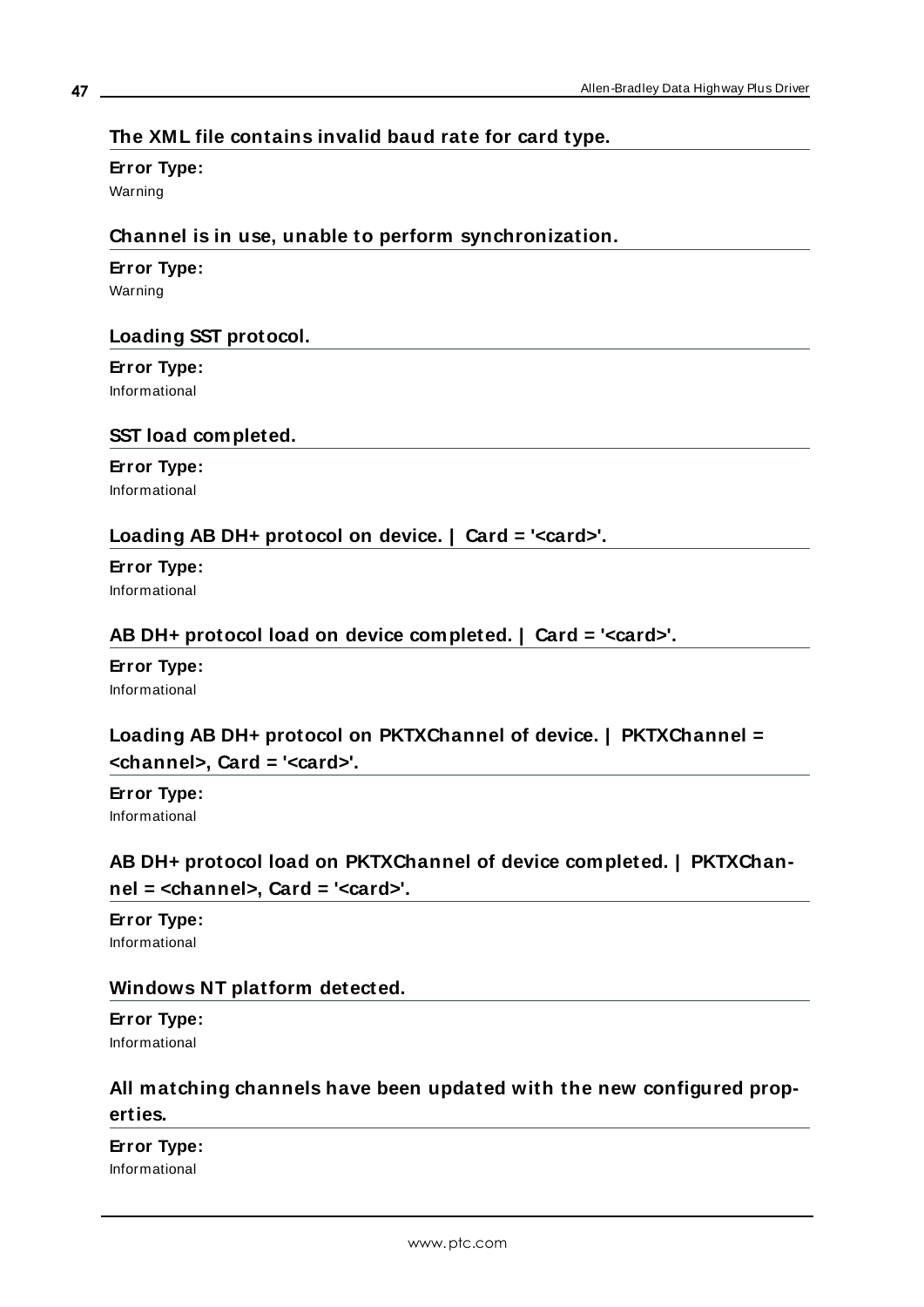### The XML file contains invalid baud rate for card type.

**Error Type:**
Warning

### Channel is in use, unable to perform synchronization.

**Error Type:**
Warning

### Loading SST protocol.

**Error Type:**
Informational

### SST load completed.

**Error Type:**
Informational

### Loading AB DH+ protocol on device. | Card = '<card>'.

**Error Type:**
Informational

### AB DH+ protocol load on device completed. | Card = '<card>'.

**Error Type:**
Informational

### Loading AB DH+ protocol on PKTXChannel of device. | PKTXChannel = <channel>, Card = '<card>'.

**Error Type:**
Informational

### AB DH+ protocol load on PKTXChannel of device completed. | PKTXChannel = <channel>, Card = '<card>'.

**Error Type:**
Informational

### Windows NT platform detected.

**Error Type:**
Informational

### All matching channels have been updated with the new configured properties.

**Error Type:**
Informational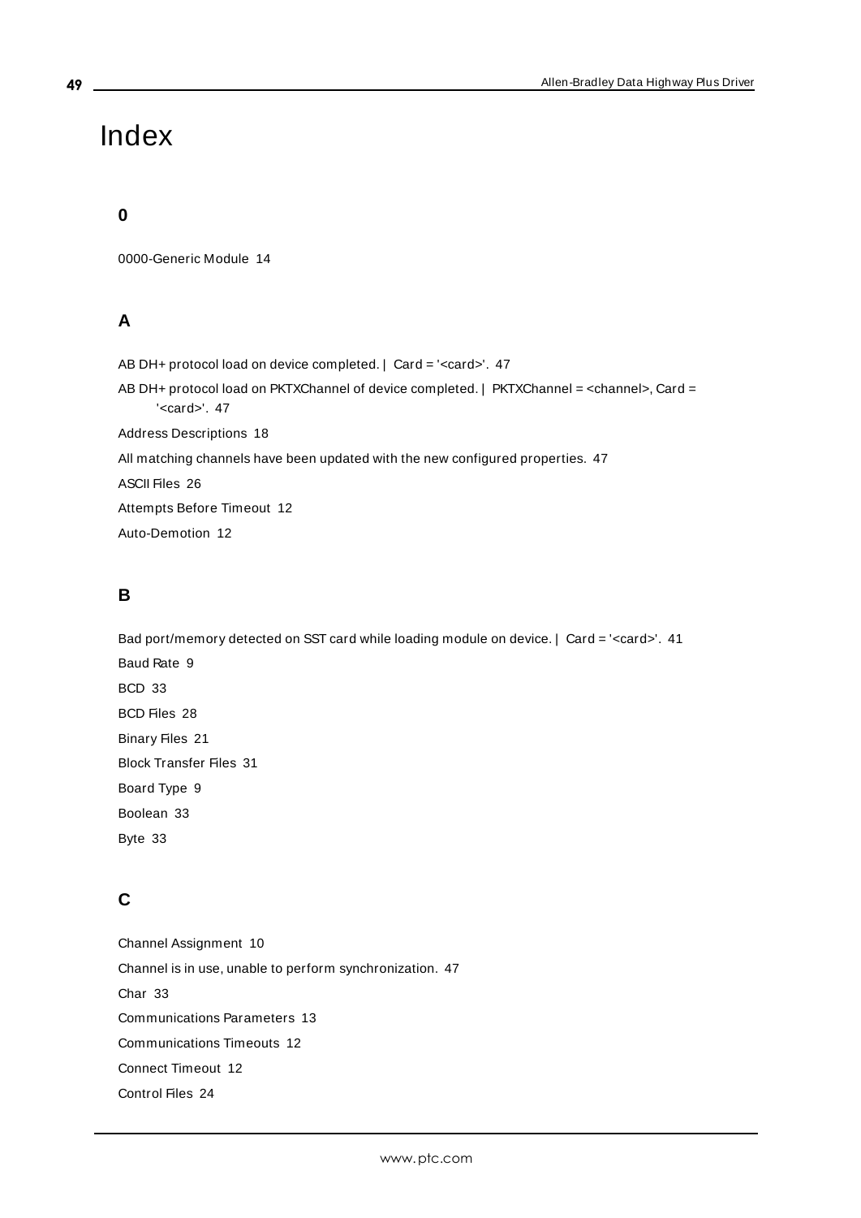# Index

## 0

0000-Generic Module 14

## A

AB DH+ protocol load on device completed. | Card = '<card>'. 47

AB DH+ protocol load on PKTXChannel of device completed. | PKTXChannel = <channel>, Card = '<card>'. 47

Address Descriptions 18

All matching channels have been updated with the new configured properties. 47

ASCII Files 26

Attempts Before Timeout 12

Auto-Demotion 12

## B

Bad port/memory detected on SST card while loading module on device. | Card = '<card>'. 41

Baud Rate 9

BCD 33

BCD Files 28

Binary Files 21

Block Transfer Files 31

Board Type 9

Boolean 33

Byte 33

## C

Channel Assignment 10

Channel is in use, unable to perform synchronization. 47

Char 33

Communications Parameters 13

Communications Timeouts 12

Connect Timeout 12

Control Files 24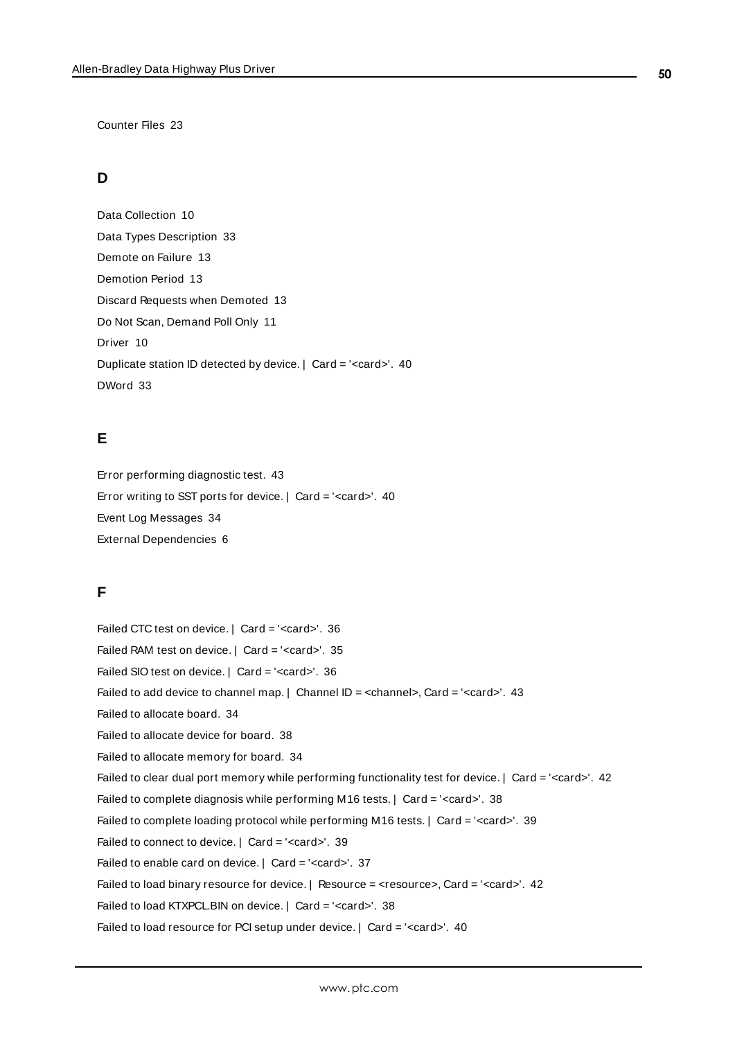Counter Files 23

## D

Data Collection 10

Data Types Description 33

Demote on Failure 13

Demotion Period 13

Discard Requests when Demoted 13

Do Not Scan, Demand Poll Only 11

Driver 10

Duplicate station ID detected by device. | Card = '<card>'. 40

DWord 33

## E

Error performing diagnostic test. 43

Error writing to SST ports for device. | Card = '<card>'. 40

Event Log Messages 34

External Dependencies 6

## F

Failed CTC test on device. | Card = '<card>'. 36

Failed RAM test on device. | Card = '<card>'. 35

Failed SIO test on device. | Card = '<card>'. 36

Failed to add device to channel map. | Channel ID = <channel>, Card = '<card>'. 43

Failed to allocate board. 34

Failed to allocate device for board. 38

Failed to allocate memory for board. 34

Failed to clear dual port memory while performing functionality test for device. | Card = '<card>'. 42

Failed to complete diagnosis while performing M16 tests. | Card = '<card>'. 38

Failed to complete loading protocol while performing M16 tests. | Card = '<card>'. 39

Failed to connect to device. | Card = '<card>'. 39

Failed to enable card on device. | Card = '<card>'. 37

Failed to load binary resource for device. | Resource = <resource>, Card = '<card>'. 42

Failed to load KTXPCL.BIN on device. | Card = '<card>'. 38

Failed to load resource for PCI setup under device. | Card = '<card>'. 40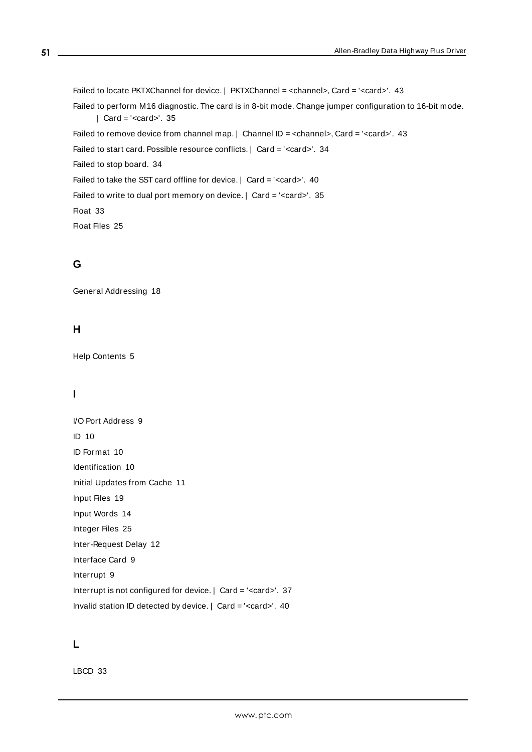Failed to locate PKTXChannel for device. | PKTXChannel = <channel>, Card = '<card>'. 43

Failed to perform M16 diagnostic. The card is in 8-bit mode. Change jumper configuration to 16-bit mode. | Card = '<card>'. 35

Failed to remove device from channel map. | Channel ID = <channel>, Card = '<card>'. 43

Failed to start card. Possible resource conflicts. | Card = '<card>'. 34

Failed to stop board. 34

Failed to take the SST card offline for device. | Card = '<card>'. 40

Failed to write to dual port memory on device. | Card = '<card>'. 35

Float 33

Float Files 25

## G

General Addressing 18

## H

Help Contents 5

## I

I/O Port Address 9

ID 10

ID Format 10

Identification 10

Initial Updates from Cache 11

Input Files 19

Input Words 14

Integer Files 25

Inter-Request Delay 12

Interface Card 9

Interrupt 9

Interrupt is not configured for device. | Card = '<card>'. 37

Invalid station ID detected by device. | Card = '<card>'. 40

## L

LBCD 33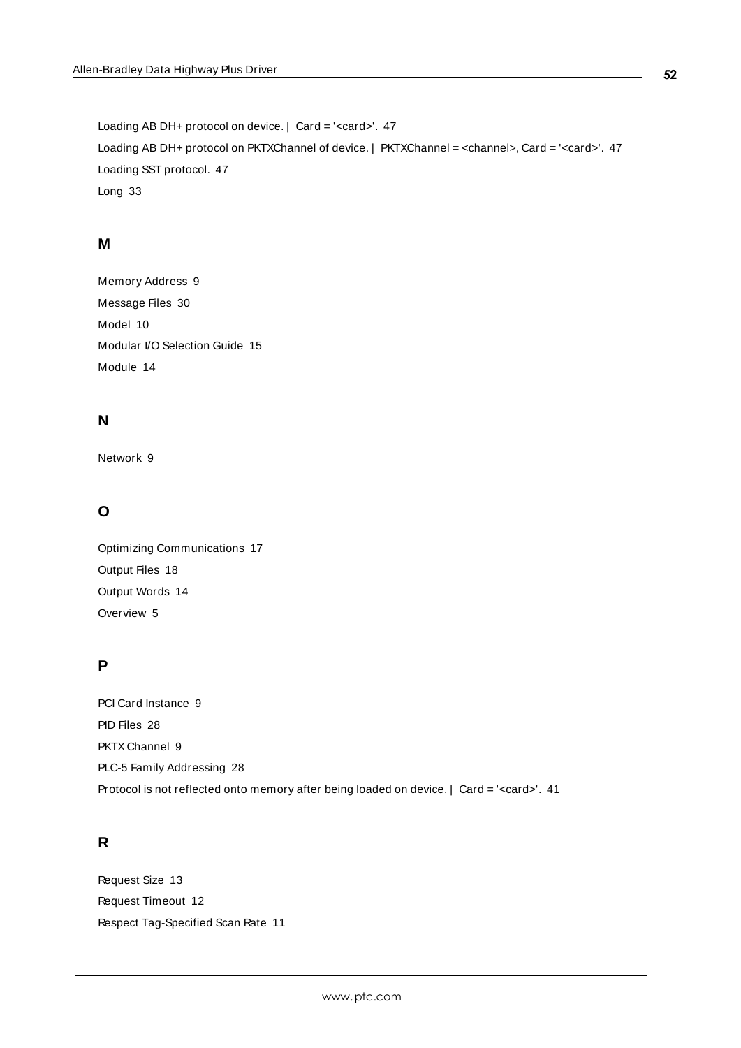Loading AB DH+ protocol on device. | Card = '<card>'. 47

Loading AB DH+ protocol on PKTXChannel of device. | PKTXChannel = <channel>, Card = '<card>'. 47

Loading SST protocol. 47

Long 33

## M

Memory Address 9

Message Files 30

Model 10

Modular I/O Selection Guide 15

Module 14

## N

Network 9

## O

Optimizing Communications 17

Output Files 18

Output Words 14

Overview 5

## P

PCI Card Instance 9

PID Files 28

PKTX Channel 9

PLC-5 Family Addressing 28

Protocol is not reflected onto memory after being loaded on device. | Card = '<card>'. 41

## R

Request Size 13

Request Timeout 12

Respect Tag-Specified Scan Rate 11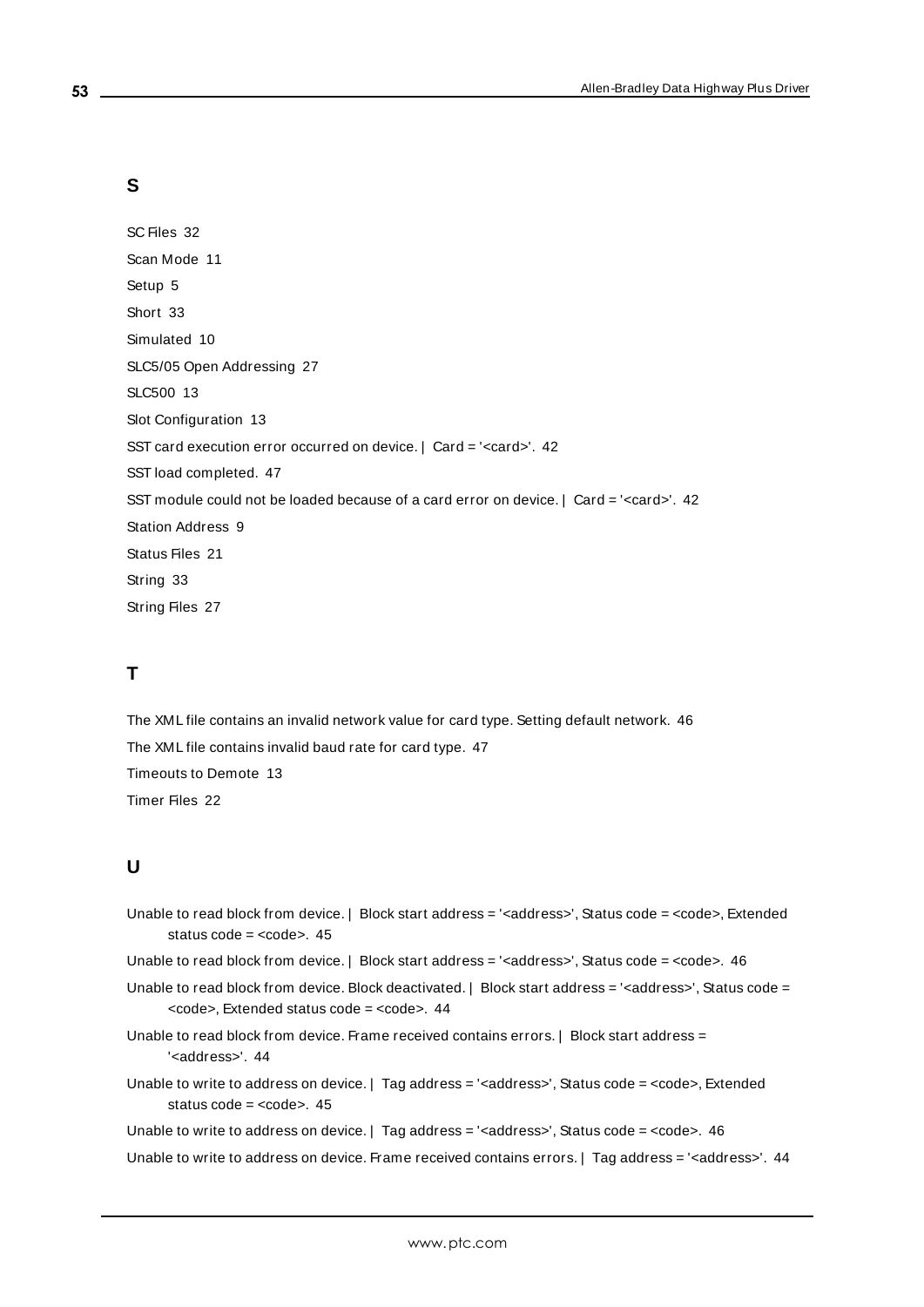## S

SC Files 32

Scan Mode 11

Setup 5

Short 33

Simulated 10

SLC5/05 Open Addressing 27

SLC500 13

Slot Configuration 13

SST card execution error occurred on device. | Card = '<card>'. 42

SST load completed. 47

SST module could not be loaded because of a card error on device. | Card = '<card>'. 42

Station Address 9

Status Files 21

String 33

String Files 27

## T

The XML file contains an invalid network value for card type. Setting default network. 46

The XML file contains invalid baud rate for card type. 47

Timeouts to Demote 13

Timer Files 22

## U

Unable to read block from device. | Block start address = '<address>', Status code = <code>, Extended status code = <code>. 45

Unable to read block from device. | Block start address = '<address>', Status code = <code>. 46

Unable to read block from device. Block deactivated. | Block start address = '<address>', Status code = <code>, Extended status code = <code>. 44

Unable to read block from device. Frame received contains errors. | Block start address = '<address>'. 44

Unable to write to address on device. | Tag address = '<address>', Status code = <code>, Extended status code = <code>. 45

Unable to write to address on device. | Tag address = '<address>', Status code = <code>. 46

Unable to write to address on device. Frame received contains errors. | Tag address = '<address>'. 44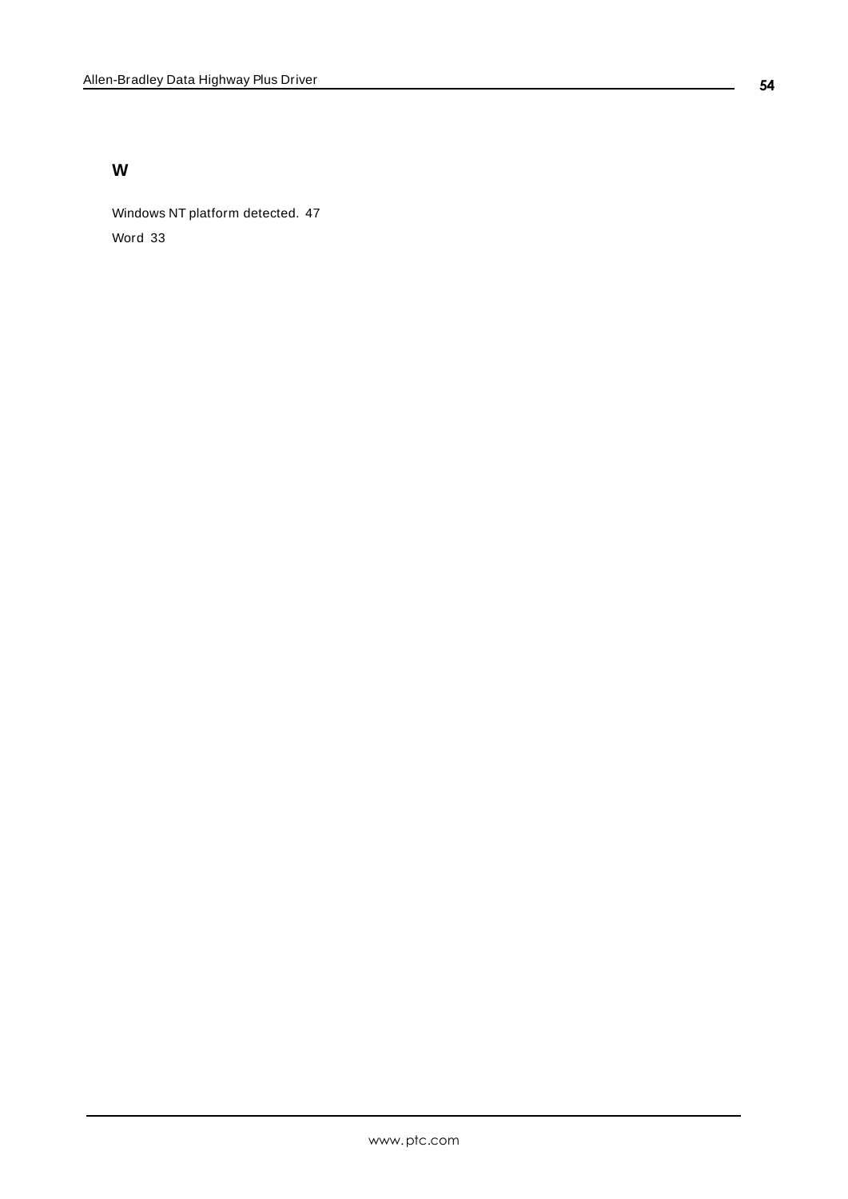## W

Windows NT platform detected. 47

Word 33